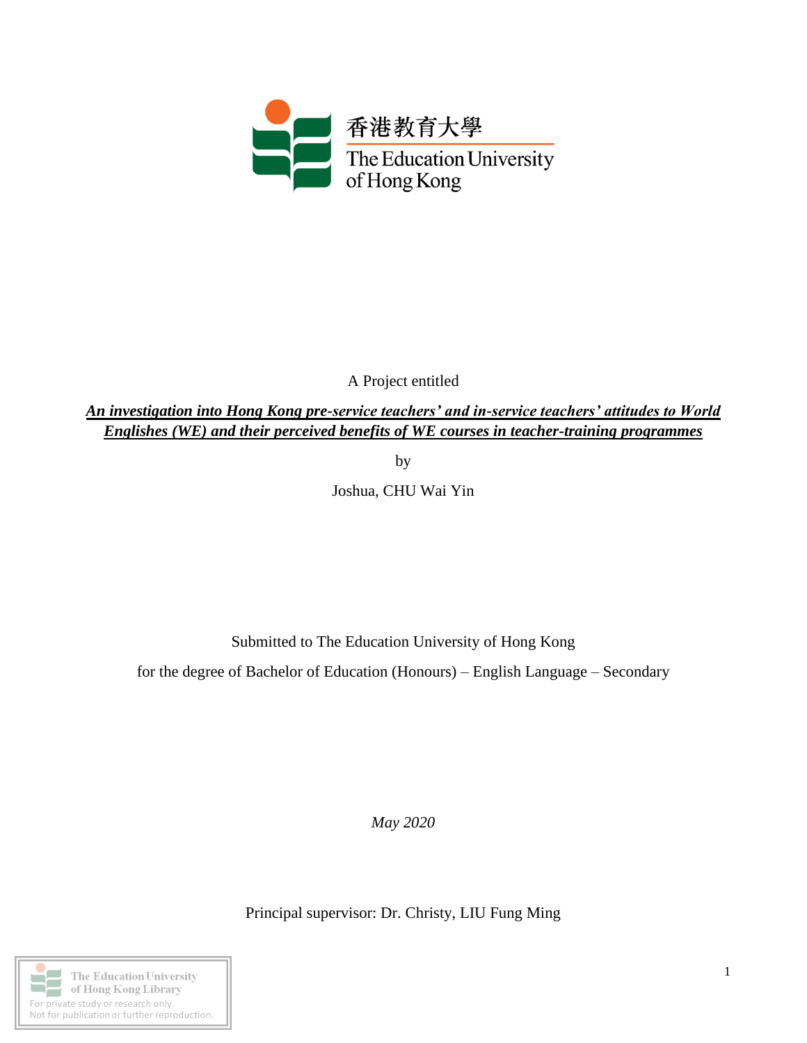香港教育大學
The Education University of Hong Kong

A Project entitled

***An investigation into Hong Kong pre-service teachers' and in-service teachers' attitudes to World Englishes (WE) and their perceived benefits of WE courses in teacher-training programmes***

by

Joshua, CHU Wai Yin

Submitted to The Education University of Hong Kong

for the degree of Bachelor of Education (Honours) – English Language – Secondary

*May 2020*

Principal supervisor: Dr. Christy, LIU Fung Ming

The Education University of Hong Kong Library
For private study or research only.
Not for publication or further reproduction.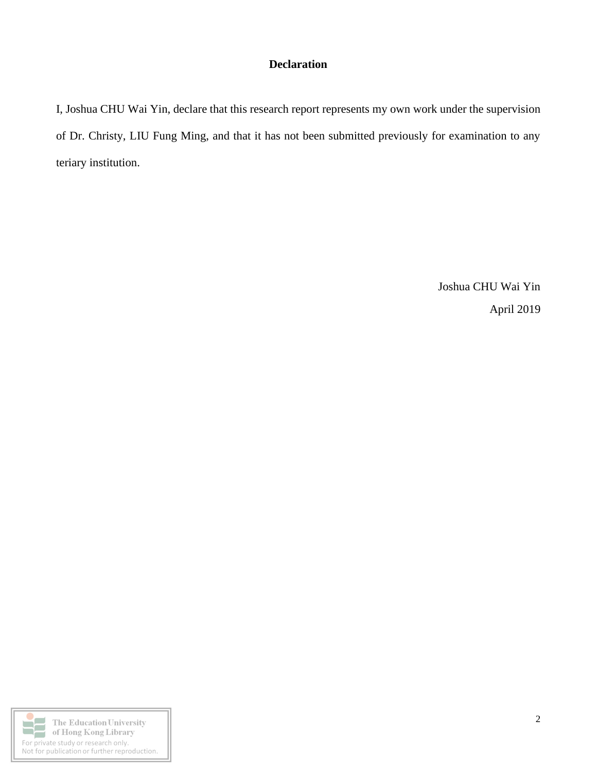## Declaration

I, Joshua CHU Wai Yin, declare that this research report represents my own work under the supervision of Dr. Christy, LIU Fung Ming, and that it has not been submitted previously for examination to any teriary institution.

Joshua CHU Wai Yin

April 2019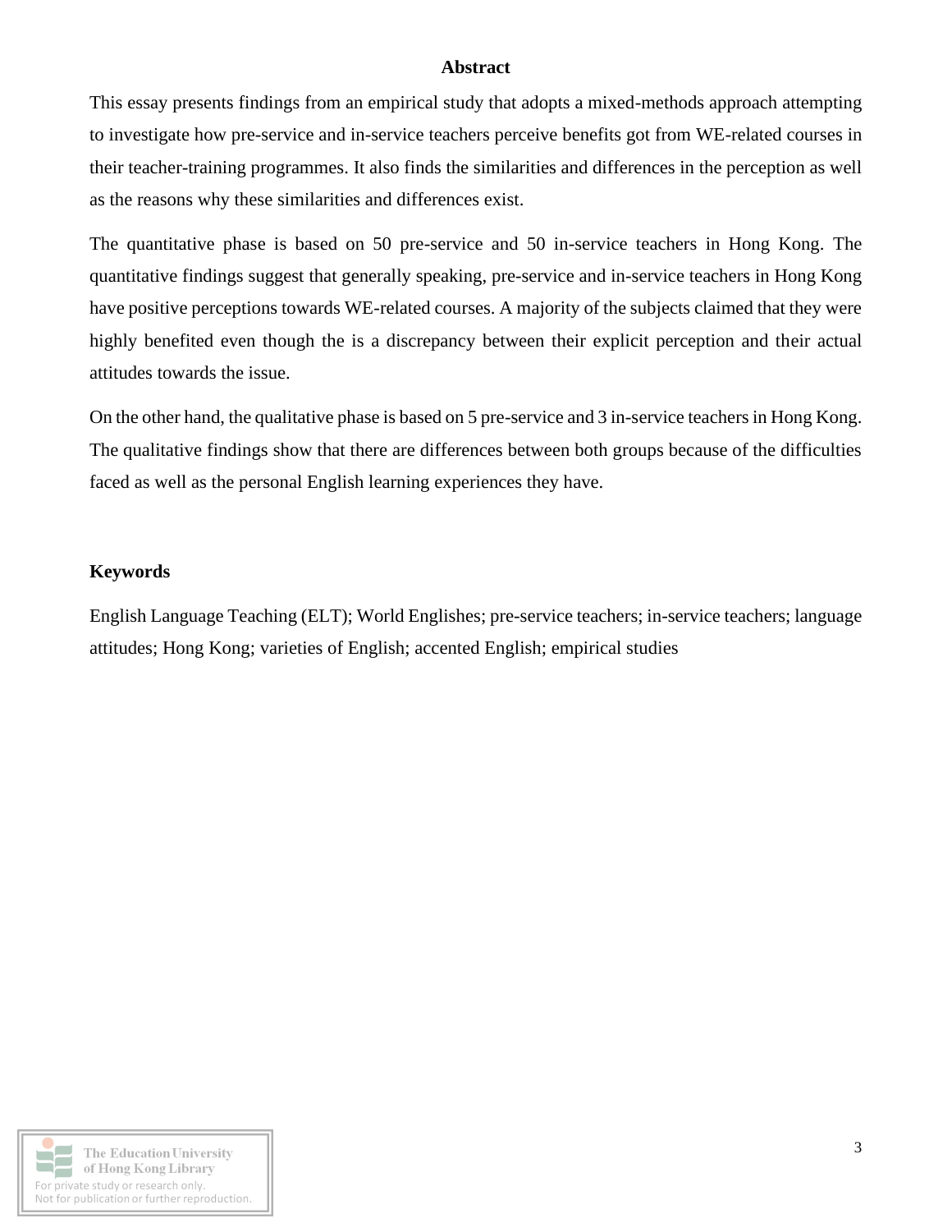## Abstract

This essay presents findings from an empirical study that adopts a mixed-methods approach attempting to investigate how pre-service and in-service teachers perceive benefits got from WE-related courses in their teacher-training programmes. It also finds the similarities and differences in the perception as well as the reasons why these similarities and differences exist.

The quantitative phase is based on 50 pre-service and 50 in-service teachers in Hong Kong. The quantitative findings suggest that generally speaking, pre-service and in-service teachers in Hong Kong have positive perceptions towards WE-related courses. A majority of the subjects claimed that they were highly benefited even though the is a discrepancy between their explicit perception and their actual attitudes towards the issue.

On the other hand, the qualitative phase is based on 5 pre-service and 3 in-service teachers in Hong Kong. The qualitative findings show that there are differences between both groups because of the difficulties faced as well as the personal English learning experiences they have.

### Keywords

English Language Teaching (ELT); World Englishes; pre-service teachers; in-service teachers; language attitudes; Hong Kong; varieties of English; accented English; empirical studies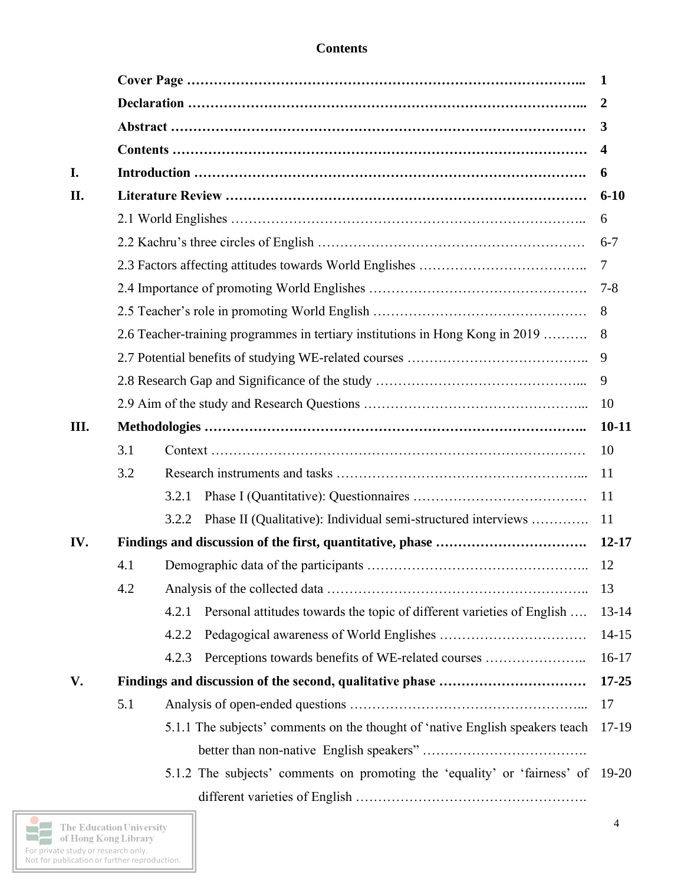# Contents

| | | |
|---|---|---|
| | **Cover Page** | **1** |
| | **Declaration** | **2** |
| | **Abstract** | **3** |
| | **Contents** | **4** |
| **I.** | **Introduction** | **6** |
| **II.** | **Literature Review** | **6-10** |
| | 2.1 World Englishes | 6 |
| | 2.2 Kachru's three circles of English | 6-7 |
| | 2.3 Factors affecting attitudes towards World Englishes | 7 |
| | 2.4 Importance of promoting World Englishes | 7-8 |
| | 2.5 Teacher's role in promoting World English | 8 |
| | 2.6 Teacher-training programmes in tertiary institutions in Hong Kong in 2019 | 8 |
| | 2.7 Potential benefits of studying WE-related courses | 9 |
| | 2.8 Research Gap and Significance of the study | 9 |
| | 2.9 Aim of the study and Research Questions | 10 |
| **III.** | **Methodologies** | **10-11** |
| | 3.1 Context | 10 |
| | 3.2 Research instruments and tasks | 11 |
| | 3.2.1 Phase I (Quantitative): Questionnaires | 11 |
| | 3.2.2 Phase II (Qualitative): Individual semi-structured interviews | 11 |
| **IV.** | **Findings and discussion of the first, quantitative, phase** | **12-17** |
| | 4.1 Demographic data of the participants | 12 |
| | 4.2 Analysis of the collected data | 13 |
| | 4.2.1 Personal attitudes towards the topic of different varieties of English | 13-14 |
| | 4.2.2 Pedagogical awareness of World Englishes | 14-15 |
| | 4.2.3 Perceptions towards benefits of WE-related courses | 16-17 |
| **V.** | **Findings and discussion of the second, qualitative phase** | **17-25** |
| | 5.1 Analysis of open-ended questions | 17 |
| | 5.1.1 The subjects' comments on the thought of 'native English speakers teach better than non-native English speakers" | 17-19 |
| | 5.1.2 The subjects' comments on promoting the 'equality' or 'fairness' of different varieties of English | 19-20 |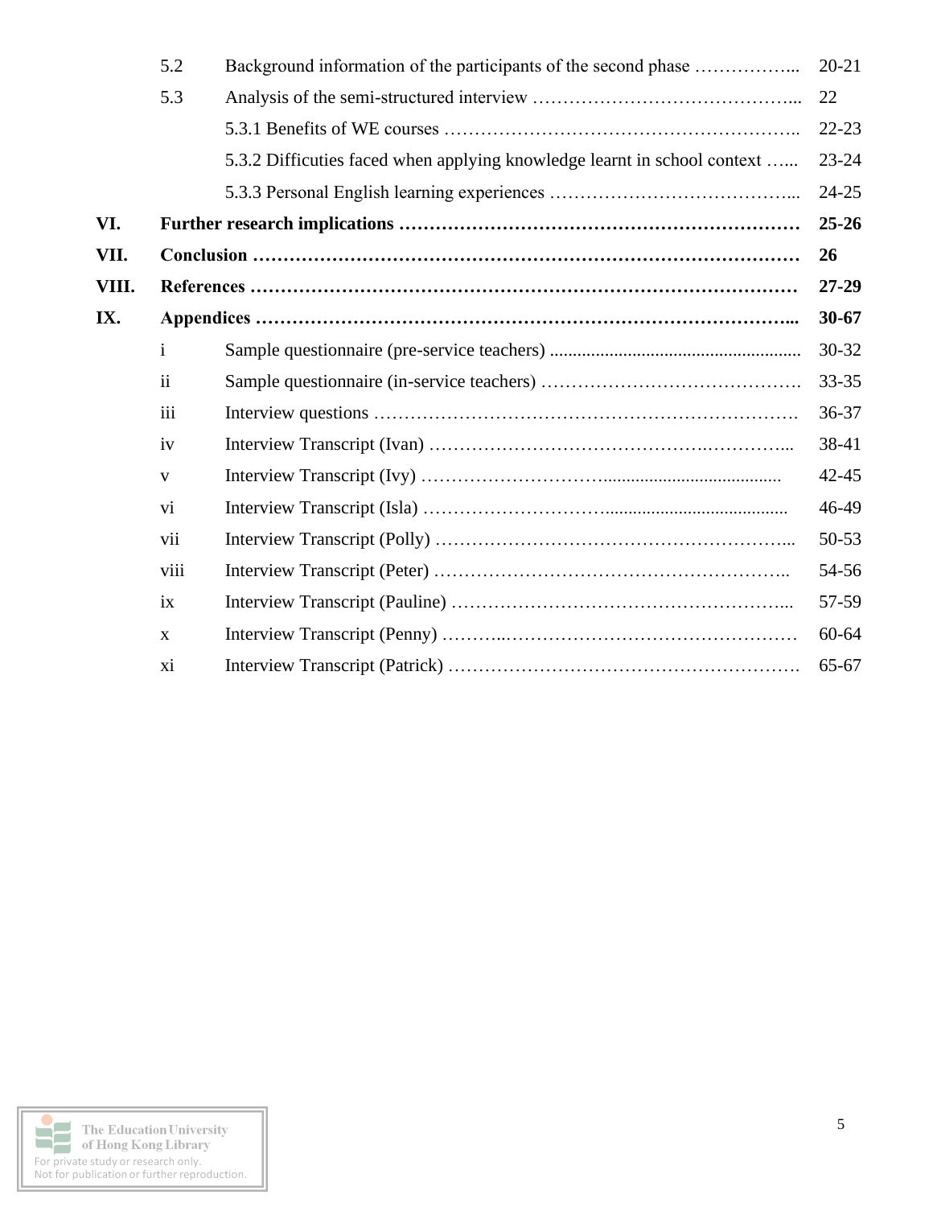| | | | |
|---|---|---|---|
| | 5.2 | Background information of the participants of the second phase …………….. | 20-21 |
| | 5.3 | Analysis of the semi-structured interview …………………………………….. | 22 |
| | | 5.3.1 Benefits of WE courses ………………………………………………….. | 22-23 |
| | | 5.3.2 Difficuties faced when applying knowledge learnt in school context …... | 23-24 |
| | | 5.3.3 Personal English learning experiences ………………………………... | 24-25 |
| **VI.** | **Further research implications ………………………………………………………** | | **25-26** |
| **VII.** | **Conclusion ……………………………………………………………………………** | | **26** |
| **VIII.** | **References ……………………………………………………………………………** | | **27-29** |
| **IX.** | **Appendices …………………………………………………………………………...** | | **30-67** |
| | i | Sample questionnaire (pre-service teachers) ........................................................ | 30-32 |
| | ii | Sample questionnaire (in-service teachers) ……………………………………. | 33-35 |
| | iii | Interview questions ……………………………………………………………. | 36-37 |
| | iv | Interview Transcript (Ivan) ……………………………………….…………... | 38-41 |
| | v | Interview Transcript (Ivy) ………………………….................................... | 42-45 |
| | vi | Interview Transcript (Isla) ………………………….................................... | 46-49 |
| | vii | Interview Transcript (Polly) …………………………………………………... | 50-53 |
| | viii | Interview Transcript (Peter) ………………………………………………….. | 54-56 |
| | ix | Interview Transcript (Pauline) ………………………………………………... | 57-59 |
| | x | Interview Transcript (Penny) ………..………………………………………… | 60-64 |
| | xi | Interview Transcript (Patrick) …………………………………………………. | 65-67 |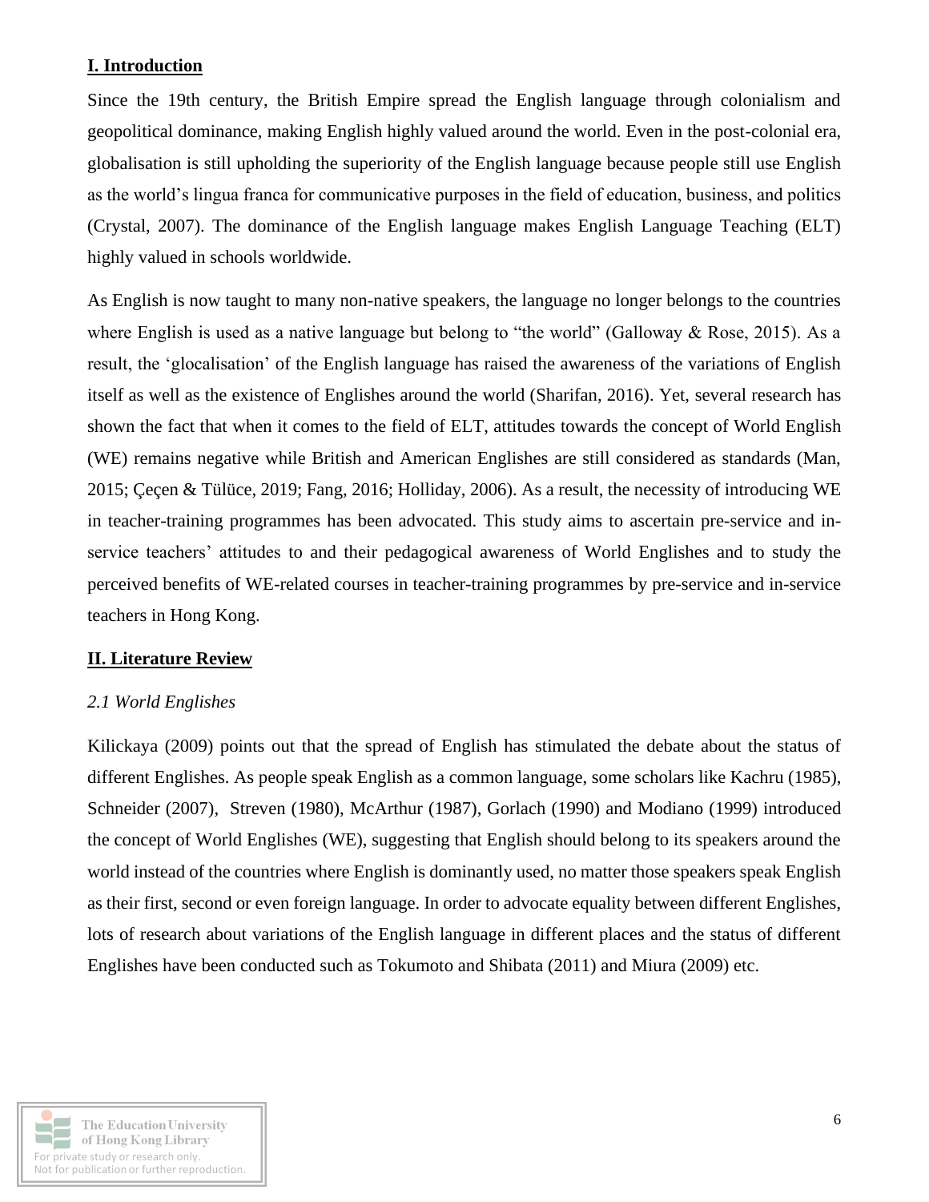## I. Introduction

Since the 19th century, the British Empire spread the English language through colonialism and geopolitical dominance, making English highly valued around the world. Even in the post-colonial era, globalisation is still upholding the superiority of the English language because people still use English as the world's lingua franca for communicative purposes in the field of education, business, and politics (Crystal, 2007). The dominance of the English language makes English Language Teaching (ELT) highly valued in schools worldwide.

As English is now taught to many non-native speakers, the language no longer belongs to the countries where English is used as a native language but belong to "the world" (Galloway & Rose, 2015). As a result, the 'glocalisation' of the English language has raised the awareness of the variations of English itself as well as the existence of Englishes around the world (Sharifan, 2016). Yet, several research has shown the fact that when it comes to the field of ELT, attitudes towards the concept of World English (WE) remains negative while British and American Englishes are still considered as standards (Man, 2015; Çeçen & Tülüce, 2019; Fang, 2016; Holliday, 2006). As a result, the necessity of introducing WE in teacher-training programmes has been advocated. This study aims to ascertain pre-service and in-service teachers' attitudes to and their pedagogical awareness of World Englishes and to study the perceived benefits of WE-related courses in teacher-training programmes by pre-service and in-service teachers in Hong Kong.

## II. Literature Review

### *2.1 World Englishes*

Kilickaya (2009) points out that the spread of English has stimulated the debate about the status of different Englishes. As people speak English as a common language, some scholars like Kachru (1985), Schneider (2007), Streven (1980), McArthur (1987), Gorlach (1990) and Modiano (1999) introduced the concept of World Englishes (WE), suggesting that English should belong to its speakers around the world instead of the countries where English is dominantly used, no matter those speakers speak English as their first, second or even foreign language. In order to advocate equality between different Englishes, lots of research about variations of the English language in different places and the status of different Englishes have been conducted such as Tokumoto and Shibata (2011) and Miura (2009) etc.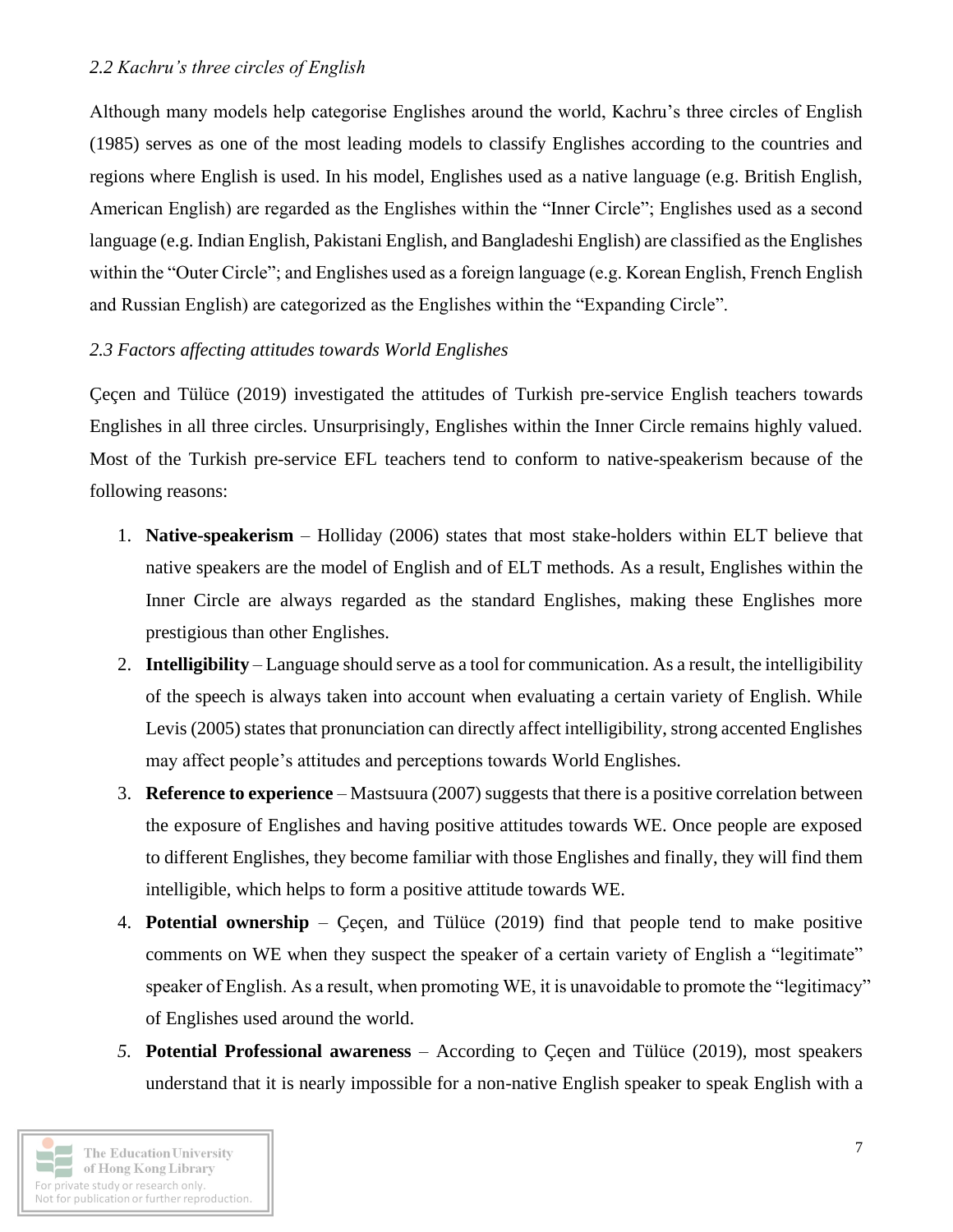*2.2 Kachru's three circles of English*

Although many models help categorise Englishes around the world, Kachru's three circles of English (1985) serves as one of the most leading models to classify Englishes according to the countries and regions where English is used. In his model, Englishes used as a native language (e.g. British English, American English) are regarded as the Englishes within the "Inner Circle"; Englishes used as a second language (e.g. Indian English, Pakistani English, and Bangladeshi English) are classified as the Englishes within the "Outer Circle"; and Englishes used as a foreign language (e.g. Korean English, French English and Russian English) are categorized as the Englishes within the "Expanding Circle".

*2.3 Factors affecting attitudes towards World Englishes*

Çeçen and Tülüce (2019) investigated the attitudes of Turkish pre-service English teachers towards Englishes in all three circles. Unsurprisingly, Englishes within the Inner Circle remains highly valued. Most of the Turkish pre-service EFL teachers tend to conform to native-speakerism because of the following reasons:

1. **Native-speakerism** – Holliday (2006) states that most stake-holders within ELT believe that native speakers are the model of English and of ELT methods. As a result, Englishes within the Inner Circle are always regarded as the standard Englishes, making these Englishes more prestigious than other Englishes.
2. **Intelligibility** – Language should serve as a tool for communication. As a result, the intelligibility of the speech is always taken into account when evaluating a certain variety of English. While Levis (2005) states that pronunciation can directly affect intelligibility, strong accented Englishes may affect people's attitudes and perceptions towards World Englishes.
3. **Reference to experience** – Mastsuura (2007) suggests that there is a positive correlation between the exposure of Englishes and having positive attitudes towards WE. Once people are exposed to different Englishes, they become familiar with those Englishes and finally, they will find them intelligible, which helps to form a positive attitude towards WE.
4. **Potential ownership** – Çeçen, and Tülüce (2019) find that people tend to make positive comments on WE when they suspect the speaker of a certain variety of English a "legitimate" speaker of English. As a result, when promoting WE, it is unavoidable to promote the "legitimacy" of Englishes used around the world.
5. **Potential Professional awareness** – According to Çeçen and Tülüce (2019), most speakers understand that it is nearly impossible for a non-native English speaker to speak English with a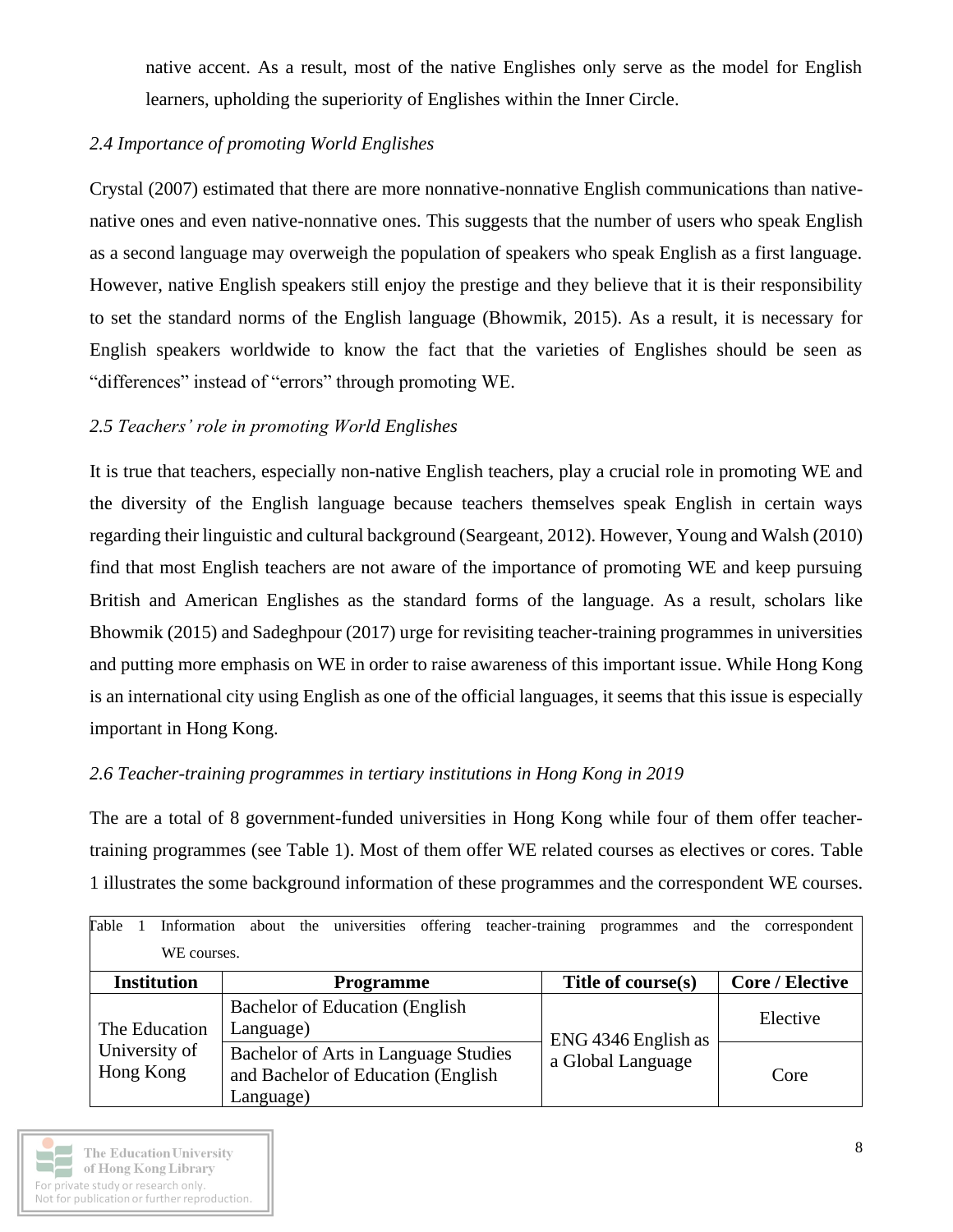native accent. As a result, most of the native Englishes only serve as the model for English learners, upholding the superiority of Englishes within the Inner Circle.

*2.4 Importance of promoting World Englishes*

Crystal (2007) estimated that there are more nonnative-nonnative English communications than native-native ones and even native-nonnative ones. This suggests that the number of users who speak English as a second language may overweigh the population of speakers who speak English as a first language. However, native English speakers still enjoy the prestige and they believe that it is their responsibility to set the standard norms of the English language (Bhowmik, 2015). As a result, it is necessary for English speakers worldwide to know the fact that the varieties of Englishes should be seen as "differences" instead of "errors" through promoting WE.

*2.5 Teachers' role in promoting World Englishes*

It is true that teachers, especially non-native English teachers, play a crucial role in promoting WE and the diversity of the English language because teachers themselves speak English in certain ways regarding their linguistic and cultural background (Seargeant, 2012). However, Young and Walsh (2010) find that most English teachers are not aware of the importance of promoting WE and keep pursuing British and American Englishes as the standard forms of the language. As a result, scholars like Bhowmik (2015) and Sadeghpour (2017) urge for revisiting teacher-training programmes in universities and putting more emphasis on WE in order to raise awareness of this important issue. While Hong Kong is an international city using English as one of the official languages, it seems that this issue is especially important in Hong Kong.

*2.6 Teacher-training programmes in tertiary institutions in Hong Kong in 2019*

The are a total of 8 government-funded universities in Hong Kong while four of them offer teacher-training programmes (see Table 1). Most of them offer WE related courses as electives or cores. Table 1 illustrates the some background information of these programmes and the correspondent WE courses.

Table 1 Information about the universities offering teacher-training programmes and the correspondent WE courses.

| Institution | Programme | Title of course(s) | Core / Elective |
|---|---|---|---|
| The Education University of Hong Kong | Bachelor of Education (English Language) | ENG 4346 English as a Global Language | Elective |
| | Bachelor of Arts in Language Studies and Bachelor of Education (English Language) | | Core |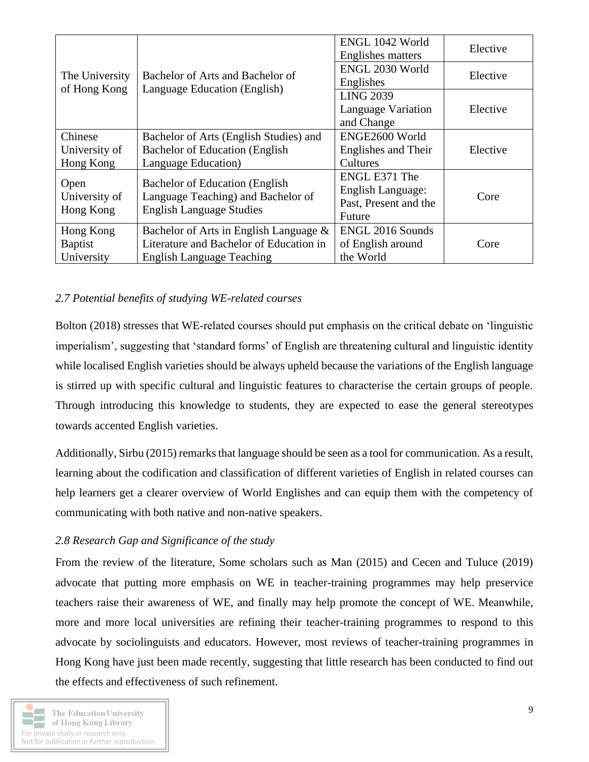| | | | |
|---|---|---|---|
| The University of Hong Kong | Bachelor of Arts and Bachelor of Language Education (English) | ENGL 1042 World Englishes matters | Elective |
| | | ENGL 2030 World Englishes | Elective |
| | | LING 2039 Language Variation and Change | Elective |
| Chinese University of Hong Kong | Bachelor of Arts (English Studies) and Bachelor of Education (English Language Education) | ENGE2600 World Englishes and Their Cultures | Elective |
| Open University of Hong Kong | Bachelor of Education (English Language Teaching) and Bachelor of English Language Studies | ENGL E371 The English Language: Past, Present and the Future | Core |
| Hong Kong Baptist University | Bachelor of Arts in English Language & Literature and Bachelor of Education in English Language Teaching | ENGL 2016 Sounds of English around the World | Core |

### *2.7 Potential benefits of studying WE-related courses*

Bolton (2018) stresses that WE-related courses should put emphasis on the critical debate on 'linguistic imperialism', suggesting that 'standard forms' of English are threatening cultural and linguistic identity while localised English varieties should be always upheld because the variations of the English language is stirred up with specific cultural and linguistic features to characterise the certain groups of people. Through introducing this knowledge to students, they are expected to ease the general stereotypes towards accented English varieties.

Additionally, Sirbu (2015) remarks that language should be seen as a tool for communication. As a result, learning about the codification and classification of different varieties of English in related courses can help learners get a clearer overview of World Englishes and can equip them with the competency of communicating with both native and non-native speakers.

### *2.8 Research Gap and Significance of the study*

From the review of the literature, Some scholars such as Man (2015) and Cecen and Tuluce (2019) advocate that putting more emphasis on WE in teacher-training programmes may help preservice teachers raise their awareness of WE, and finally may help promote the concept of WE. Meanwhile, more and more local universities are refining their teacher-training programmes to respond to this advocate by sociolinguists and educators. However, most reviews of teacher-training programmes in Hong Kong have just been made recently, suggesting that little research has been conducted to find out the effects and effectiveness of such refinement.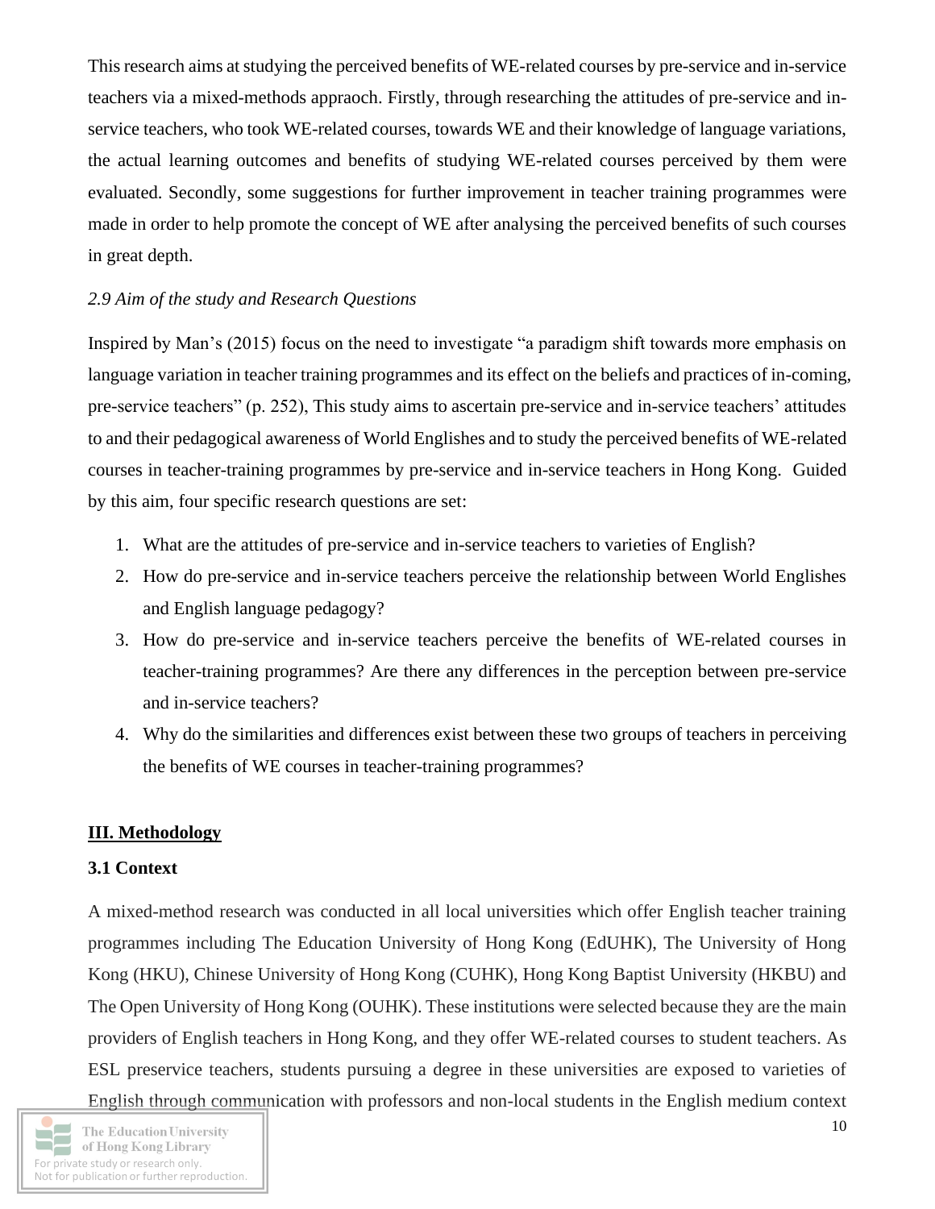This research aims at studying the perceived benefits of WE-related courses by pre-service and in-service teachers via a mixed-methods appraoch. Firstly, through researching the attitudes of pre-service and in-service teachers, who took WE-related courses, towards WE and their knowledge of language variations, the actual learning outcomes and benefits of studying WE-related courses perceived by them were evaluated. Secondly, some suggestions for further improvement in teacher training programmes were made in order to help promote the concept of WE after analysing the perceived benefits of such courses in great depth.

### *2.9 Aim of the study and Research Questions*

Inspired by Man's (2015) focus on the need to investigate "a paradigm shift towards more emphasis on language variation in teacher training programmes and its effect on the beliefs and practices of in-coming, pre-service teachers" (p. 252), This study aims to ascertain pre-service and in-service teachers' attitudes to and their pedagogical awareness of World Englishes and to study the perceived benefits of WE-related courses in teacher-training programmes by pre-service and in-service teachers in Hong Kong. Guided by this aim, four specific research questions are set:

1. What are the attitudes of pre-service and in-service teachers to varieties of English?
2. How do pre-service and in-service teachers perceive the relationship between World Englishes and English language pedagogy?
3. How do pre-service and in-service teachers perceive the benefits of WE-related courses in teacher-training programmes? Are there any differences in the perception between pre-service and in-service teachers?
4. Why do the similarities and differences exist between these two groups of teachers in perceiving the benefits of WE courses in teacher-training programmes?

## III. Methodology

### 3.1 Context

A mixed-method research was conducted in all local universities which offer English teacher training programmes including The Education University of Hong Kong (EdUHK), The University of Hong Kong (HKU), Chinese University of Hong Kong (CUHK), Hong Kong Baptist University (HKBU) and The Open University of Hong Kong (OUHK). These institutions were selected because they are the main providers of English teachers in Hong Kong, and they offer WE-related courses to student teachers. As ESL preservice teachers, students pursuing a degree in these universities are exposed to varieties of English through communication with professors and non-local students in the English medium context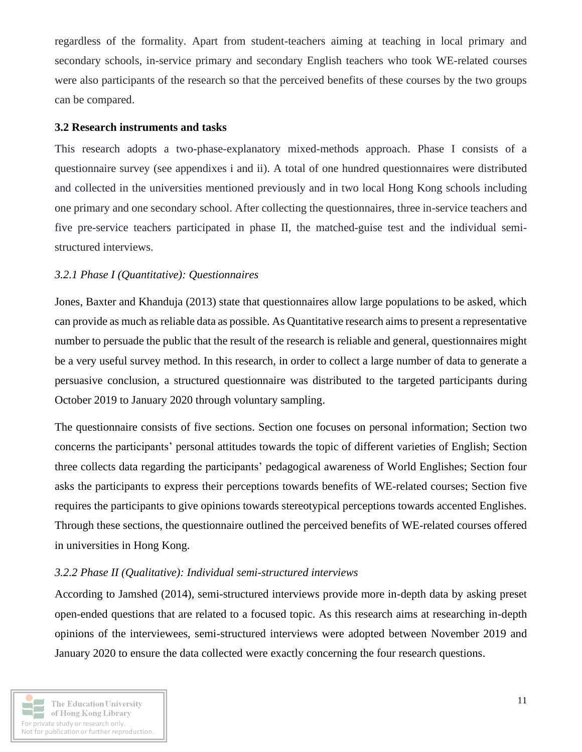regardless of the formality. Apart from student-teachers aiming at teaching in local primary and secondary schools, in-service primary and secondary English teachers who took WE-related courses were also participants of the research so that the perceived benefits of these courses by the two groups can be compared.

### 3.2 Research instruments and tasks

This research adopts a two-phase-explanatory mixed-methods approach. Phase I consists of a questionnaire survey (see appendixes i and ii). A total of one hundred questionnaires were distributed and collected in the universities mentioned previously and in two local Hong Kong schools including one primary and one secondary school. After collecting the questionnaires, three in-service teachers and five pre-service teachers participated in phase II, the matched-guise test and the individual semi-structured interviews.

#### *3.2.1 Phase I (Quantitative): Questionnaires*

Jones, Baxter and Khanduja (2013) state that questionnaires allow large populations to be asked, which can provide as much as reliable data as possible. As Quantitative research aims to present a representative number to persuade the public that the result of the research is reliable and general, questionnaires might be a very useful survey method. In this research, in order to collect a large number of data to generate a persuasive conclusion, a structured questionnaire was distributed to the targeted participants during October 2019 to January 2020 through voluntary sampling.

The questionnaire consists of five sections. Section one focuses on personal information; Section two concerns the participants' personal attitudes towards the topic of different varieties of English; Section three collects data regarding the participants' pedagogical awareness of World Englishes; Section four asks the participants to express their perceptions towards benefits of WE-related courses; Section five requires the participants to give opinions towards stereotypical perceptions towards accented Englishes. Through these sections, the questionnaire outlined the perceived benefits of WE-related courses offered in universities in Hong Kong.

#### *3.2.2 Phase II (Qualitative): Individual semi-structured interviews*

According to Jamshed (2014), semi-structured interviews provide more in-depth data by asking preset open-ended questions that are related to a focused topic. As this research aims at researching in-depth opinions of the interviewees, semi-structured interviews were adopted between November 2019 and January 2020 to ensure the data collected were exactly concerning the four research questions.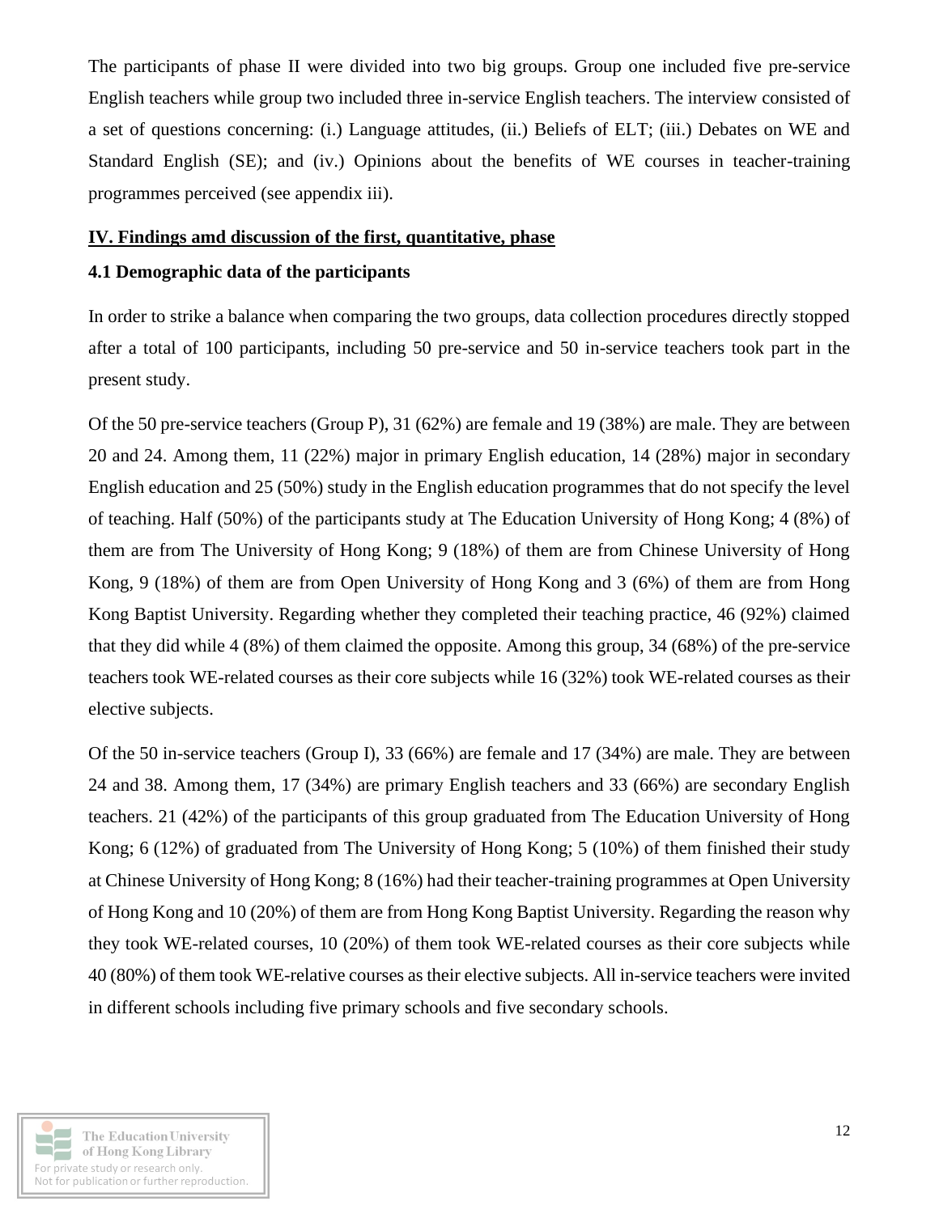The participants of phase II were divided into two big groups. Group one included five pre-service English teachers while group two included three in-service English teachers. The interview consisted of a set of questions concerning: (i.) Language attitudes, (ii.) Beliefs of ELT; (iii.) Debates on WE and Standard English (SE); and (iv.) Opinions about the benefits of WE courses in teacher-training programmes perceived (see appendix iii).

## IV. Findings amd discussion of the first, quantitative, phase

### 4.1 Demographic data of the participants

In order to strike a balance when comparing the two groups, data collection procedures directly stopped after a total of 100 participants, including 50 pre-service and 50 in-service teachers took part in the present study.

Of the 50 pre-service teachers (Group P), 31 (62%) are female and 19 (38%) are male. They are between 20 and 24. Among them, 11 (22%) major in primary English education, 14 (28%) major in secondary English education and 25 (50%) study in the English education programmes that do not specify the level of teaching. Half (50%) of the participants study at The Education University of Hong Kong; 4 (8%) of them are from The University of Hong Kong; 9 (18%) of them are from Chinese University of Hong Kong, 9 (18%) of them are from Open University of Hong Kong and 3 (6%) of them are from Hong Kong Baptist University. Regarding whether they completed their teaching practice, 46 (92%) claimed that they did while 4 (8%) of them claimed the opposite. Among this group, 34 (68%) of the pre-service teachers took WE-related courses as their core subjects while 16 (32%) took WE-related courses as their elective subjects.

Of the 50 in-service teachers (Group I), 33 (66%) are female and 17 (34%) are male. They are between 24 and 38. Among them, 17 (34%) are primary English teachers and 33 (66%) are secondary English teachers. 21 (42%) of the participants of this group graduated from The Education University of Hong Kong; 6 (12%) of graduated from The University of Hong Kong; 5 (10%) of them finished their study at Chinese University of Hong Kong; 8 (16%) had their teacher-training programmes at Open University of Hong Kong and 10 (20%) of them are from Hong Kong Baptist University. Regarding the reason why they took WE-related courses, 10 (20%) of them took WE-related courses as their core subjects while 40 (80%) of them took WE-relative courses as their elective subjects. All in-service teachers were invited in different schools including five primary schools and five secondary schools.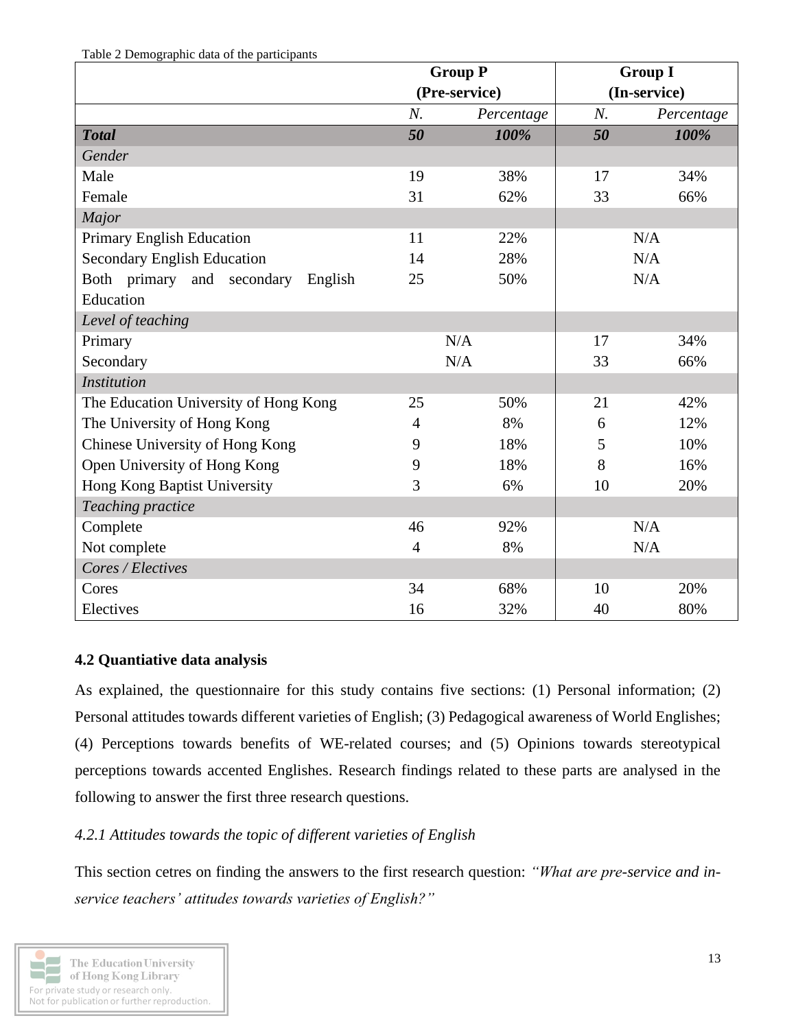Table 2 Demographic data of the participants

| | Group P (Pre-service) | | Group I (In-service) | |
|---|---|---|---|---|
| | *N.* | *Percentage* | *N.* | *Percentage* |
| ***Total*** | ***50*** | ***100%*** | ***50*** | ***100%*** |
| *Gender* | | | | |
| Male | 19 | 38% | 17 | 34% |
| Female | 31 | 62% | 33 | 66% |
| *Major* | | | | |
| Primary English Education | 11 | 22% | N/A | |
| Secondary English Education | 14 | 28% | N/A | |
| Both primary and secondary English Education | 25 | 50% | N/A | |
| *Level of teaching* | | | | |
| Primary | N/A | | 17 | 34% |
| Secondary | N/A | | 33 | 66% |
| *Institution* | | | | |
| The Education University of Hong Kong | 25 | 50% | 21 | 42% |
| The University of Hong Kong | 4 | 8% | 6 | 12% |
| Chinese University of Hong Kong | 9 | 18% | 5 | 10% |
| Open University of Hong Kong | 9 | 18% | 8 | 16% |
| Hong Kong Baptist University | 3 | 6% | 10 | 20% |
| *Teaching practice* | | | | |
| Complete | 46 | 92% | N/A | |
| Not complete | 4 | 8% | N/A | |
| *Cores / Electives* | | | | |
| Cores | 34 | 68% | 10 | 20% |
| Electives | 16 | 32% | 40 | 80% |

## 4.2 Quantiative data analysis

As explained, the questionnaire for this study contains five sections: (1) Personal information; (2) Personal attitudes towards different varieties of English; (3) Pedagogical awareness of World Englishes; (4) Perceptions towards benefits of WE-related courses; and (5) Opinions towards stereotypical perceptions towards accented Englishes. Research findings related to these parts are analysed in the following to answer the first three research questions.

### *4.2.1 Attitudes towards the topic of different varieties of English*

This section cetres on finding the answers to the first research question: *"What are pre-service and in-service teachers' attitudes towards varieties of English?"*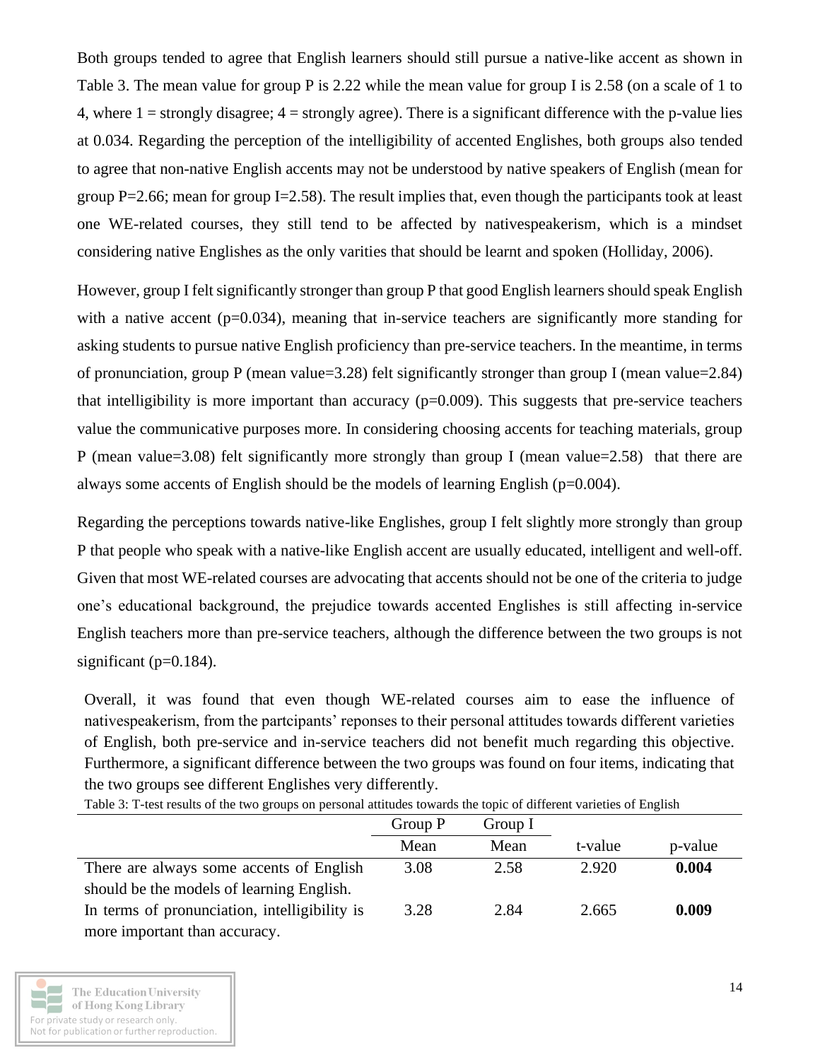Both groups tended to agree that English learners should still pursue a native-like accent as shown in Table 3. The mean value for group P is 2.22 while the mean value for group I is 2.58 (on a scale of 1 to 4, where 1 = strongly disagree; 4 = strongly agree). There is a significant difference with the p-value lies at 0.034. Regarding the perception of the intelligibility of accented Englishes, both groups also tended to agree that non-native English accents may not be understood by native speakers of English (mean for group P=2.66; mean for group I=2.58). The result implies that, even though the participants took at least one WE-related courses, they still tend to be affected by nativespeakerism, which is a mindset considering native Englishes as the only varities that should be learnt and spoken (Holliday, 2006).

However, group I felt significantly stronger than group P that good English learners should speak English with a native accent (p=0.034), meaning that in-service teachers are significantly more standing for asking students to pursue native English proficiency than pre-service teachers. In the meantime, in terms of pronunciation, group P (mean value=3.28) felt significantly stronger than group I (mean value=2.84) that intelligibility is more important than accuracy (p=0.009). This suggests that pre-service teachers value the communicative purposes more. In considering choosing accents for teaching materials, group P (mean value=3.08) felt significantly more strongly than group I (mean value=2.58) that there are always some accents of English should be the models of learning English (p=0.004).

Regarding the perceptions towards native-like Englishes, group I felt slightly more strongly than group P that people who speak with a native-like English accent are usually educated, intelligent and well-off. Given that most WE-related courses are advocating that accents should not be one of the criteria to judge one's educational background, the prejudice towards accented Englishes is still affecting in-service English teachers more than pre-service teachers, although the difference between the two groups is not significant (p=0.184).

Overall, it was found that even though WE-related courses aim to ease the influence of nativespeakerism, from the partcipants' reponses to their personal attitudes towards different varieties of English, both pre-service and in-service teachers did not benefit much regarding this objective. Furthermore, a significant difference between the two groups was found on four items, indicating that the two groups see different Englishes very differently.

Table 3: T-test results of the two groups on personal attitudes towards the topic of different varieties of English

| | Group P | Group I | | |
|---|---|---|---|---|
| | Mean | Mean | t-value | p-value |
| There are always some accents of English should be the models of learning English. | 3.08 | 2.58 | 2.920 | **0.004** |
| In terms of pronunciation, intelligibility is more important than accuracy. | 3.28 | 2.84 | 2.665 | **0.009** |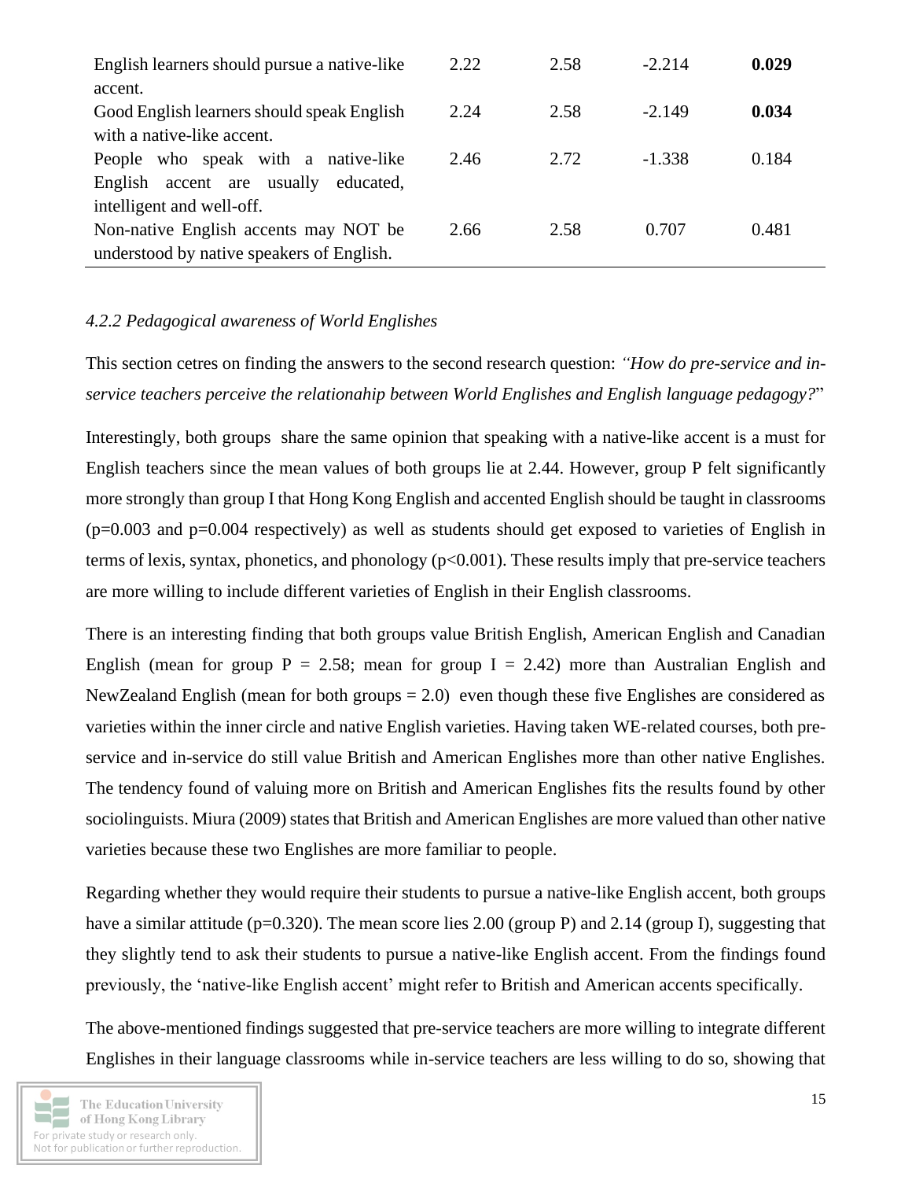| | | | | |
|---|---|---|---|---|
| English learners should pursue a native-like accent. | 2.22 | 2.58 | -2.214 | **0.029** |
| Good English learners should speak English with a native-like accent. | 2.24 | 2.58 | -2.149 | **0.034** |
| People who speak with a native-like English accent are usually educated, intelligent and well-off. | 2.46 | 2.72 | -1.338 | 0.184 |
| Non-native English accents may NOT be understood by native speakers of English. | 2.66 | 2.58 | 0.707 | 0.481 |

*4.2.2 Pedagogical awareness of World Englishes*

This section cetres on finding the answers to the second research question: *"How do pre-service and in-service teachers perceive the relationahip between World Englishes and English language pedagogy?*"

Interestingly, both groups share the same opinion that speaking with a native-like accent is a must for English teachers since the mean values of both groups lie at 2.44. However, group P felt significantly more strongly than group I that Hong Kong English and accented English should be taught in classrooms (p=0.003 and p=0.004 respectively) as well as students should get exposed to varieties of English in terms of lexis, syntax, phonetics, and phonology (p<0.001). These results imply that pre-service teachers are more willing to include different varieties of English in their English classrooms.

There is an interesting finding that both groups value British English, American English and Canadian English (mean for group P = 2.58; mean for group I = 2.42) more than Australian English and NewZealand English (mean for both groups = 2.0) even though these five Englishes are considered as varieties within the inner circle and native English varieties. Having taken WE-related courses, both pre-service and in-service do still value British and American Englishes more than other native Englishes. The tendency found of valuing more on British and American Englishes fits the results found by other sociolinguists. Miura (2009) states that British and American Englishes are more valued than other native varieties because these two Englishes are more familiar to people.

Regarding whether they would require their students to pursue a native-like English accent, both groups have a similar attitude (p=0.320). The mean score lies 2.00 (group P) and 2.14 (group I), suggesting that they slightly tend to ask their students to pursue a native-like English accent. From the findings found previously, the 'native-like English accent' might refer to British and American accents specifically.

The above-mentioned findings suggested that pre-service teachers are more willing to integrate different Englishes in their language classrooms while in-service teachers are less willing to do so, showing that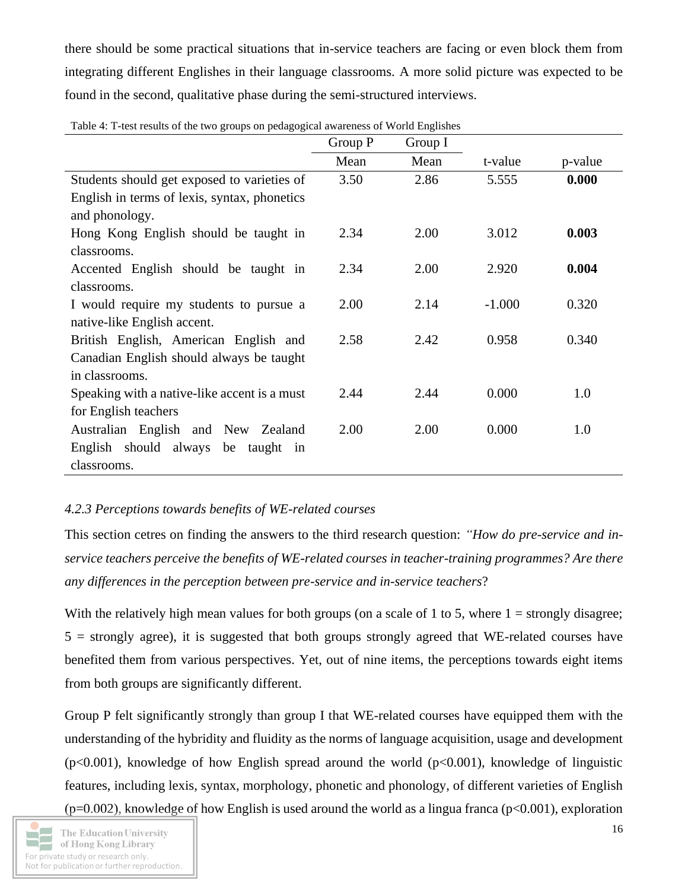there should be some practical situations that in-service teachers are facing or even block them from integrating different Englishes in their language classrooms. A more solid picture was expected to be found in the second, qualitative phase during the semi-structured interviews.

Table 4: T-test results of the two groups on pedagogical awareness of World Englishes

| | Group P | Group I | | |
|---|---|---|---|---|
| | Mean | Mean | t-value | p-value |
| Students should get exposed to varieties of English in terms of lexis, syntax, phonetics and phonology. | 3.50 | 2.86 | 5.555 | **0.000** |
| Hong Kong English should be taught in classrooms. | 2.34 | 2.00 | 3.012 | **0.003** |
| Accented English should be taught in classrooms. | 2.34 | 2.00 | 2.920 | **0.004** |
| I would require my students to pursue a native-like English accent. | 2.00 | 2.14 | -1.000 | 0.320 |
| British English, American English and Canadian English should always be taught in classrooms. | 2.58 | 2.42 | 0.958 | 0.340 |
| Speaking with a native-like accent is a must for English teachers | 2.44 | 2.44 | 0.000 | 1.0 |
| Australian English and New Zealand English should always be taught in classrooms. | 2.00 | 2.00 | 0.000 | 1.0 |

### *4.2.3 Perceptions towards benefits of WE-related courses*

This section cetres on finding the answers to the third research question: *"How do pre-service and in-service teachers perceive the benefits of WE-related courses in teacher-training programmes? Are there any differences in the perception between pre-service and in-service teachers*?

With the relatively high mean values for both groups (on a scale of 1 to 5, where 1 = strongly disagree; 5 = strongly agree), it is suggested that both groups strongly agreed that WE-related courses have benefited them from various perspectives. Yet, out of nine items, the perceptions towards eight items from both groups are significantly different.

Group P felt significantly strongly than group I that WE-related courses have equipped them with the understanding of the hybridity and fluidity as the norms of language acquisition, usage and development ($p<0.001$), knowledge of how English spread around the world ($p<0.001$), knowledge of linguistic features, including lexis, syntax, morphology, phonetic and phonology, of different varieties of English ($p=0.002$), knowledge of how English is used around the world as a lingua franca ($p<0.001$), exploration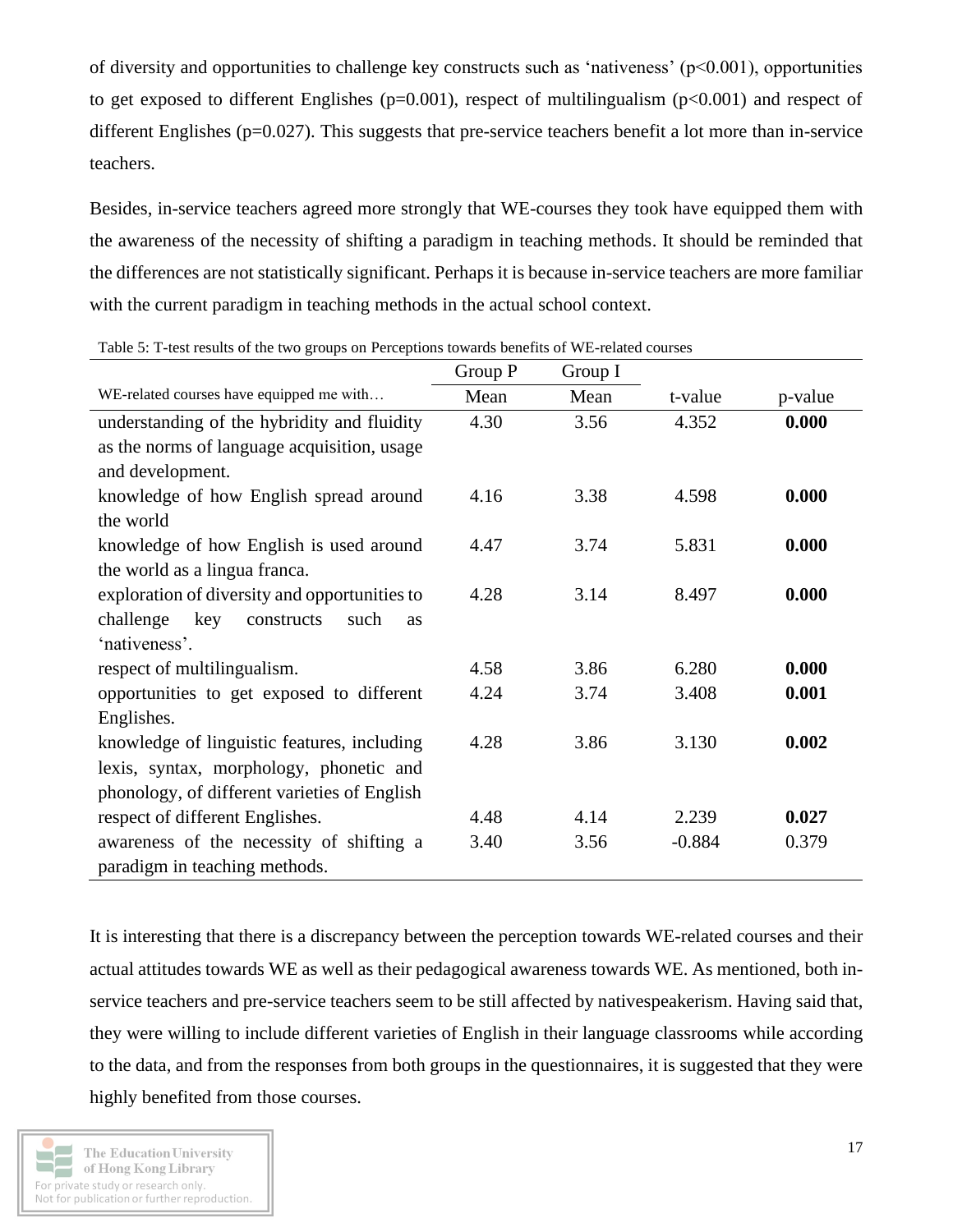of diversity and opportunities to challenge key constructs such as 'nativeness' ($p<0.001$), opportunities to get exposed to different Englishes ($p=0.001$), respect of multilingualism ($p<0.001$) and respect of different Englishes ($p=0.027$). This suggests that pre-service teachers benefit a lot more than in-service teachers.

Besides, in-service teachers agreed more strongly that WE-courses they took have equipped them with the awareness of the necessity of shifting a paradigm in teaching methods. It should be reminded that the differences are not statistically significant. Perhaps it is because in-service teachers are more familiar with the current paradigm in teaching methods in the actual school context.

Table 5: T-test results of the two groups on Perceptions towards benefits of WE-related courses

| | Group P | Group I | | |
|---|---|---|---|---|
| WE-related courses have equipped me with… | Mean | Mean | t-value | p-value |
| understanding of the hybridity and fluidity as the norms of language acquisition, usage and development. | 4.30 | 3.56 | 4.352 | **0.000** |
| knowledge of how English spread around the world | 4.16 | 3.38 | 4.598 | **0.000** |
| knowledge of how English is used around the world as a lingua franca. | 4.47 | 3.74 | 5.831 | **0.000** |
| exploration of diversity and opportunities to challenge key constructs such as 'nativeness'. | 4.28 | 3.14 | 8.497 | **0.000** |
| respect of multilingualism. | 4.58 | 3.86 | 6.280 | **0.000** |
| opportunities to get exposed to different Englishes. | 4.24 | 3.74 | 3.408 | **0.001** |
| knowledge of linguistic features, including lexis, syntax, morphology, phonetic and phonology, of different varieties of English | 4.28 | 3.86 | 3.130 | **0.002** |
| respect of different Englishes. | 4.48 | 4.14 | 2.239 | **0.027** |
| awareness of the necessity of shifting a paradigm in teaching methods. | 3.40 | 3.56 | -0.884 | 0.379 |

It is interesting that there is a discrepancy between the perception towards WE-related courses and their actual attitudes towards WE as well as their pedagogical awareness towards WE. As mentioned, both in-service teachers and pre-service teachers seem to be still affected by nativespeakerism. Having said that, they were willing to include different varieties of English in their language classrooms while according to the data, and from the responses from both groups in the questionnaires, it is suggested that they were highly benefited from those courses.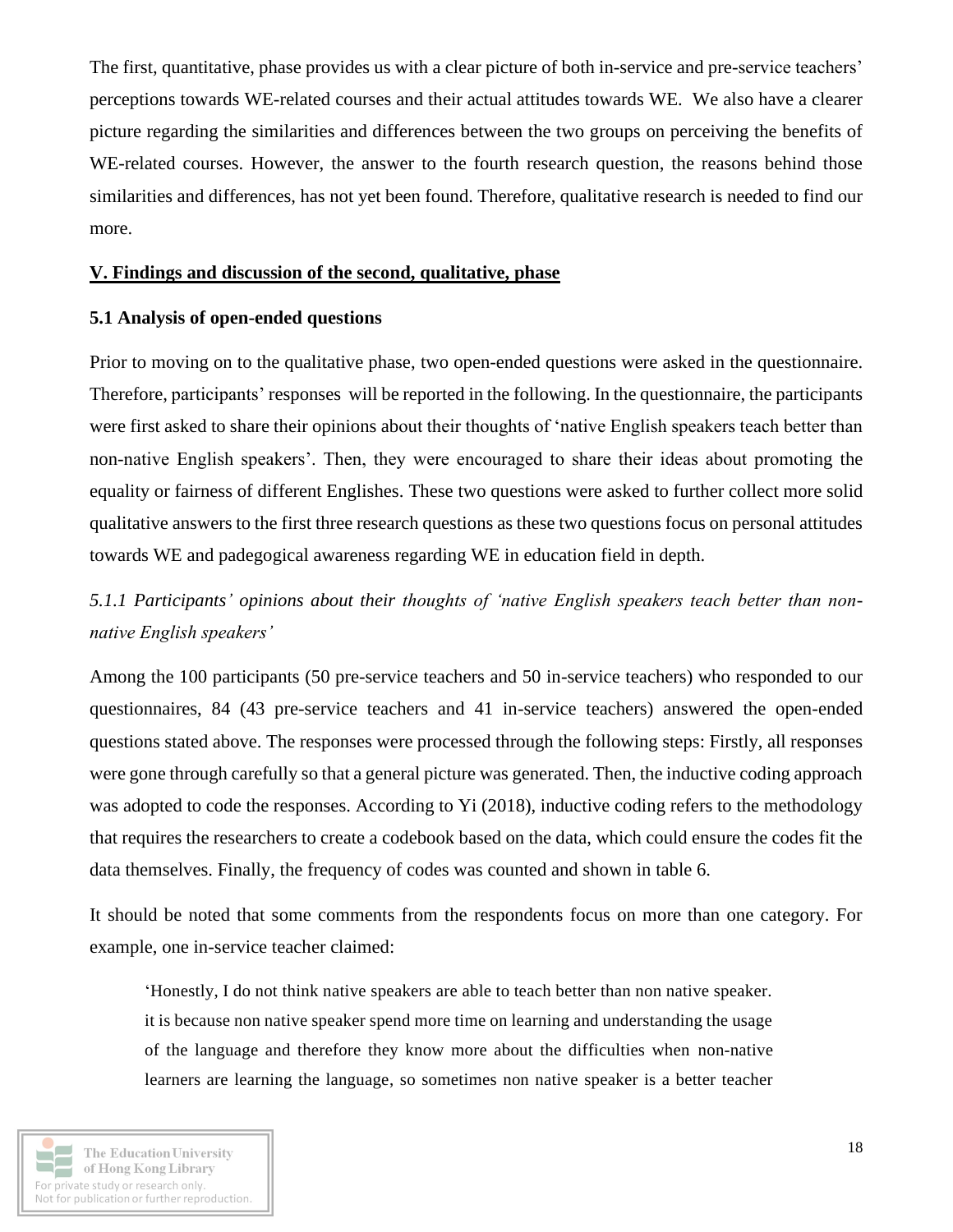The first, quantitative, phase provides us with a clear picture of both in-service and pre-service teachers' perceptions towards WE-related courses and their actual attitudes towards WE. We also have a clearer picture regarding the similarities and differences between the two groups on perceiving the benefits of WE-related courses. However, the answer to the fourth research question, the reasons behind those similarities and differences, has not yet been found. Therefore, qualitative research is needed to find our more.

## V. Findings and discussion of the second, qualitative, phase

### 5.1 Analysis of open-ended questions

Prior to moving on to the qualitative phase, two open-ended questions were asked in the questionnaire. Therefore, participants' responses will be reported in the following. In the questionnaire, the participants were first asked to share their opinions about their thoughts of 'native English speakers teach better than non-native English speakers'. Then, they were encouraged to share their ideas about promoting the equality or fairness of different Englishes. These two questions were asked to further collect more solid qualitative answers to the first three research questions as these two questions focus on personal attitudes towards WE and padegogical awareness regarding WE in education field in depth.

#### *5.1.1 Participants' opinions about their thoughts of 'native English speakers teach better than non-native English speakers'*

Among the 100 participants (50 pre-service teachers and 50 in-service teachers) who responded to our questionnaires, 84 (43 pre-service teachers and 41 in-service teachers) answered the open-ended questions stated above. The responses were processed through the following steps: Firstly, all responses were gone through carefully so that a general picture was generated. Then, the inductive coding approach was adopted to code the responses. According to Yi (2018), inductive coding refers to the methodology that requires the researchers to create a codebook based on the data, which could ensure the codes fit the data themselves. Finally, the frequency of codes was counted and shown in table 6.

It should be noted that some comments from the respondents focus on more than one category. For example, one in-service teacher claimed:

> 'Honestly, I do not think native speakers are able to teach better than non native speaker. it is because non native speaker spend more time on learning and understanding the usage of the language and therefore they know more about the difficulties when non-native learners are learning the language, so sometimes non native speaker is a better teacher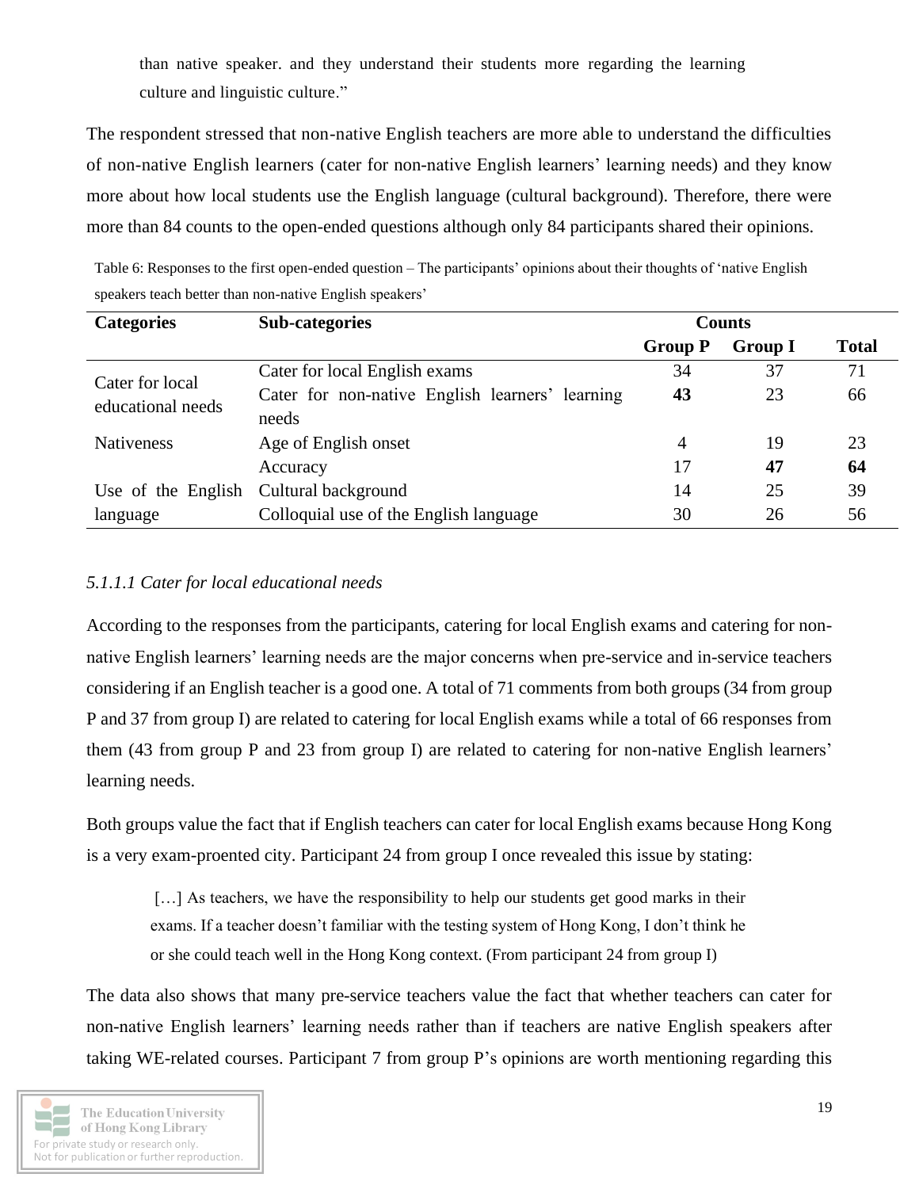than native speaker. and they understand their students more regarding the learning culture and linguistic culture."

The respondent stressed that non-native English teachers are more able to understand the difficulties of non-native English learners (cater for non-native English learners' learning needs) and they know more about how local students use the English language (cultural background). Therefore, there were more than 84 counts to the open-ended questions although only 84 participants shared their opinions.

Table 6: Responses to the first open-ended question – The participants' opinions about their thoughts of 'native English speakers teach better than non-native English speakers'

| Categories | Sub-categories | Counts | | |
|---|---|---|---|---|
| | | **Group P** | **Group I** | **Total** |
| Cater for local educational needs | Cater for local English exams | 34 | 37 | 71 |
| | Cater for non-native English learners' learning needs | **43** | 23 | 66 |
| Nativeness | Age of English onset | 4 | 19 | 23 |
| | Accuracy | 17 | **47** | **64** |
| Use of the English language | Cultural background | 14 | 25 | 39 |
| | Colloquial use of the English language | 30 | 26 | 56 |

*5.1.1.1 Cater for local educational needs*

According to the responses from the participants, catering for local English exams and catering for non-native English learners' learning needs are the major concerns when pre-service and in-service teachers considering if an English teacher is a good one. A total of 71 comments from both groups (34 from group P and 37 from group I) are related to catering for local English exams while a total of 66 responses from them (43 from group P and 23 from group I) are related to catering for non-native English learners' learning needs.

Both groups value the fact that if English teachers can cater for local English exams because Hong Kong is a very exam-proented city. Participant 24 from group I once revealed this issue by stating:

> […] As teachers, we have the responsibility to help our students get good marks in their exams. If a teacher doesn't familiar with the testing system of Hong Kong, I don't think he or she could teach well in the Hong Kong context. (From participant 24 from group I)

The data also shows that many pre-service teachers value the fact that whether teachers can cater for non-native English learners' learning needs rather than if teachers are native English speakers after taking WE-related courses. Participant 7 from group P's opinions are worth mentioning regarding this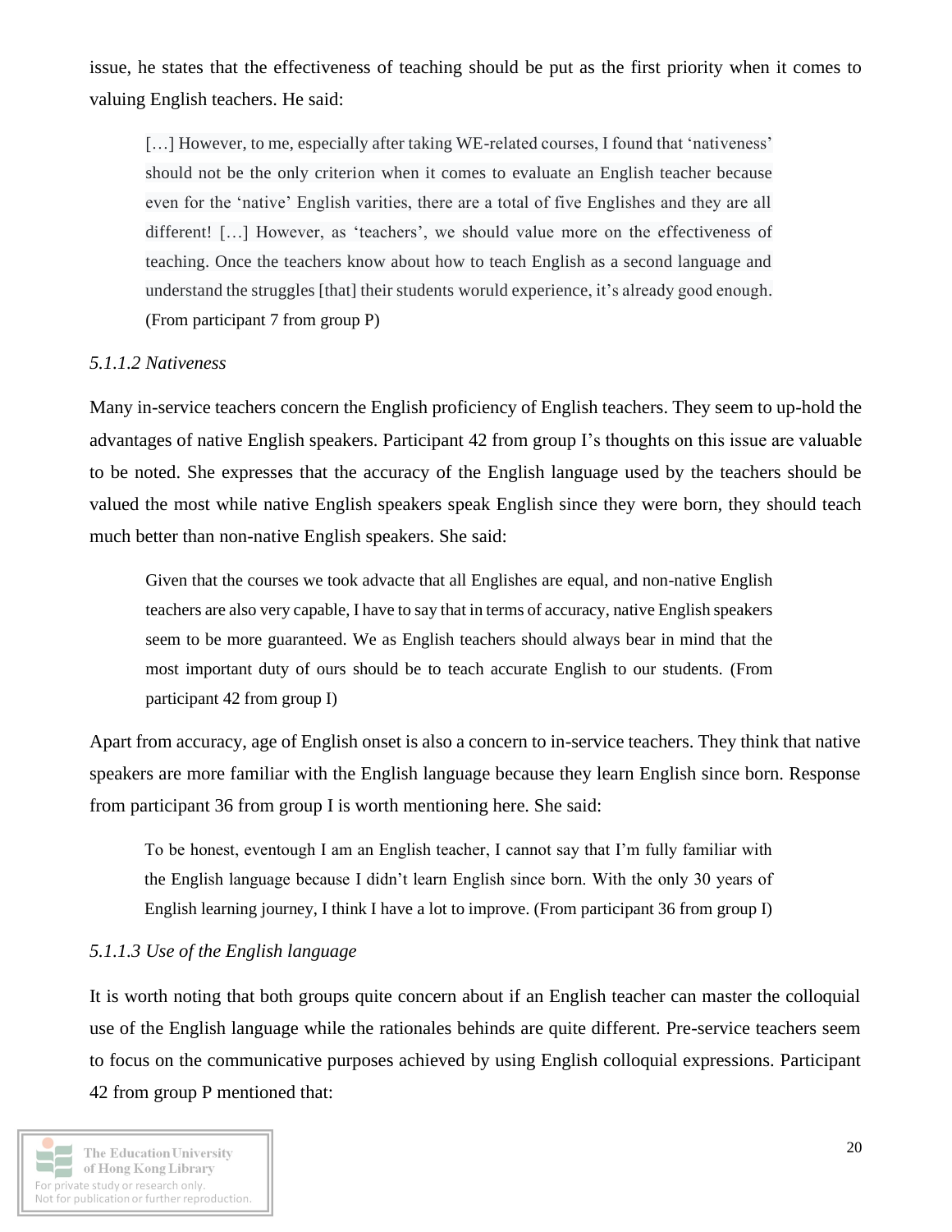issue, he states that the effectiveness of teaching should be put as the first priority when it comes to valuing English teachers. He said:

> […] However, to me, especially after taking WE-related courses, I found that 'nativeness' should not be the only criterion when it comes to evaluate an English teacher because even for the 'native' English varities, there are a total of five Englishes and they are all different! […] However, as 'teachers', we should value more on the effectiveness of teaching. Once the teachers know about how to teach English as a second language and understand the struggles [that] their students woruld experience, it's already good enough. (From participant 7 from group P)

*5.1.1.2 Nativeness*

Many in-service teachers concern the English proficiency of English teachers. They seem to up-hold the advantages of native English speakers. Participant 42 from group I's thoughts on this issue are valuable to be noted. She expresses that the accuracy of the English language used by the teachers should be valued the most while native English speakers speak English since they were born, they should teach much better than non-native English speakers. She said:

> Given that the courses we took advacte that all Englishes are equal, and non-native English teachers are also very capable, I have to say that in terms of accuracy, native English speakers seem to be more guaranteed. We as English teachers should always bear in mind that the most important duty of ours should be to teach accurate English to our students. (From participant 42 from group I)

Apart from accuracy, age of English onset is also a concern to in-service teachers. They think that native speakers are more familiar with the English language because they learn English since born. Response from participant 36 from group I is worth mentioning here. She said:

> To be honest, eventough I am an English teacher, I cannot say that I'm fully familiar with the English language because I didn't learn English since born. With the only 30 years of English learning journey, I think I have a lot to improve. (From participant 36 from group I)

*5.1.1.3 Use of the English language*

It is worth noting that both groups quite concern about if an English teacher can master the colloquial use of the English language while the rationales behinds are quite different. Pre-service teachers seem to focus on the communicative purposes achieved by using English colloquial expressions. Participant 42 from group P mentioned that: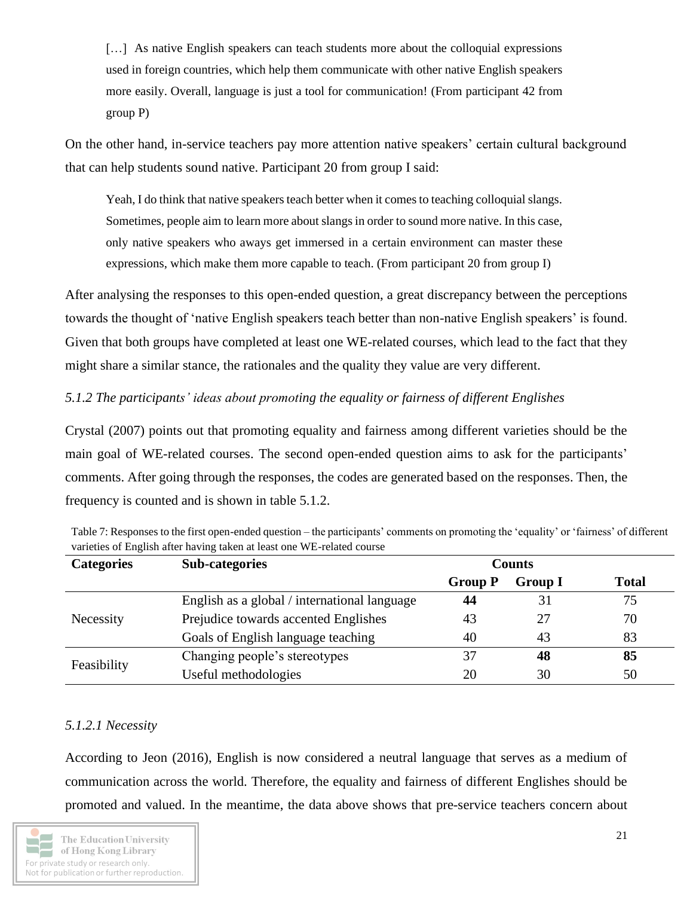> […] As native English speakers can teach students more about the colloquial expressions used in foreign countries, which help them communicate with other native English speakers more easily. Overall, language is just a tool for communication! (From participant 42 from group P)

On the other hand, in-service teachers pay more attention native speakers' certain cultural background that can help students sound native. Participant 20 from group I said:

> Yeah, I do think that native speakers teach better when it comes to teaching colloquial slangs. Sometimes, people aim to learn more about slangs in order to sound more native. In this case, only native speakers who aways get immersed in a certain environment can master these expressions, which make them more capable to teach. (From participant 20 from group I)

After analysing the responses to this open-ended question, a great discrepancy between the perceptions towards the thought of 'native English speakers teach better than non-native English speakers' is found. Given that both groups have completed at least one WE-related courses, which lead to the fact that they might share a similar stance, the rationales and the quality they value are very different.

### *5.1.2 The participants' ideas about promoting the equality or fairness of different Englishes*

Crystal (2007) points out that promoting equality and fairness among different varieties should be the main goal of WE-related courses. The second open-ended question aims to ask for the participants' comments. After going through the responses, the codes are generated based on the responses. Then, the frequency is counted and is shown in table 5.1.2.

Table 7: Responses to the first open-ended question – the participants' comments on promoting the 'equality' or 'fairness' of different varieties of English after having taken at least one WE-related course

| Categories | Sub-categories | Counts | | |
|---|---|---|---|---|
| | | Group P | Group I | Total |
| Necessity | English as a global / international language | **44** | 31 | 75 |
| | Prejudice towards accented Englishes | 43 | 27 | 70 |
| | Goals of English language teaching | 40 | 43 | 83 |
| Feasibility | Changing people's stereotypes | 37 | **48** | **85** |
| | Useful methodologies | 20 | 30 | 50 |

#### *5.1.2.1 Necessity*

According to Jeon (2016), English is now considered a neutral language that serves as a medium of communication across the world. Therefore, the equality and fairness of different Englishes should be promoted and valued. In the meantime, the data above shows that pre-service teachers concern about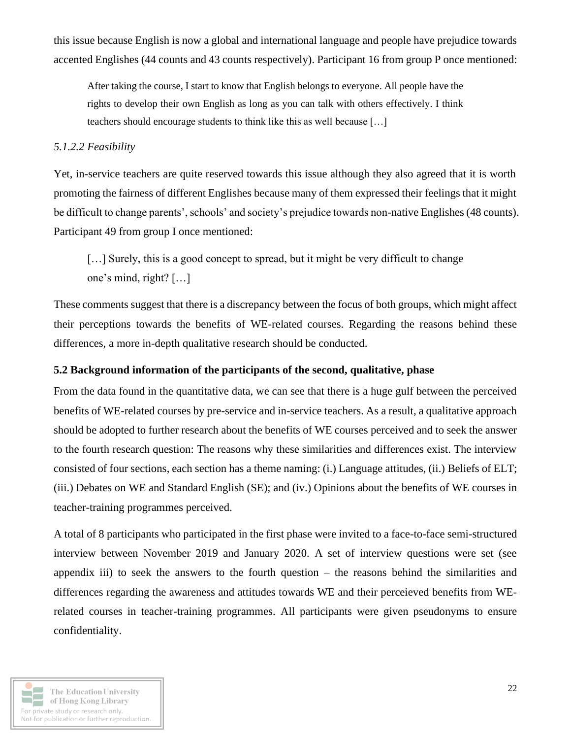this issue because English is now a global and international language and people have prejudice towards accented Englishes (44 counts and 43 counts respectively). Participant 16 from group P once mentioned:

> After taking the course, I start to know that English belongs to everyone. All people have the rights to develop their own English as long as you can talk with others effectively. I think teachers should encourage students to think like this as well because […]

*5.1.2.2 Feasibility*

Yet, in-service teachers are quite reserved towards this issue although they also agreed that it is worth promoting the fairness of different Englishes because many of them expressed their feelings that it might be difficult to change parents', schools' and society's prejudice towards non-native Englishes (48 counts). Participant 49 from group I once mentioned:

> […] Surely, this is a good concept to spread, but it might be very difficult to change one's mind, right? […]

These comments suggest that there is a discrepancy between the focus of both groups, which might affect their perceptions towards the benefits of WE-related courses. Regarding the reasons behind these differences, a more in-depth qualitative research should be conducted.

### 5.2 Background information of the participants of the second, qualitative, phase

From the data found in the quantitative data, we can see that there is a huge gulf between the perceived benefits of WE-related courses by pre-service and in-service teachers. As a result, a qualitative approach should be adopted to further research about the benefits of WE courses perceived and to seek the answer to the fourth research question: The reasons why these similarities and differences exist. The interview consisted of four sections, each section has a theme naming: (i.) Language attitudes, (ii.) Beliefs of ELT; (iii.) Debates on WE and Standard English (SE); and (iv.) Opinions about the benefits of WE courses in teacher-training programmes perceived.

A total of 8 participants who participated in the first phase were invited to a face-to-face semi-structured interview between November 2019 and January 2020. A set of interview questions were set (see appendix iii) to seek the answers to the fourth question – the reasons behind the similarities and differences regarding the awareness and attitudes towards WE and their perceieved benefits from WE-related courses in teacher-training programmes. All participants were given pseudonyms to ensure confidentiality.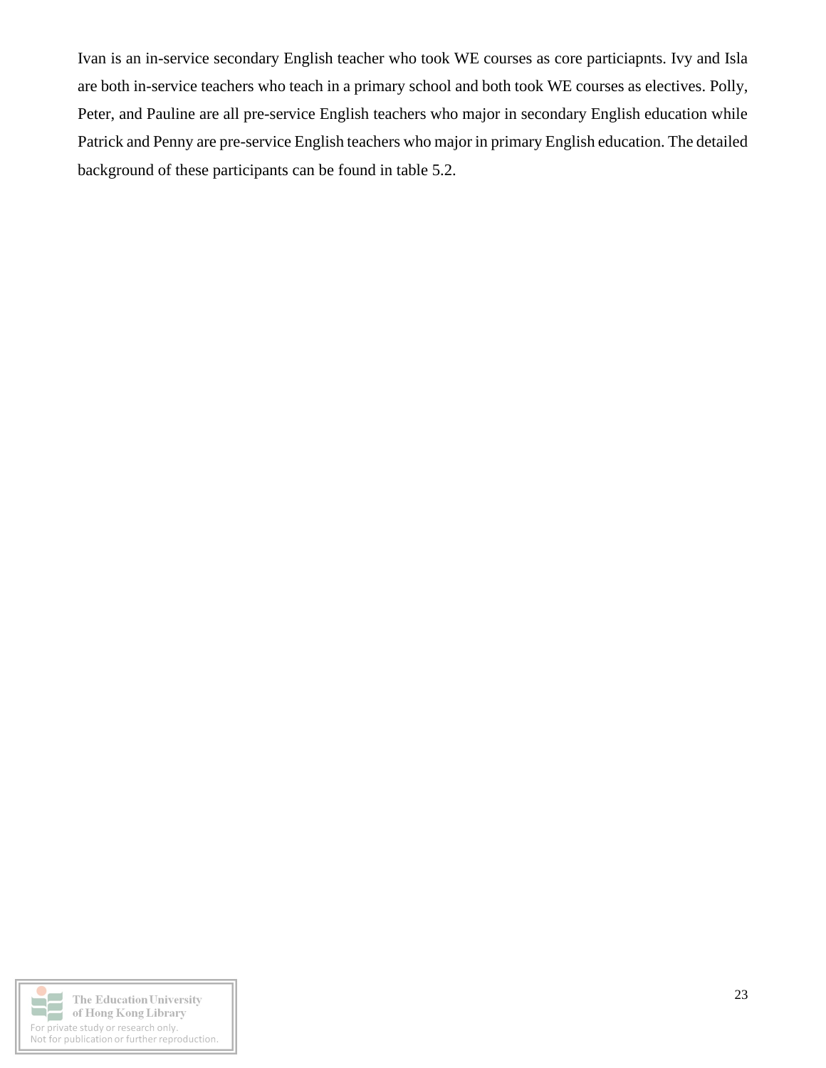Ivan is an in-service secondary English teacher who took WE courses as core particiapnts. Ivy and Isla are both in-service teachers who teach in a primary school and both took WE courses as electives. Polly, Peter, and Pauline are all pre-service English teachers who major in secondary English education while Patrick and Penny are pre-service English teachers who major in primary English education. The detailed background of these participants can be found in table 5.2.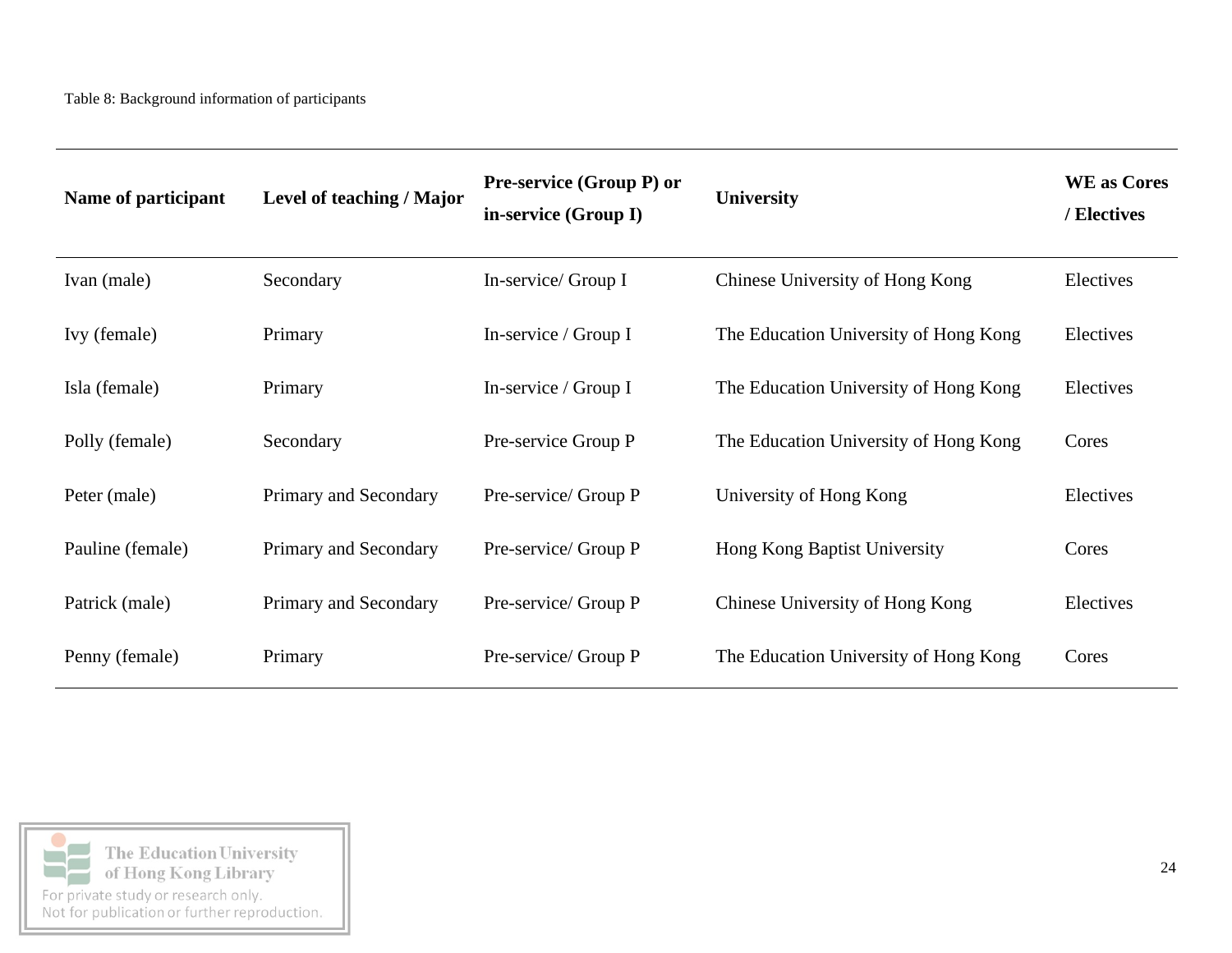Table 8: Background information of participants

| Name of participant | Level of teaching / Major | Pre-service (Group P) or in-service (Group I) | University | WE as Cores / Electives |
|---|---|---|---|---|
| Ivan (male) | Secondary | In-service/ Group I | Chinese University of Hong Kong | Electives |
| Ivy (female) | Primary | In-service / Group I | The Education University of Hong Kong | Electives |
| Isla (female) | Primary | In-service / Group I | The Education University of Hong Kong | Electives |
| Polly (female) | Secondary | Pre-service Group P | The Education University of Hong Kong | Cores |
| Peter (male) | Primary and Secondary | Pre-service/ Group P | University of Hong Kong | Electives |
| Pauline (female) | Primary and Secondary | Pre-service/ Group P | Hong Kong Baptist University | Cores |
| Patrick (male) | Primary and Secondary | Pre-service/ Group P | Chinese University of Hong Kong | Electives |
| Penny (female) | Primary | Pre-service/ Group P | The Education University of Hong Kong | Cores |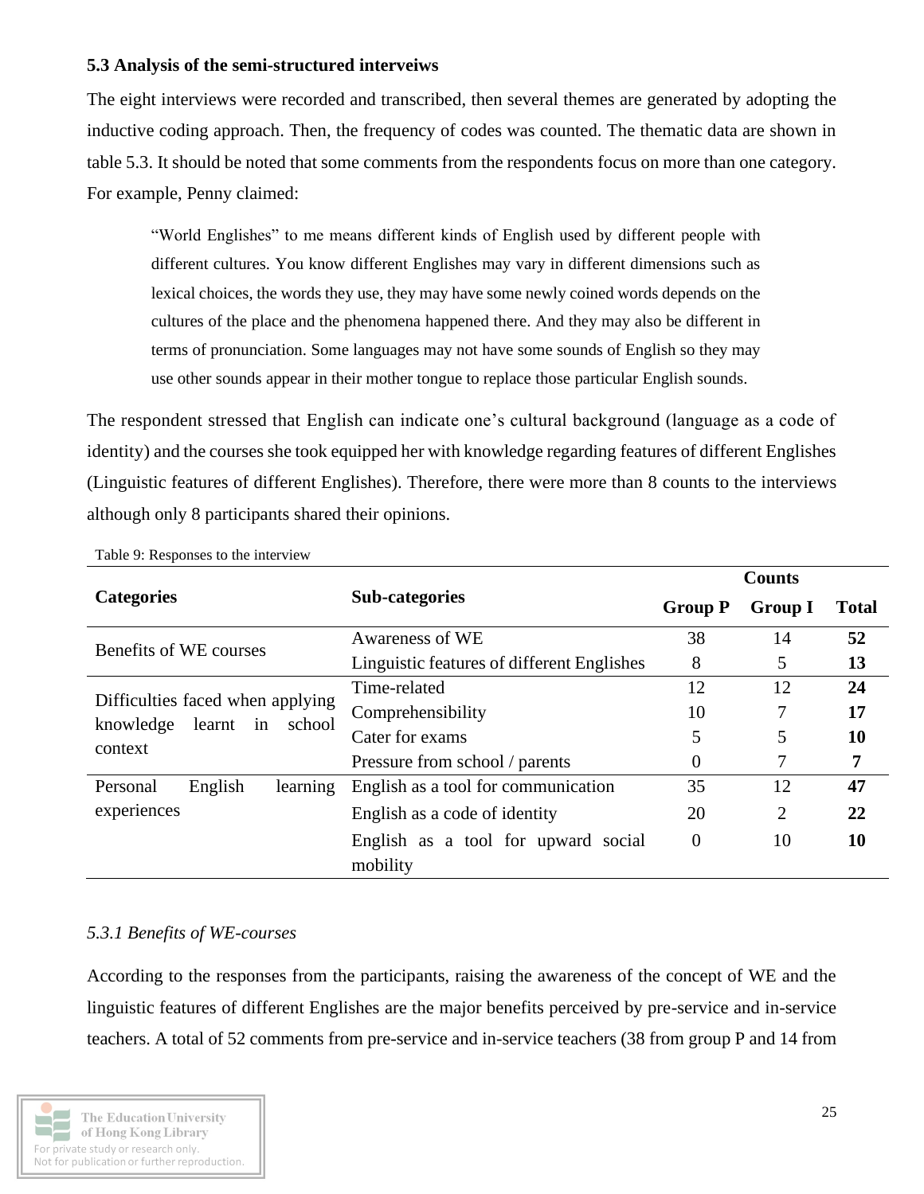### 5.3 Analysis of the semi-structured interveiws

The eight interviews were recorded and transcribed, then several themes are generated by adopting the inductive coding approach. Then, the frequency of codes was counted. The thematic data are shown in table 5.3. It should be noted that some comments from the respondents focus on more than one category. For example, Penny claimed:

> "World Englishes" to me means different kinds of English used by different people with different cultures. You know different Englishes may vary in different dimensions such as lexical choices, the words they use, they may have some newly coined words depends on the cultures of the place and the phenomena happened there. And they may also be different in terms of pronunciation. Some languages may not have some sounds of English so they may use other sounds appear in their mother tongue to replace those particular English sounds.

The respondent stressed that English can indicate one's cultural background (language as a code of identity) and the courses she took equipped her with knowledge regarding features of different Englishes (Linguistic features of different Englishes). Therefore, there were more than 8 counts to the interviews although only 8 participants shared their opinions.

Table 9: Responses to the interview

| **Categories** | **Sub-categories** | **Counts** | | |
|---|---|---|---|---|
| | | **Group P** | **Group I** | **Total** |
| Benefits of WE courses | Awareness of WE | 38 | 14 | **52** |
| | Linguistic features of different Englishes | 8 | 5 | **13** |
| Difficulties faced when applying knowledge learnt in school context | Time-related | 12 | 12 | **24** |
| | Comprehensibility | 10 | 7 | **17** |
| | Cater for exams | 5 | 5 | **10** |
| | Pressure from school / parents | 0 | 7 | **7** |
| Personal English learning experiences | English as a tool for communication | 35 | 12 | **47** |
| | English as a code of identity | 20 | 2 | **22** |
| | English as a tool for upward social mobility | 0 | 10 | **10** |

#### *5.3.1 Benefits of WE-courses*

According to the responses from the participants, raising the awareness of the concept of WE and the linguistic features of different Englishes are the major benefits perceived by pre-service and in-service teachers. A total of 52 comments from pre-service and in-service teachers (38 from group P and 14 from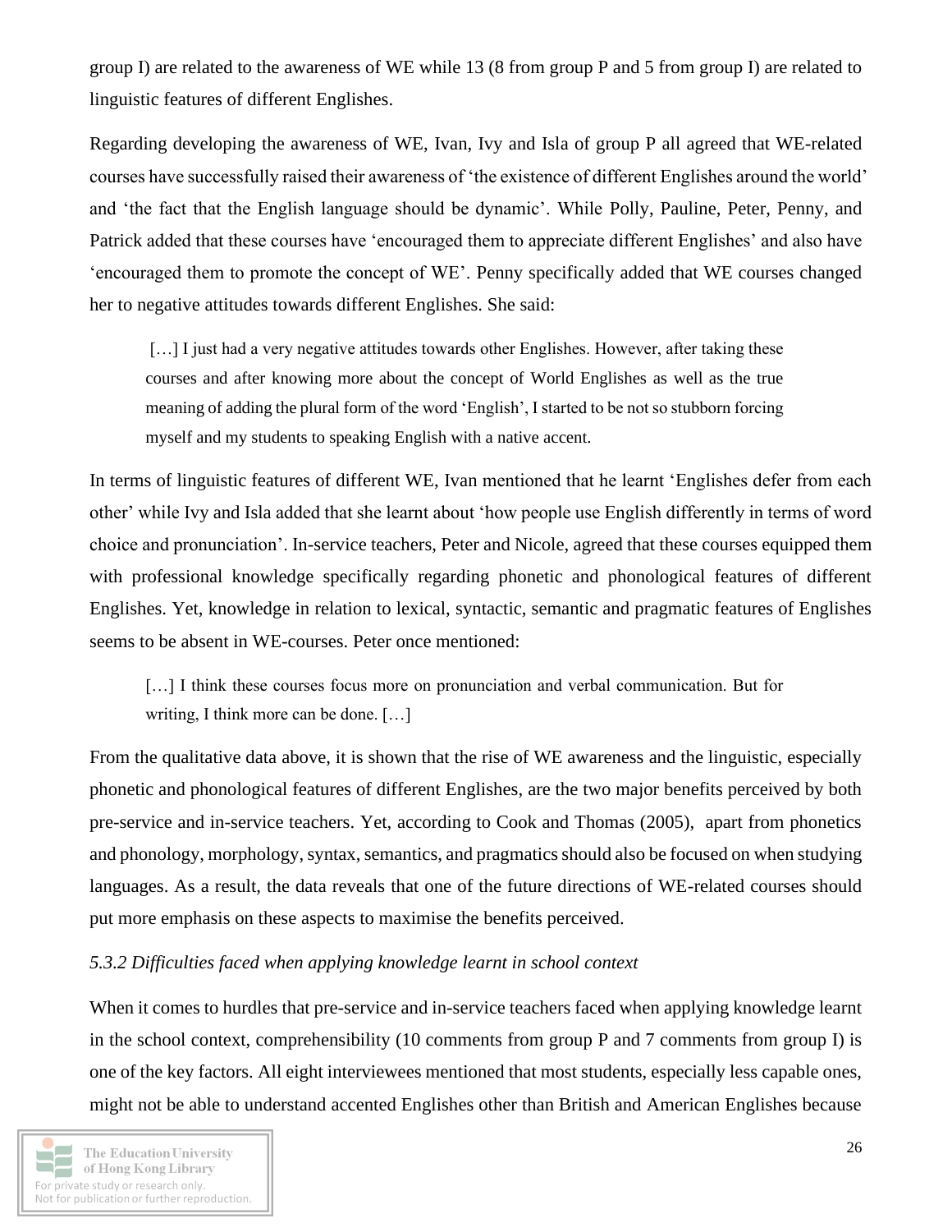group I) are related to the awareness of WE while 13 (8 from group P and 5 from group I) are related to linguistic features of different Englishes.

Regarding developing the awareness of WE, Ivan, Ivy and Isla of group P all agreed that WE-related courses have successfully raised their awareness of 'the existence of different Englishes around the world' and 'the fact that the English language should be dynamic'. While Polly, Pauline, Peter, Penny, and Patrick added that these courses have 'encouraged them to appreciate different Englishes' and also have 'encouraged them to promote the concept of WE'. Penny specifically added that WE courses changed her to negative attitudes towards different Englishes. She said:

> […] I just had a very negative attitudes towards other Englishes. However, after taking these courses and after knowing more about the concept of World Englishes as well as the true meaning of adding the plural form of the word 'English', I started to be not so stubborn forcing myself and my students to speaking English with a native accent.

In terms of linguistic features of different WE, Ivan mentioned that he learnt 'Englishes defer from each other' while Ivy and Isla added that she learnt about 'how people use English differently in terms of word choice and pronunciation'. In-service teachers, Peter and Nicole, agreed that these courses equipped them with professional knowledge specifically regarding phonetic and phonological features of different Englishes. Yet, knowledge in relation to lexical, syntactic, semantic and pragmatic features of Englishes seems to be absent in WE-courses. Peter once mentioned:

> […] I think these courses focus more on pronunciation and verbal communication. But for writing, I think more can be done. […]

From the qualitative data above, it is shown that the rise of WE awareness and the linguistic, especially phonetic and phonological features of different Englishes, are the two major benefits perceived by both pre-service and in-service teachers. Yet, according to Cook and Thomas (2005), apart from phonetics and phonology, morphology, syntax, semantics, and pragmatics should also be focused on when studying languages. As a result, the data reveals that one of the future directions of WE-related courses should put more emphasis on these aspects to maximise the benefits perceived.

#### *5.3.2 Difficulties faced when applying knowledge learnt in school context*

When it comes to hurdles that pre-service and in-service teachers faced when applying knowledge learnt in the school context, comprehensibility (10 comments from group P and 7 comments from group I) is one of the key factors. All eight interviewees mentioned that most students, especially less capable ones, might not be able to understand accented Englishes other than British and American Englishes because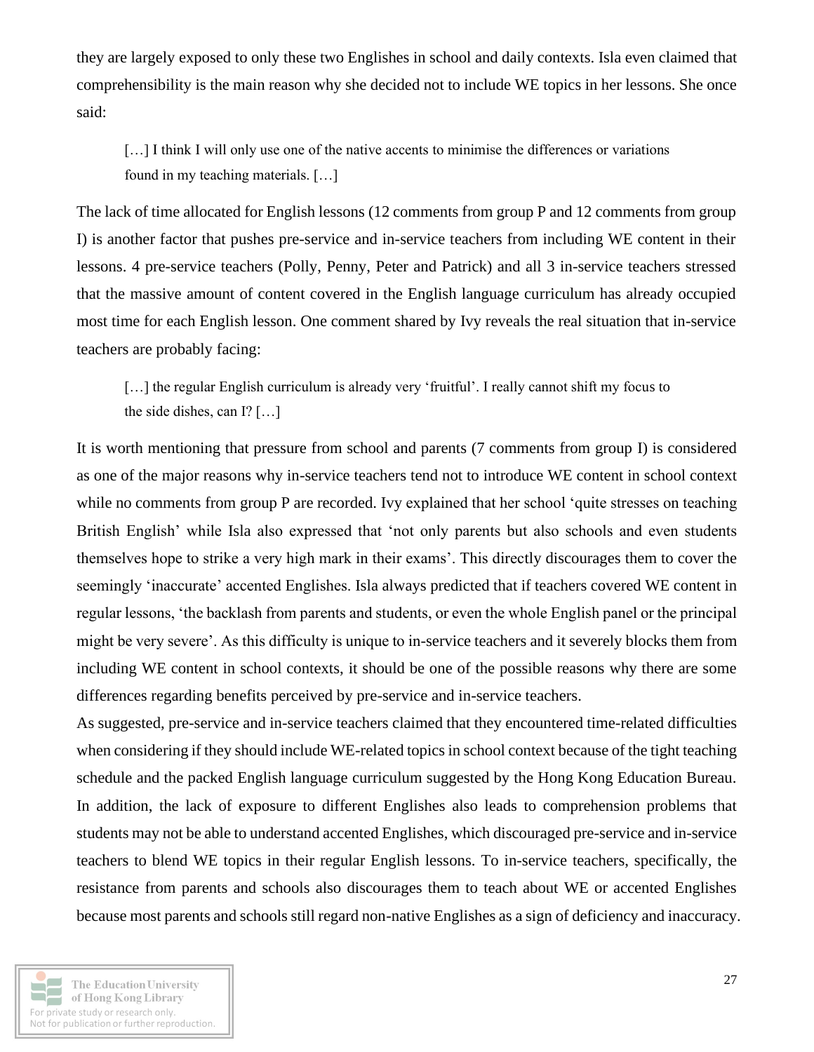they are largely exposed to only these two Englishes in school and daily contexts. Isla even claimed that comprehensibility is the main reason why she decided not to include WE topics in her lessons. She once said:

> […] I think I will only use one of the native accents to minimise the differences or variations found in my teaching materials. […]

The lack of time allocated for English lessons (12 comments from group P and 12 comments from group I) is another factor that pushes pre-service and in-service teachers from including WE content in their lessons. 4 pre-service teachers (Polly, Penny, Peter and Patrick) and all 3 in-service teachers stressed that the massive amount of content covered in the English language curriculum has already occupied most time for each English lesson. One comment shared by Ivy reveals the real situation that in-service teachers are probably facing:

> […] the regular English curriculum is already very 'fruitful'. I really cannot shift my focus to the side dishes, can I? […]

It is worth mentioning that pressure from school and parents (7 comments from group I) is considered as one of the major reasons why in-service teachers tend not to introduce WE content in school context while no comments from group P are recorded. Ivy explained that her school 'quite stresses on teaching British English' while Isla also expressed that 'not only parents but also schools and even students themselves hope to strike a very high mark in their exams'. This directly discourages them to cover the seemingly 'inaccurate' accented Englishes. Isla always predicted that if teachers covered WE content in regular lessons, 'the backlash from parents and students, or even the whole English panel or the principal might be very severe'. As this difficulty is unique to in-service teachers and it severely blocks them from including WE content in school contexts, it should be one of the possible reasons why there are some differences regarding benefits perceived by pre-service and in-service teachers.

As suggested, pre-service and in-service teachers claimed that they encountered time-related difficulties when considering if they should include WE-related topics in school context because of the tight teaching schedule and the packed English language curriculum suggested by the Hong Kong Education Bureau. In addition, the lack of exposure to different Englishes also leads to comprehension problems that students may not be able to understand accented Englishes, which discouraged pre-service and in-service teachers to blend WE topics in their regular English lessons. To in-service teachers, specifically, the resistance from parents and schools also discourages them to teach about WE or accented Englishes because most parents and schools still regard non-native Englishes as a sign of deficiency and inaccuracy.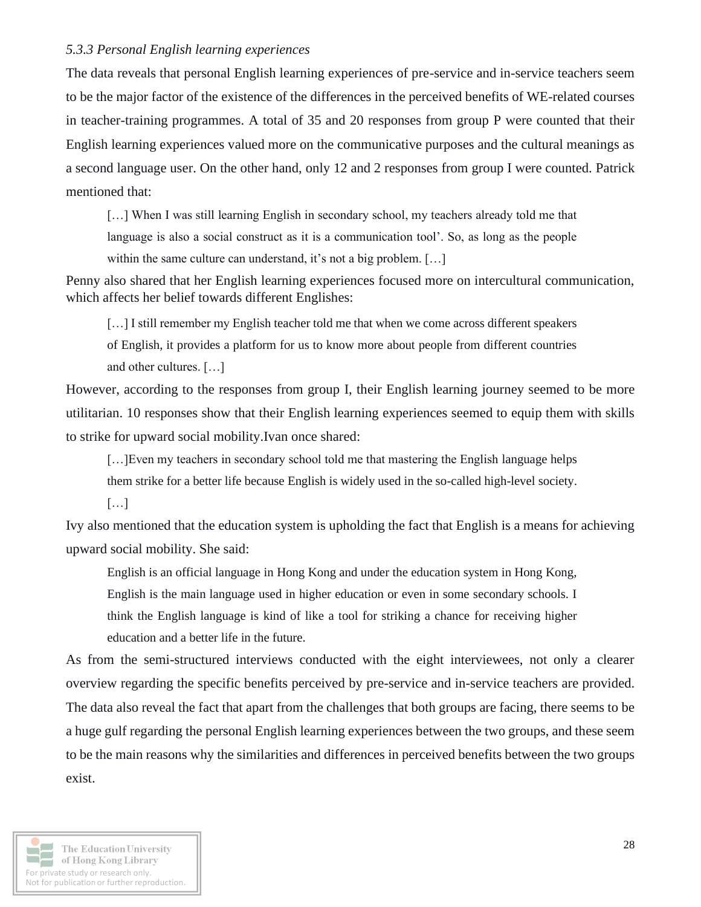*5.3.3 Personal English learning experiences*

The data reveals that personal English learning experiences of pre-service and in-service teachers seem to be the major factor of the existence of the differences in the perceived benefits of WE-related courses in teacher-training programmes. A total of 35 and 20 responses from group P were counted that their English learning experiences valued more on the communicative purposes and the cultural meanings as a second language user. On the other hand, only 12 and 2 responses from group I were counted. Patrick mentioned that:

> […] When I was still learning English in secondary school, my teachers already told me that language is also a social construct as it is a communication tool'. So, as long as the people within the same culture can understand, it's not a big problem. […]

Penny also shared that her English learning experiences focused more on intercultural communication, which affects her belief towards different Englishes:

> […] I still remember my English teacher told me that when we come across different speakers of English, it provides a platform for us to know more about people from different countries and other cultures. […]

However, according to the responses from group I, their English learning journey seemed to be more utilitarian. 10 responses show that their English learning experiences seemed to equip them with skills to strike for upward social mobility.Ivan once shared:

> […]Even my teachers in secondary school told me that mastering the English language helps them strike for a better life because English is widely used in the so-called high-level society. […]

Ivy also mentioned that the education system is upholding the fact that English is a means for achieving upward social mobility. She said:

> English is an official language in Hong Kong and under the education system in Hong Kong, English is the main language used in higher education or even in some secondary schools. I think the English language is kind of like a tool for striking a chance for receiving higher education and a better life in the future.

As from the semi-structured interviews conducted with the eight interviewees, not only a clearer overview regarding the specific benefits perceived by pre-service and in-service teachers are provided. The data also reveal the fact that apart from the challenges that both groups are facing, there seems to be a huge gulf regarding the personal English learning experiences between the two groups, and these seem to be the main reasons why the similarities and differences in perceived benefits between the two groups exist.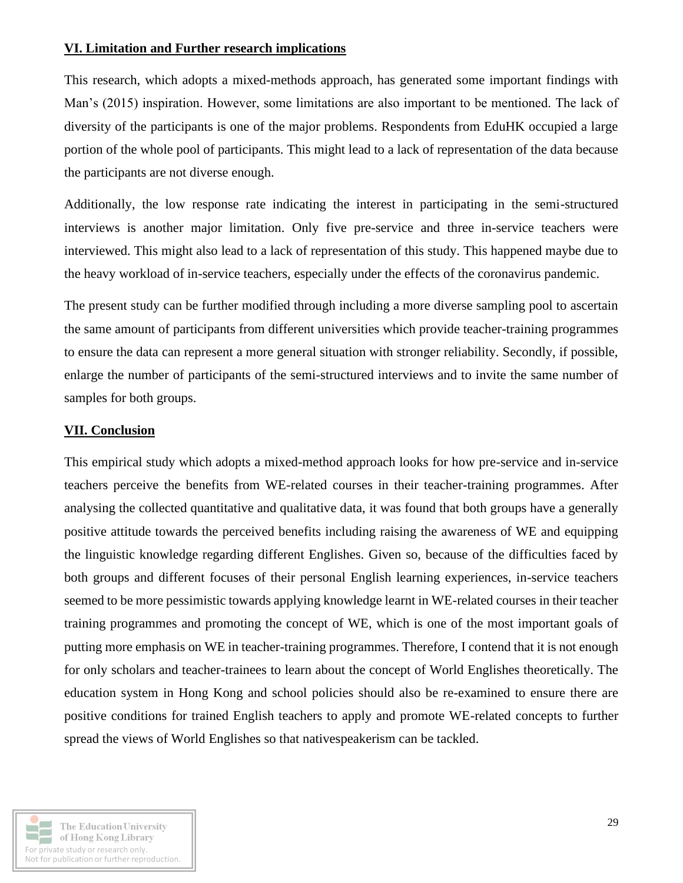## VI. Limitation and Further research implications

This research, which adopts a mixed-methods approach, has generated some important findings with Man's (2015) inspiration. However, some limitations are also important to be mentioned. The lack of diversity of the participants is one of the major problems. Respondents from EduHK occupied a large portion of the whole pool of participants. This might lead to a lack of representation of the data because the participants are not diverse enough.

Additionally, the low response rate indicating the interest in participating in the semi-structured interviews is another major limitation. Only five pre-service and three in-service teachers were interviewed. This might also lead to a lack of representation of this study. This happened maybe due to the heavy workload of in-service teachers, especially under the effects of the coronavirus pandemic.

The present study can be further modified through including a more diverse sampling pool to ascertain the same amount of participants from different universities which provide teacher-training programmes to ensure the data can represent a more general situation with stronger reliability. Secondly, if possible, enlarge the number of participants of the semi-structured interviews and to invite the same number of samples for both groups.

## VII. Conclusion

This empirical study which adopts a mixed-method approach looks for how pre-service and in-service teachers perceive the benefits from WE-related courses in their teacher-training programmes. After analysing the collected quantitative and qualitative data, it was found that both groups have a generally positive attitude towards the perceived benefits including raising the awareness of WE and equipping the linguistic knowledge regarding different Englishes. Given so, because of the difficulties faced by both groups and different focuses of their personal English learning experiences, in-service teachers seemed to be more pessimistic towards applying knowledge learnt in WE-related courses in their teacher training programmes and promoting the concept of WE, which is one of the most important goals of putting more emphasis on WE in teacher-training programmes. Therefore, I contend that it is not enough for only scholars and teacher-trainees to learn about the concept of World Englishes theoretically. The education system in Hong Kong and school policies should also be re-examined to ensure there are positive conditions for trained English teachers to apply and promote WE-related concepts to further spread the views of World Englishes so that nativespeakerism can be tackled.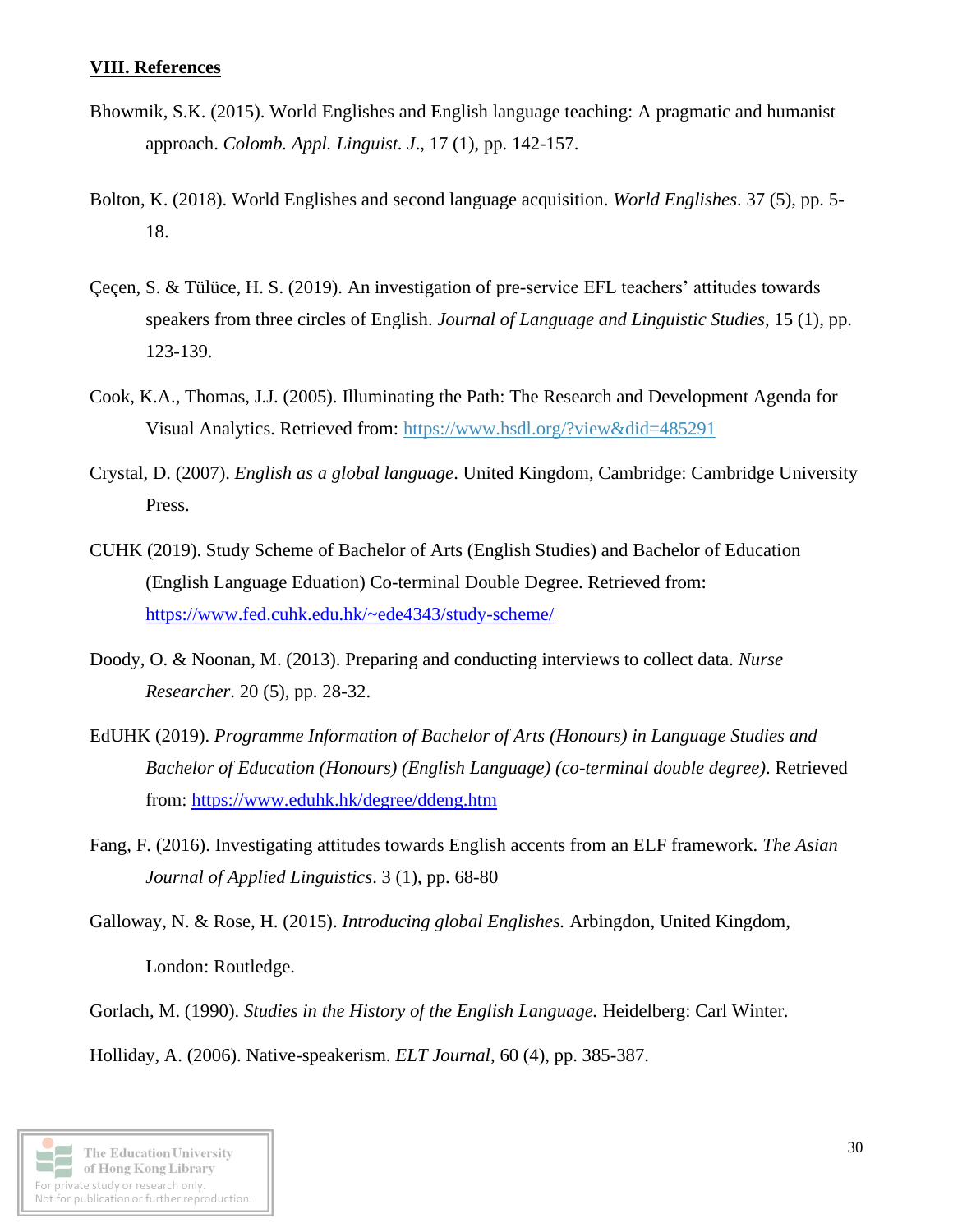## VIII. References

Bhowmik, S.K. (2015). World Englishes and English language teaching: A pragmatic and humanist approach. *Colomb. Appl. Linguist. J.*, 17 (1), pp. 142-157.

Bolton, K. (2018). World Englishes and second language acquisition. *World Englishes*. 37 (5), pp. 5-18.

Çeçen, S. & Tülüce, H. S. (2019). An investigation of pre-service EFL teachers' attitudes towards speakers from three circles of English. *Journal of Language and Linguistic Studies*, 15 (1), pp. 123-139.

Cook, K.A., Thomas, J.J. (2005). Illuminating the Path: The Research and Development Agenda for Visual Analytics. Retrieved from: https://www.hsdl.org/?view&did=485291

Crystal, D. (2007). *English as a global language*. United Kingdom, Cambridge: Cambridge University Press.

CUHK (2019). Study Scheme of Bachelor of Arts (English Studies) and Bachelor of Education (English Language Eduation) Co-terminal Double Degree. Retrieved from: https://www.fed.cuhk.edu.hk/~ede4343/study-scheme/

Doody, O. & Noonan, M. (2013). Preparing and conducting interviews to collect data. *Nurse Researcher*. 20 (5), pp. 28-32.

EdUHK (2019). *Programme Information of Bachelor of Arts (Honours) in Language Studies and Bachelor of Education (Honours) (English Language) (co-terminal double degree)*. Retrieved from: https://www.eduhk.hk/degree/ddeng.htm

Fang, F. (2016). Investigating attitudes towards English accents from an ELF framework. *The Asian Journal of Applied Linguistics*. 3 (1), pp. 68-80

Galloway, N. & Rose, H. (2015). *Introducing global Englishes.* Arbingdon, United Kingdom, London: Routledge.

Gorlach, M. (1990). *Studies in the History of the English Language.* Heidelberg: Carl Winter.

Holliday, A. (2006). Native-speakerism. *ELT Journal*, 60 (4), pp. 385-387.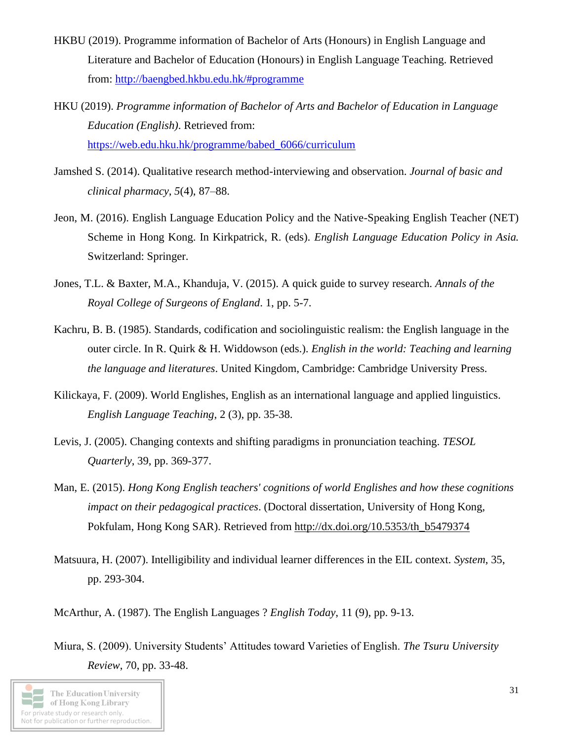HKBU (2019). Programme information of Bachelor of Arts (Honours) in English Language and Literature and Bachelor of Education (Honours) in English Language Teaching. Retrieved from: http://baengbed.hkbu.edu.hk/#programme

HKU (2019). *Programme information of Bachelor of Arts and Bachelor of Education in Language Education (English)*. Retrieved from: https://web.edu.hku.hk/programme/babed_6066/curriculum

Jamshed S. (2014). Qualitative research method-interviewing and observation. *Journal of basic and clinical pharmacy*, *5*(4), 87–88.

Jeon, M. (2016). English Language Education Policy and the Native-Speaking English Teacher (NET) Scheme in Hong Kong. In Kirkpatrick, R. (eds). *English Language Education Policy in Asia.* Switzerland: Springer.

Jones, T.L. & Baxter, M.A., Khanduja, V. (2015). A quick guide to survey research. *Annals of the Royal College of Surgeons of England*. 1, pp. 5-7.

Kachru, B. B. (1985). Standards, codification and sociolinguistic realism: the English language in the outer circle. In R. Quirk & H. Widdowson (eds.). *English in the world: Teaching and learning the language and literatures*. United Kingdom, Cambridge: Cambridge University Press.

Kilickaya, F. (2009). World Englishes, English as an international language and applied linguistics. *English Language Teaching*, 2 (3), pp. 35-38.

Levis, J. (2005). Changing contexts and shifting paradigms in pronunciation teaching. *TESOL Quarterly*, 39, pp. 369-377.

Man, E. (2015). *Hong Kong English teachers' cognitions of world Englishes and how these cognitions impact on their pedagogical practices*. (Doctoral dissertation, University of Hong Kong, Pokfulam, Hong Kong SAR). Retrieved from http://dx.doi.org/10.5353/th_b5479374

Matsuura, H. (2007). Intelligibility and individual learner differences in the EIL context. *System*, 35, pp. 293-304.

McArthur, A. (1987). The English Languages ? *English Today*, 11 (9), pp. 9-13.

Miura, S. (2009). University Students' Attitudes toward Varieties of English. *The Tsuru University Review*, 70, pp. 33-48.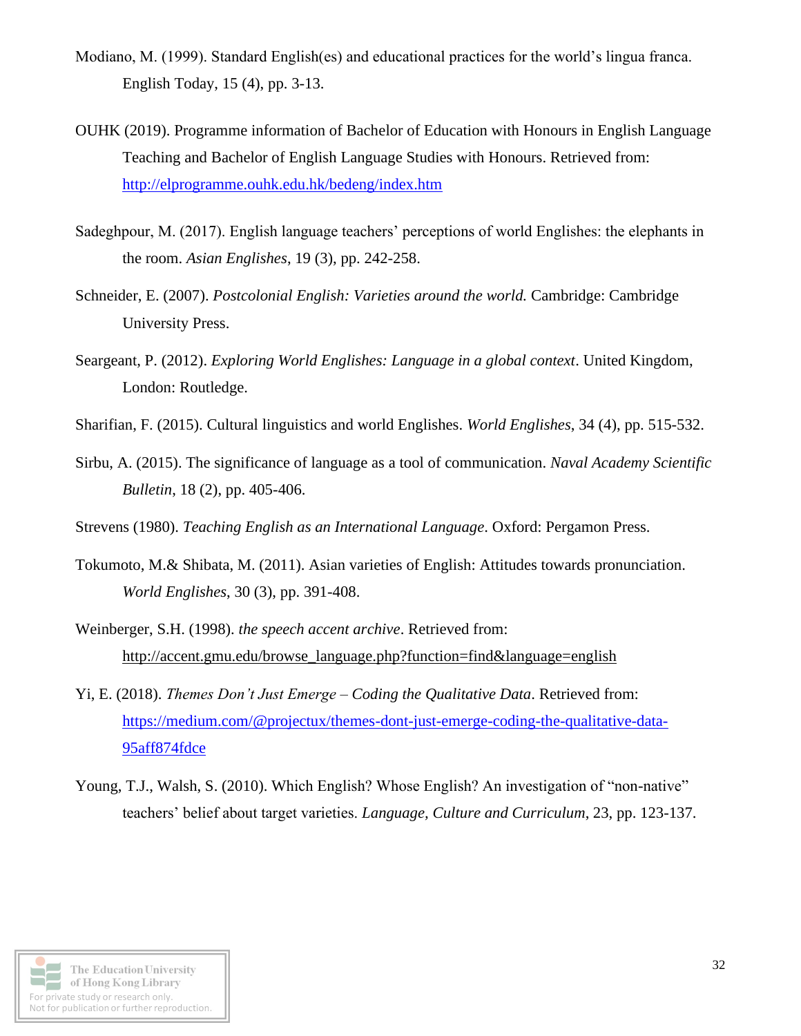Modiano, M. (1999). Standard English(es) and educational practices for the world's lingua franca. English Today, 15 (4), pp. 3-13.

OUHK (2019). Programme information of Bachelor of Education with Honours in English Language Teaching and Bachelor of English Language Studies with Honours. Retrieved from: http://elprogramme.ouhk.edu.hk/bedeng/index.htm

Sadeghpour, M. (2017). English language teachers' perceptions of world Englishes: the elephants in the room. *Asian Englishes*, 19 (3), pp. 242-258.

Schneider, E. (2007). *Postcolonial English: Varieties around the world.* Cambridge: Cambridge University Press.

Seargeant, P. (2012). *Exploring World Englishes: Language in a global context*. United Kingdom, London: Routledge.

Sharifian, F. (2015). Cultural linguistics and world Englishes. *World Englishes*, 34 (4), pp. 515-532.

Sirbu, A. (2015). The significance of language as a tool of communication. *Naval Academy Scientific Bulletin*, 18 (2), pp. 405-406.

Strevens (1980). *Teaching English as an International Language*. Oxford: Pergamon Press.

Tokumoto, M.& Shibata, M. (2011). Asian varieties of English: Attitudes towards pronunciation. *World Englishes*, 30 (3), pp. 391-408.

Weinberger, S.H. (1998). *the speech accent archive*. Retrieved from: http://accent.gmu.edu/browse_language.php?function=find&language=english

Yi, E. (2018). *Themes Don't Just Emerge – Coding the Qualitative Data*. Retrieved from: https://medium.com/@projectux/themes-dont-just-emerge-coding-the-qualitative-data-95aff874fdce

Young, T.J., Walsh, S. (2010). Which English? Whose English? An investigation of "non-native" teachers' belief about target varieties. *Language, Culture and Curriculum*, 23, pp. 123-137.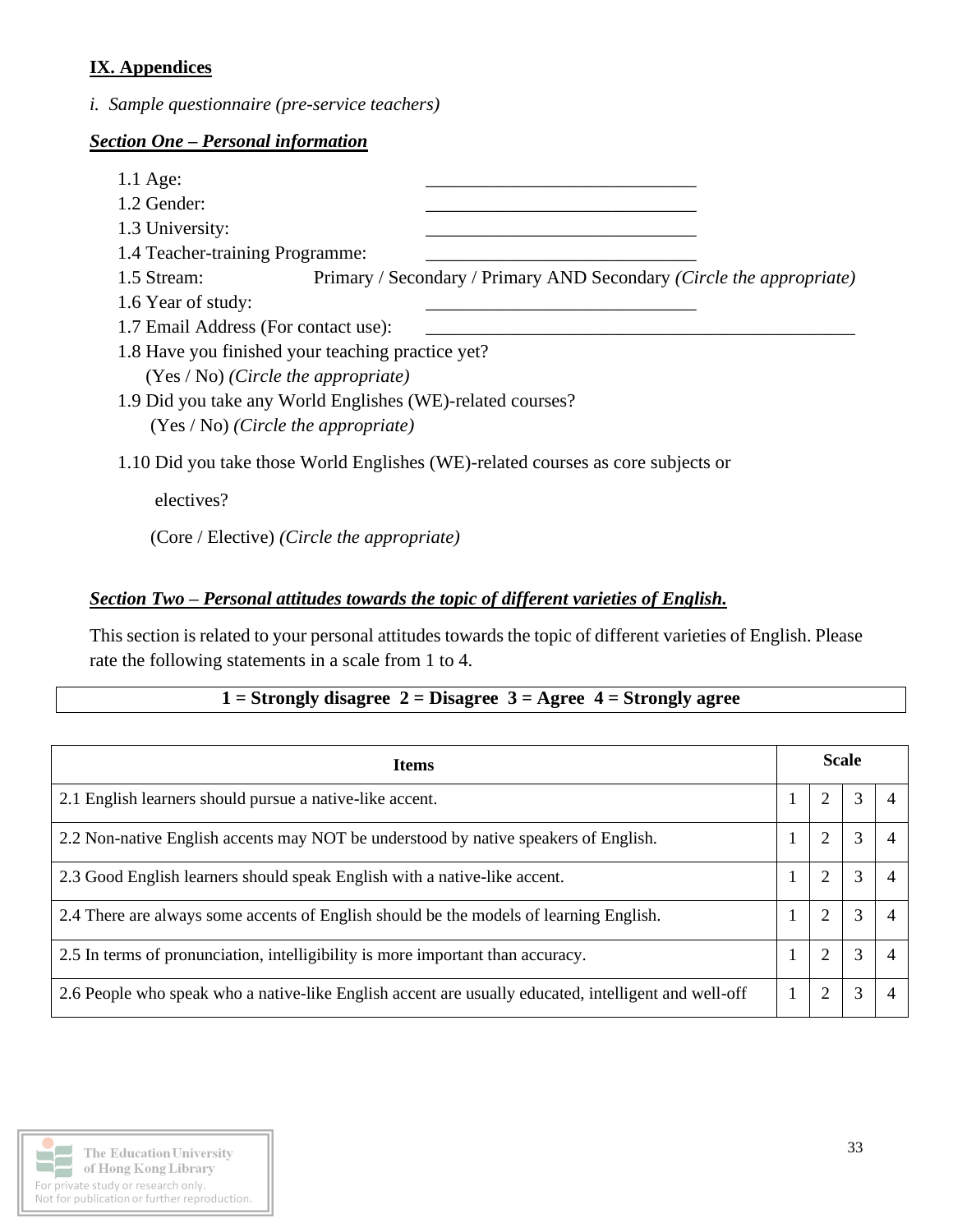**IX. Appendices**

*i. Sample questionnaire (pre-service teachers)*

***Section One – Personal information***

1.1 Age: \_\_\_\_\_\_\_\_\_\_\_\_\_\_\_\_\_\_\_\_\_\_\_\_\_\_\_\_\_\_

1.2 Gender: \_\_\_\_\_\_\_\_\_\_\_\_\_\_\_\_\_\_\_\_\_\_\_\_\_\_\_\_\_\_

1.3 University: \_\_\_\_\_\_\_\_\_\_\_\_\_\_\_\_\_\_\_\_\_\_\_\_\_\_\_\_\_\_

1.4 Teacher-training Programme: \_\_\_\_\_\_\_\_\_\_\_\_\_\_\_\_\_\_\_\_\_\_\_\_\_\_\_\_\_\_

1.5 Stream: Primary / Secondary / Primary AND Secondary *(Circle the appropriate)*

1.6 Year of study: \_\_\_\_\_\_\_\_\_\_\_\_\_\_\_\_\_\_\_\_\_\_\_\_\_\_\_\_\_\_

1.7 Email Address (For contact use): \_\_\_\_\_\_\_\_\_\_\_\_\_\_\_\_\_\_\_\_\_\_\_\_\_\_\_\_\_\_\_\_\_\_\_\_\_\_\_\_\_\_\_\_\_\_\_\_

1.8 Have you finished your teaching practice yet?
(Yes / No) *(Circle the appropriate)*

1.9 Did you take any World Englishes (WE)-related courses?
(Yes / No) *(Circle the appropriate)*

1.10 Did you take those World Englishes (WE)-related courses as core subjects or electives?

(Core / Elective) *(Circle the appropriate)*

***Section Two – Personal attitudes towards the topic of different varieties of English.***

This section is related to your personal attitudes towards the topic of different varieties of English. Please rate the following statements in a scale from 1 to 4.

**1 = Strongly disagree 2 = Disagree 3 = Agree 4 = Strongly agree**

| Items | Scale | | | |
|---|---|---|---|---|
| 2.1 English learners should pursue a native-like accent. | 1 | 2 | 3 | 4 |
| 2.2 Non-native English accents may NOT be understood by native speakers of English. | 1 | 2 | 3 | 4 |
| 2.3 Good English learners should speak English with a native-like accent. | 1 | 2 | 3 | 4 |
| 2.4 There are always some accents of English should be the models of learning English. | 1 | 2 | 3 | 4 |
| 2.5 In terms of pronunciation, intelligibility is more important than accuracy. | 1 | 2 | 3 | 4 |
| 2.6 People who speak who a native-like English accent are usually educated, intelligent and well-off | 1 | 2 | 3 | 4 |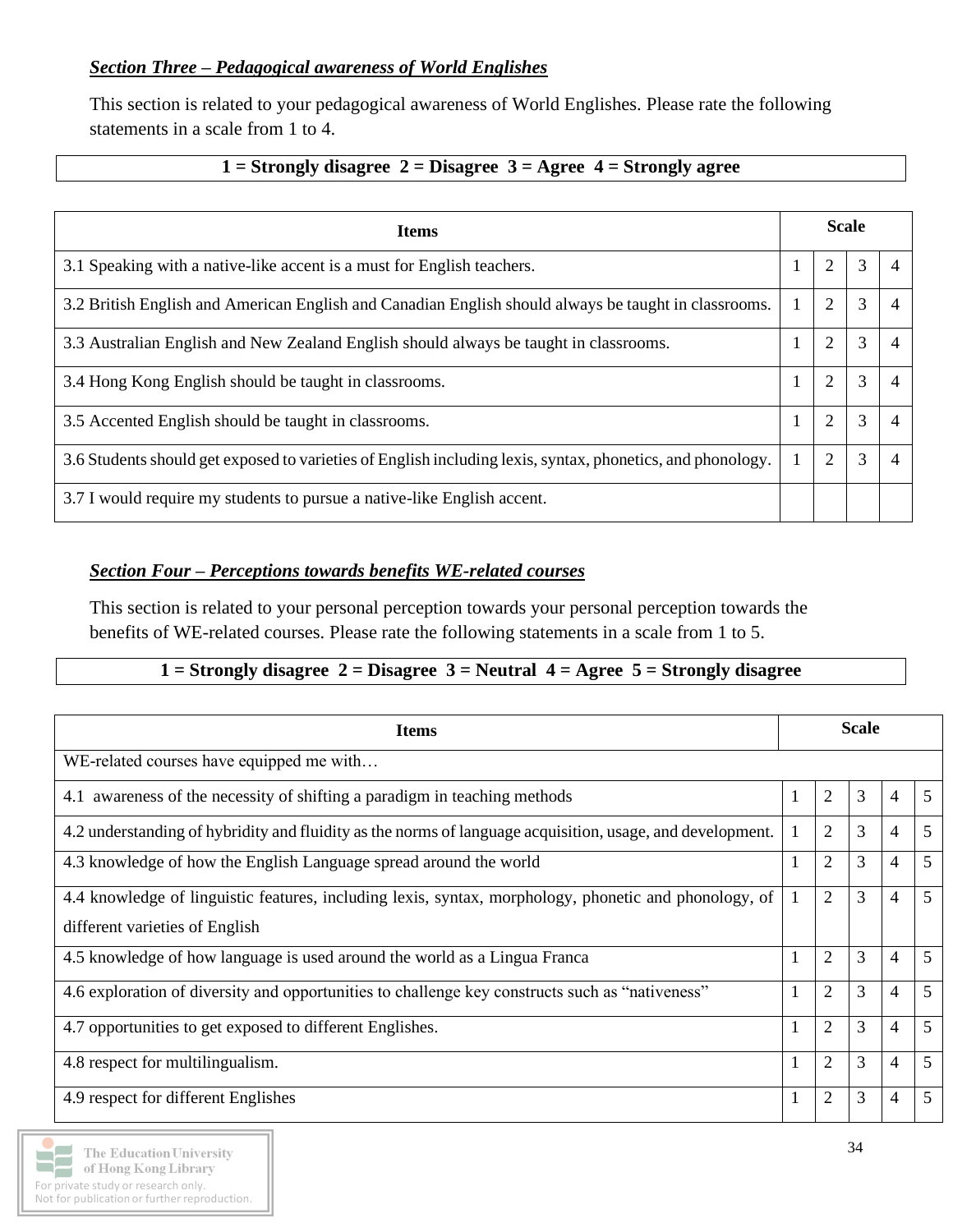***Section Three – Pedagogical awareness of World Englishes***

This section is related to your pedagogical awareness of World Englishes. Please rate the following statements in a scale from 1 to 4.

**1 = Strongly disagree  2 = Disagree  3 = Agree  4 = Strongly agree**

| Items | Scale | | | |
|---|---|---|---|---|
| 3.1 Speaking with a native-like accent is a must for English teachers. | 1 | 2 | 3 | 4 |
| 3.2 British English and American English and Canadian English should always be taught in classrooms. | 1 | 2 | 3 | 4 |
| 3.3 Australian English and New Zealand English should always be taught in classrooms. | 1 | 2 | 3 | 4 |
| 3.4 Hong Kong English should be taught in classrooms. | 1 | 2 | 3 | 4 |
| 3.5 Accented English should be taught in classrooms. | 1 | 2 | 3 | 4 |
| 3.6 Students should get exposed to varieties of English including lexis, syntax, phonetics, and phonology. | 1 | 2 | 3 | 4 |
| 3.7 I would require my students to pursue a native-like English accent. | | | | |

***Section Four – Perceptions towards benefits WE-related courses***

This section is related to your personal perception towards your personal perception towards the benefits of WE-related courses. Please rate the following statements in a scale from 1 to 5.

**1 = Strongly disagree  2 = Disagree  3 = Neutral  4 = Agree  5 = Strongly disagree**

| Items | Scale | | | | |
|---|---|---|---|---|---|
| WE-related courses have equipped me with… | | | | | |
| 4.1 awareness of the necessity of shifting a paradigm in teaching methods | 1 | 2 | 3 | 4 | 5 |
| 4.2 understanding of hybridity and fluidity as the norms of language acquisition, usage, and development. | 1 | 2 | 3 | 4 | 5 |
| 4.3 knowledge of how the English Language spread around the world | 1 | 2 | 3 | 4 | 5 |
| 4.4 knowledge of linguistic features, including lexis, syntax, morphology, phonetic and phonology, of different varieties of English | 1 | 2 | 3 | 4 | 5 |
| 4.5 knowledge of how language is used around the world as a Lingua Franca | 1 | 2 | 3 | 4 | 5 |
| 4.6 exploration of diversity and opportunities to challenge key constructs such as "nativeness" | 1 | 2 | 3 | 4 | 5 |
| 4.7 opportunities to get exposed to different Englishes. | 1 | 2 | 3 | 4 | 5 |
| 4.8 respect for multilingualism. | 1 | 2 | 3 | 4 | 5 |
| 4.9 respect for different Englishes | 1 | 2 | 3 | 4 | 5 |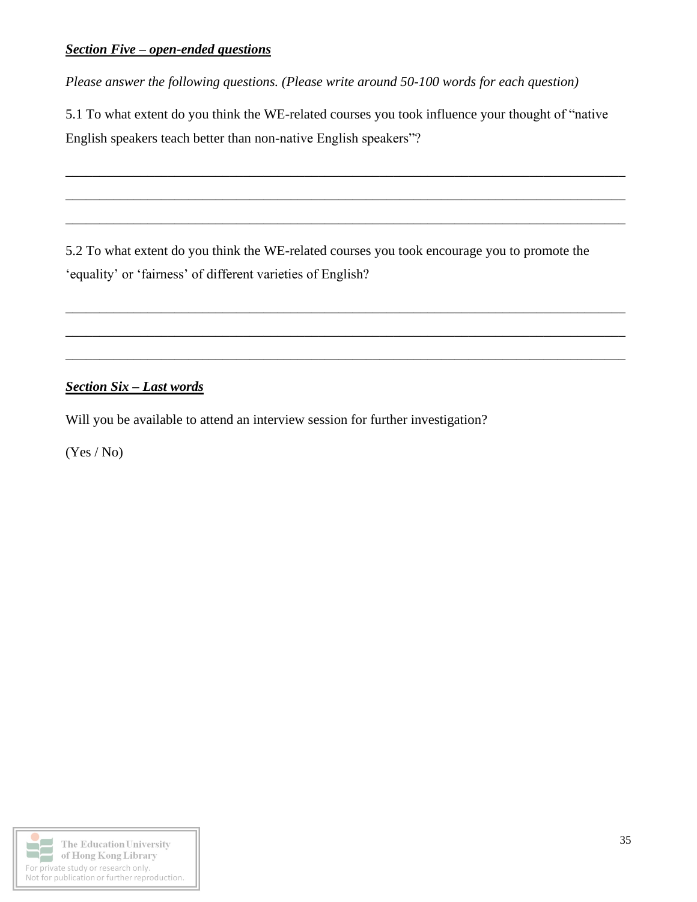***Section Five – open-ended questions***

*Please answer the following questions. (Please write around 50-100 words for each question)*

5.1 To what extent do you think the WE-related courses you took influence your thought of "native English speakers teach better than non-native English speakers"?

\_\_\_\_\_\_\_\_\_\_\_\_\_\_\_\_\_\_\_\_\_\_\_\_\_\_\_\_\_\_\_\_\_\_\_\_\_\_\_\_\_\_\_\_\_\_\_\_\_\_\_\_\_\_\_\_\_\_\_\_\_\_\_\_\_\_\_\_\_\_\_\_\_\_\_\_\_\_

\_\_\_\_\_\_\_\_\_\_\_\_\_\_\_\_\_\_\_\_\_\_\_\_\_\_\_\_\_\_\_\_\_\_\_\_\_\_\_\_\_\_\_\_\_\_\_\_\_\_\_\_\_\_\_\_\_\_\_\_\_\_\_\_\_\_\_\_\_\_\_\_\_\_\_\_\_\_

\_\_\_\_\_\_\_\_\_\_\_\_\_\_\_\_\_\_\_\_\_\_\_\_\_\_\_\_\_\_\_\_\_\_\_\_\_\_\_\_\_\_\_\_\_\_\_\_\_\_\_\_\_\_\_\_\_\_\_\_\_\_\_\_\_\_\_\_\_\_\_\_\_\_\_\_\_\_

5.2 To what extent do you think the WE-related courses you took encourage you to promote the 'equality' or 'fairness' of different varieties of English?

\_\_\_\_\_\_\_\_\_\_\_\_\_\_\_\_\_\_\_\_\_\_\_\_\_\_\_\_\_\_\_\_\_\_\_\_\_\_\_\_\_\_\_\_\_\_\_\_\_\_\_\_\_\_\_\_\_\_\_\_\_\_\_\_\_\_\_\_\_\_\_\_\_\_\_\_\_\_

\_\_\_\_\_\_\_\_\_\_\_\_\_\_\_\_\_\_\_\_\_\_\_\_\_\_\_\_\_\_\_\_\_\_\_\_\_\_\_\_\_\_\_\_\_\_\_\_\_\_\_\_\_\_\_\_\_\_\_\_\_\_\_\_\_\_\_\_\_\_\_\_\_\_\_\_\_\_

\_\_\_\_\_\_\_\_\_\_\_\_\_\_\_\_\_\_\_\_\_\_\_\_\_\_\_\_\_\_\_\_\_\_\_\_\_\_\_\_\_\_\_\_\_\_\_\_\_\_\_\_\_\_\_\_\_\_\_\_\_\_\_\_\_\_\_\_\_\_\_\_\_\_\_\_\_\_

***Section Six – Last words***

Will you be available to attend an interview session for further investigation?

(Yes / No)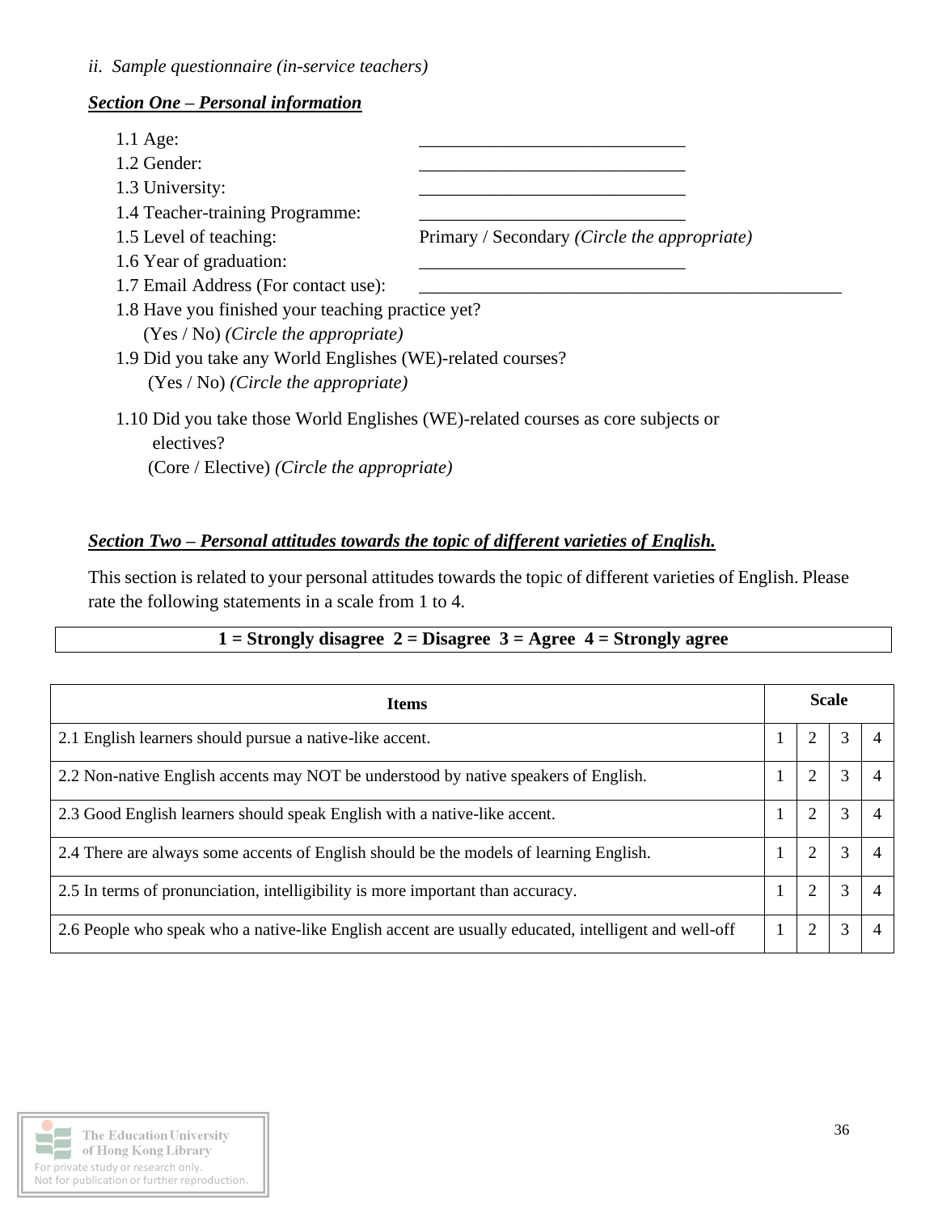*ii. Sample questionnaire (in-service teachers)*

***Section One – Personal information***

1.1 Age: ______________________________
1.2 Gender: ______________________________
1.3 University: ______________________________
1.4 Teacher-training Programme: ______________________________
1.5 Level of teaching: Primary / Secondary *(Circle the appropriate)*
1.6 Year of graduation: ______________________________
1.7 Email Address (For contact use): ______________________________________________
1.8 Have you finished your teaching practice yet?
(Yes / No) *(Circle the appropriate)*
1.9 Did you take any World Englishes (WE)-related courses?
(Yes / No) *(Circle the appropriate)*

1.10 Did you take those World Englishes (WE)-related courses as core subjects or electives?
(Core / Elective) *(Circle the appropriate)*

***Section Two – Personal attitudes towards the topic of different varieties of English.***

This section is related to your personal attitudes towards the topic of different varieties of English. Please rate the following statements in a scale from 1 to 4.

**1 = Strongly disagree 2 = Disagree 3 = Agree 4 = Strongly agree**

| Items | Scale | | | |
|---|---|---|---|---|
| 2.1 English learners should pursue a native-like accent. | 1 | 2 | 3 | 4 |
| 2.2 Non-native English accents may NOT be understood by native speakers of English. | 1 | 2 | 3 | 4 |
| 2.3 Good English learners should speak English with a native-like accent. | 1 | 2 | 3 | 4 |
| 2.4 There are always some accents of English should be the models of learning English. | 1 | 2 | 3 | 4 |
| 2.5 In terms of pronunciation, intelligibility is more important than accuracy. | 1 | 2 | 3 | 4 |
| 2.6 People who speak who a native-like English accent are usually educated, intelligent and well-off | 1 | 2 | 3 | 4 |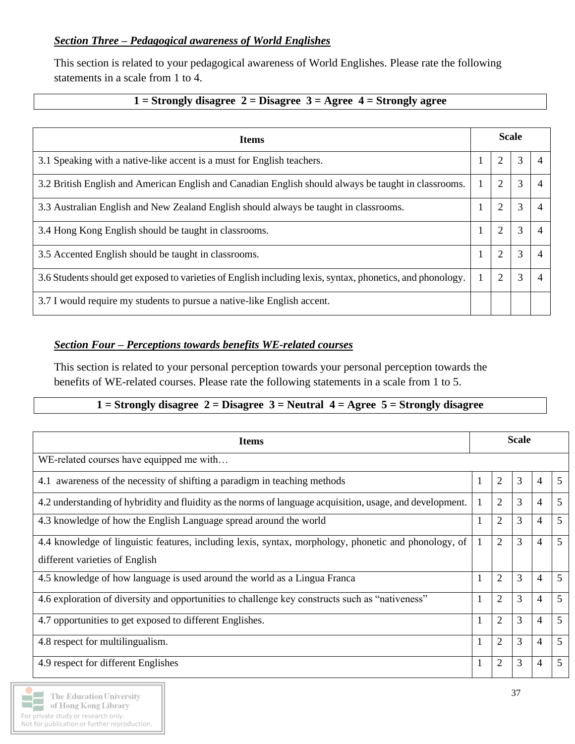***Section Three – Pedagogical awareness of World Englishes***

This section is related to your pedagogical awareness of World Englishes. Please rate the following statements in a scale from 1 to 4.

**1 = Strongly disagree  2 = Disagree  3 = Agree  4 = Strongly agree**

| Items | Scale | | | |
|---|---|---|---|---|
| 3.1 Speaking with a native-like accent is a must for English teachers. | 1 | 2 | 3 | 4 |
| 3.2 British English and American English and Canadian English should always be taught in classrooms. | 1 | 2 | 3 | 4 |
| 3.3 Australian English and New Zealand English should always be taught in classrooms. | 1 | 2 | 3 | 4 |
| 3.4 Hong Kong English should be taught in classrooms. | 1 | 2 | 3 | 4 |
| 3.5 Accented English should be taught in classrooms. | 1 | 2 | 3 | 4 |
| 3.6 Students should get exposed to varieties of English including lexis, syntax, phonetics, and phonology. | 1 | 2 | 3 | 4 |
| 3.7 I would require my students to pursue a native-like English accent. | | | | |

***Section Four – Perceptions towards benefits WE-related courses***

This section is related to your personal perception towards your personal perception towards the benefits of WE-related courses. Please rate the following statements in a scale from 1 to 5.

**1 = Strongly disagree  2 = Disagree  3 = Neutral  4 = Agree  5 = Strongly disagree**

| Items | Scale | | | | |
|---|---|---|---|---|---|
| WE-related courses have equipped me with… | | | | | |
| 4.1 awareness of the necessity of shifting a paradigm in teaching methods | 1 | 2 | 3 | 4 | 5 |
| 4.2 understanding of hybridity and fluidity as the norms of language acquisition, usage, and development. | 1 | 2 | 3 | 4 | 5 |
| 4.3 knowledge of how the English Language spread around the world | 1 | 2 | 3 | 4 | 5 |
| 4.4 knowledge of linguistic features, including lexis, syntax, morphology, phonetic and phonology, of different varieties of English | 1 | 2 | 3 | 4 | 5 |
| 4.5 knowledge of how language is used around the world as a Lingua Franca | 1 | 2 | 3 | 4 | 5 |
| 4.6 exploration of diversity and opportunities to challenge key constructs such as "nativeness" | 1 | 2 | 3 | 4 | 5 |
| 4.7 opportunities to get exposed to different Englishes. | 1 | 2 | 3 | 4 | 5 |
| 4.8 respect for multilingualism. | 1 | 2 | 3 | 4 | 5 |
| 4.9 respect for different Englishes | 1 | 2 | 3 | 4 | 5 |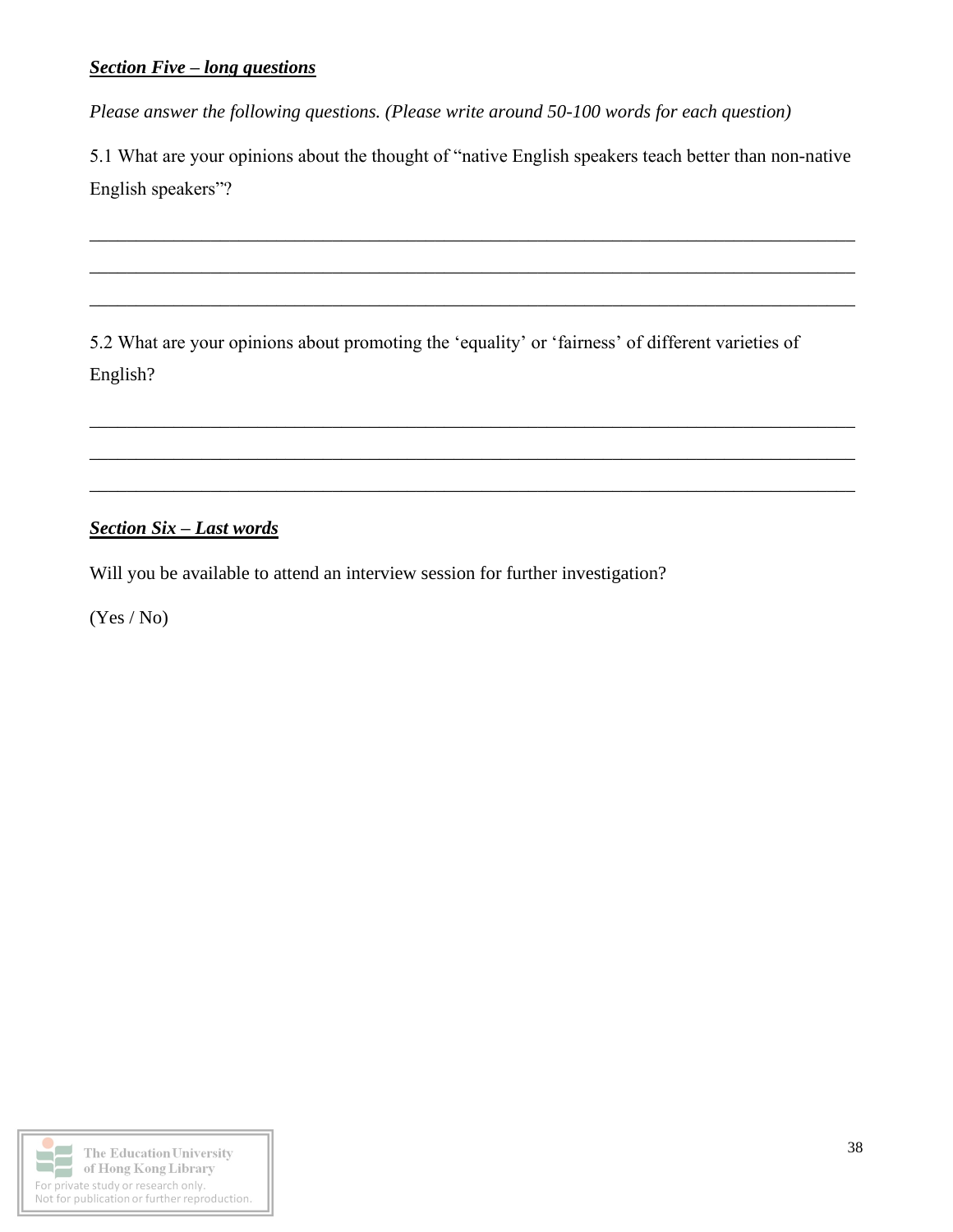***Section Five – long questions***

*Please answer the following questions. (Please write around 50-100 words for each question)*

5.1 What are your opinions about the thought of "native English speakers teach better than non-native English speakers"?

\_\_\_\_\_\_\_\_\_\_\_\_\_\_\_\_\_\_\_\_\_\_\_\_\_\_\_\_\_\_\_\_\_\_\_\_\_\_\_\_\_\_\_\_\_\_\_\_\_\_\_\_\_\_\_\_\_\_\_\_\_\_\_\_\_\_\_\_\_\_\_\_\_\_\_\_\_\_\_\_

\_\_\_\_\_\_\_\_\_\_\_\_\_\_\_\_\_\_\_\_\_\_\_\_\_\_\_\_\_\_\_\_\_\_\_\_\_\_\_\_\_\_\_\_\_\_\_\_\_\_\_\_\_\_\_\_\_\_\_\_\_\_\_\_\_\_\_\_\_\_\_\_\_\_\_\_\_\_\_\_

\_\_\_\_\_\_\_\_\_\_\_\_\_\_\_\_\_\_\_\_\_\_\_\_\_\_\_\_\_\_\_\_\_\_\_\_\_\_\_\_\_\_\_\_\_\_\_\_\_\_\_\_\_\_\_\_\_\_\_\_\_\_\_\_\_\_\_\_\_\_\_\_\_\_\_\_\_\_\_\_

5.2 What are your opinions about promoting the 'equality' or 'fairness' of different varieties of English?

\_\_\_\_\_\_\_\_\_\_\_\_\_\_\_\_\_\_\_\_\_\_\_\_\_\_\_\_\_\_\_\_\_\_\_\_\_\_\_\_\_\_\_\_\_\_\_\_\_\_\_\_\_\_\_\_\_\_\_\_\_\_\_\_\_\_\_\_\_\_\_\_\_\_\_\_\_\_\_\_

\_\_\_\_\_\_\_\_\_\_\_\_\_\_\_\_\_\_\_\_\_\_\_\_\_\_\_\_\_\_\_\_\_\_\_\_\_\_\_\_\_\_\_\_\_\_\_\_\_\_\_\_\_\_\_\_\_\_\_\_\_\_\_\_\_\_\_\_\_\_\_\_\_\_\_\_\_\_\_\_

\_\_\_\_\_\_\_\_\_\_\_\_\_\_\_\_\_\_\_\_\_\_\_\_\_\_\_\_\_\_\_\_\_\_\_\_\_\_\_\_\_\_\_\_\_\_\_\_\_\_\_\_\_\_\_\_\_\_\_\_\_\_\_\_\_\_\_\_\_\_\_\_\_\_\_\_\_\_\_\_

***Section Six – Last words***

Will you be available to attend an interview session for further investigation?

(Yes / No)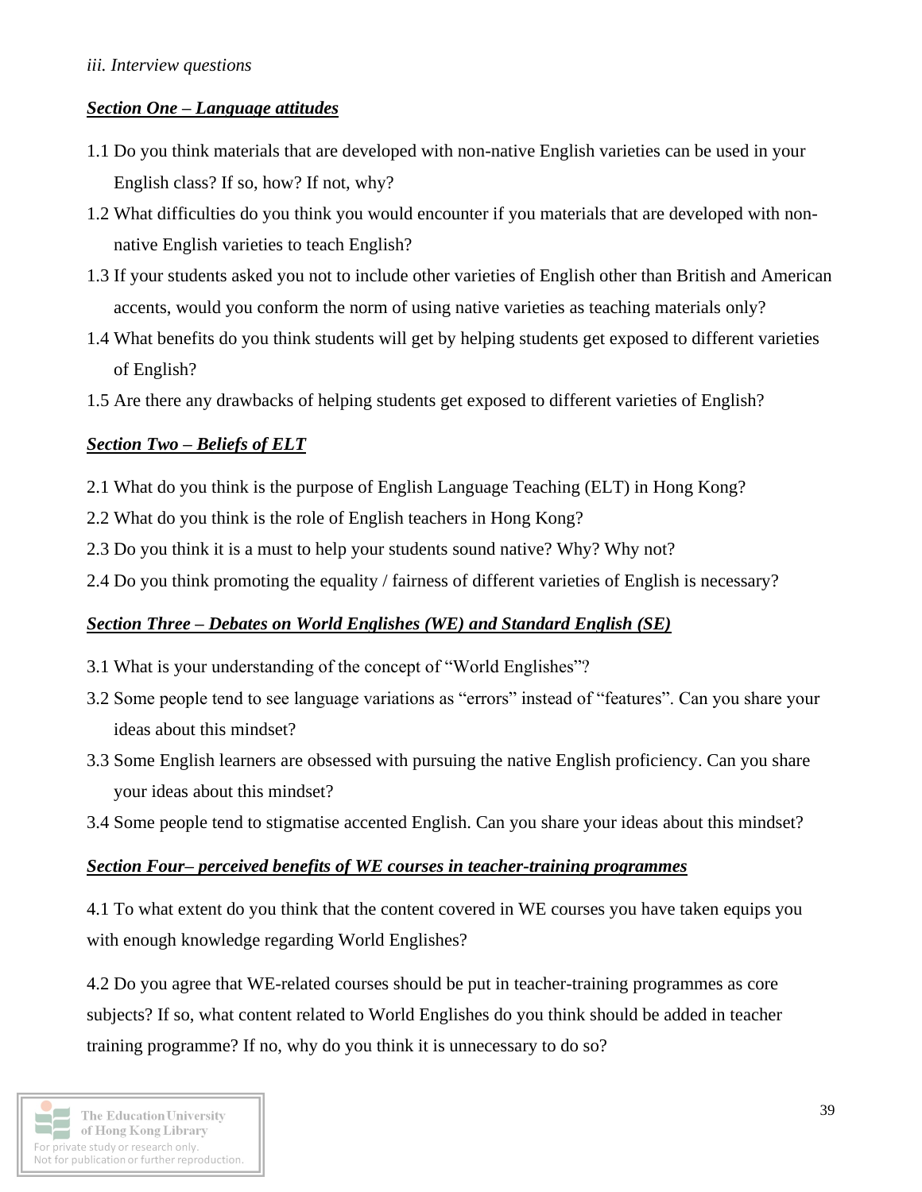*iii. Interview questions*

***<u>Section One – Language attitudes</u>***

1.1 Do you think materials that are developed with non-native English varieties can be used in your English class? If so, how? If not, why?

1.2 What difficulties do you think you would encounter if you materials that are developed with non-native English varieties to teach English?

1.3 If your students asked you not to include other varieties of English other than British and American accents, would you conform the norm of using native varieties as teaching materials only?

1.4 What benefits do you think students will get by helping students get exposed to different varieties of English?

1.5 Are there any drawbacks of helping students get exposed to different varieties of English?

***<u>Section Two – Beliefs of ELT</u>***

2.1 What do you think is the purpose of English Language Teaching (ELT) in Hong Kong?

2.2 What do you think is the role of English teachers in Hong Kong?

2.3 Do you think it is a must to help your students sound native? Why? Why not?

2.4 Do you think promoting the equality / fairness of different varieties of English is necessary?

***<u>Section Three – Debates on World Englishes (WE) and Standard English (SE)</u>***

3.1 What is your understanding of the concept of "World Englishes"?

3.2 Some people tend to see language variations as "errors" instead of "features". Can you share your ideas about this mindset?

3.3 Some English learners are obsessed with pursuing the native English proficiency. Can you share your ideas about this mindset?

3.4 Some people tend to stigmatise accented English. Can you share your ideas about this mindset?

***<u>Section Four– perceived benefits of WE courses in teacher-training programmes</u>***

4.1 To what extent do you think that the content covered in WE courses you have taken equips you with enough knowledge regarding World Englishes?

4.2 Do you agree that WE-related courses should be put in teacher-training programmes as core subjects? If so, what content related to World Englishes do you think should be added in teacher training programme? If no, why do you think it is unnecessary to do so?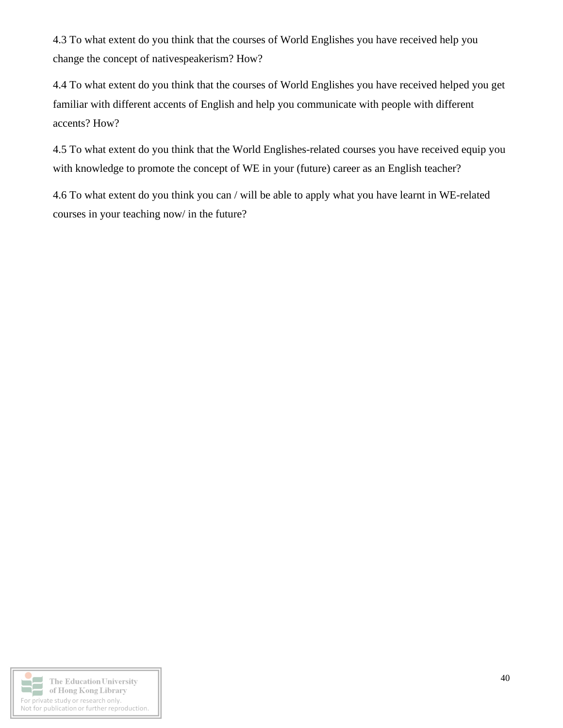4.3 To what extent do you think that the courses of World Englishes you have received help you change the concept of nativespeakerism? How?

4.4 To what extent do you think that the courses of World Englishes you have received helped you get familiar with different accents of English and help you communicate with people with different accents? How?

4.5 To what extent do you think that the World Englishes-related courses you have received equip you with knowledge to promote the concept of WE in your (future) career as an English teacher?

4.6 To what extent do you think you can / will be able to apply what you have learnt in WE-related courses in your teaching now/ in the future?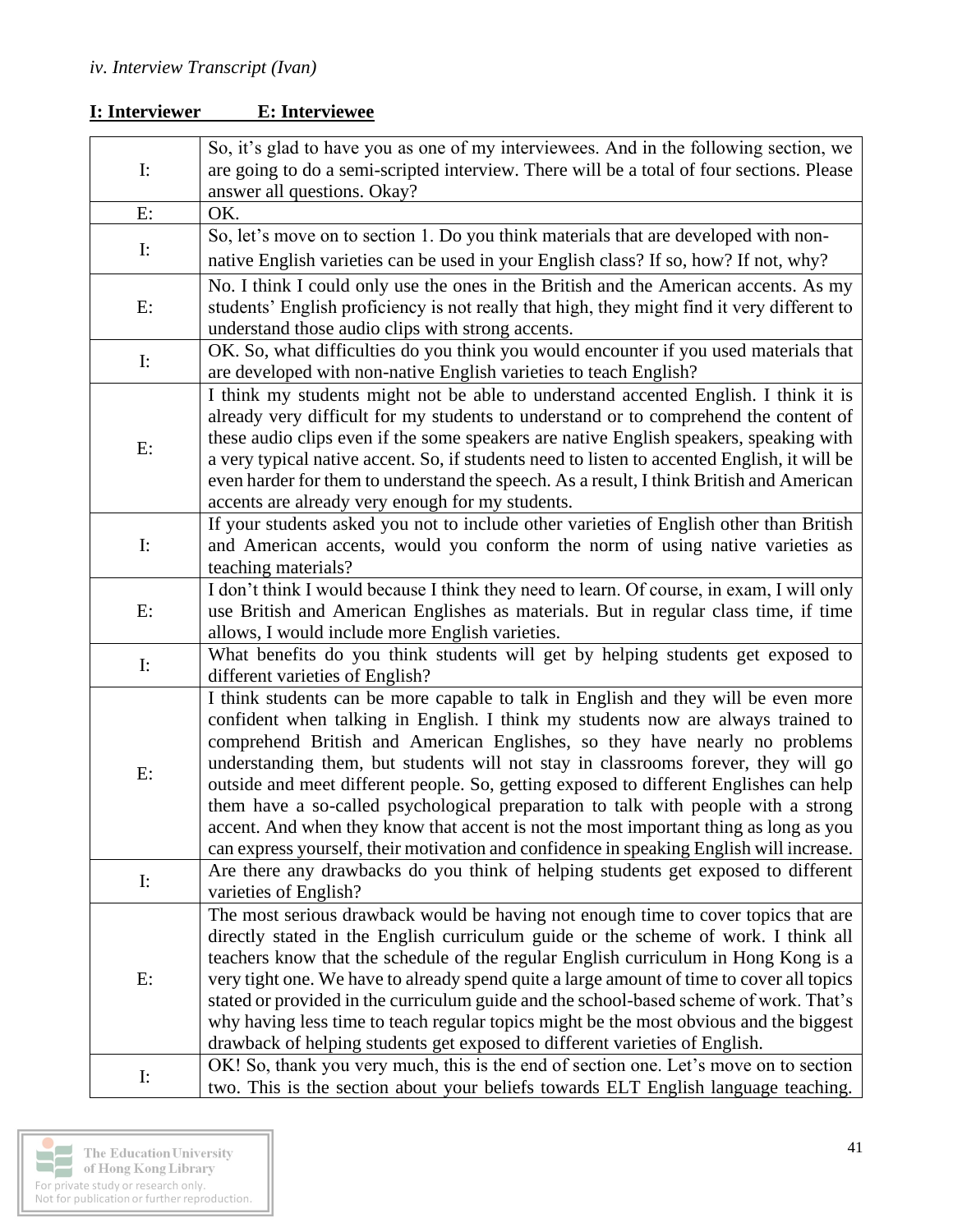*iv. Interview Transcript (Ivan)*

**I: Interviewer        E: Interviewee**

| | |
|---|---|
| I: | So, it's glad to have you as one of my interviewees. And in the following section, we are going to do a semi-scripted interview. There will be a total of four sections. Please answer all questions. Okay? |
| E: | OK. |
| I: | So, let's move on to section 1. Do you think materials that are developed with non-native English varieties can be used in your English class? If so, how? If not, why? |
| E: | No. I think I could only use the ones in the British and the American accents. As my students' English proficiency is not really that high, they might find it very different to understand those audio clips with strong accents. |
| I: | OK. So, what difficulties do you think you would encounter if you used materials that are developed with non-native English varieties to teach English? |
| E: | I think my students might not be able to understand accented English. I think it is already very difficult for my students to understand or to comprehend the content of these audio clips even if the some speakers are native English speakers, speaking with a very typical native accent. So, if students need to listen to accented English, it will be even harder for them to understand the speech. As a result, I think British and American accents are already very enough for my students. |
| I: | If your students asked you not to include other varieties of English other than British and American accents, would you conform the norm of using native varieties as teaching materials? |
| E: | I don't think I would because I think they need to learn. Of course, in exam, I will only use British and American Englishes as materials. But in regular class time, if time allows, I would include more English varieties. |
| I: | What benefits do you think students will get by helping students get exposed to different varieties of English? |
| E: | I think students can be more capable to talk in English and they will be even more confident when talking in English. I think my students now are always trained to comprehend British and American Englishes, so they have nearly no problems understanding them, but students will not stay in classrooms forever, they will go outside and meet different people. So, getting exposed to different Englishes can help them have a so-called psychological preparation to talk with people with a strong accent. And when they know that accent is not the most important thing as long as you can express yourself, their motivation and confidence in speaking English will increase. |
| I: | Are there any drawbacks do you think of helping students get exposed to different varieties of English? |
| E: | The most serious drawback would be having not enough time to cover topics that are directly stated in the English curriculum guide or the scheme of work. I think all teachers know that the schedule of the regular English curriculum in Hong Kong is a very tight one. We have to already spend quite a large amount of time to cover all topics stated or provided in the curriculum guide and the school-based scheme of work. That's why having less time to teach regular topics might be the most obvious and the biggest drawback of helping students get exposed to different varieties of English. |
| I: | OK! So, thank you very much, this is the end of section one. Let's move on to section two. This is the section about your beliefs towards ELT English language teaching. |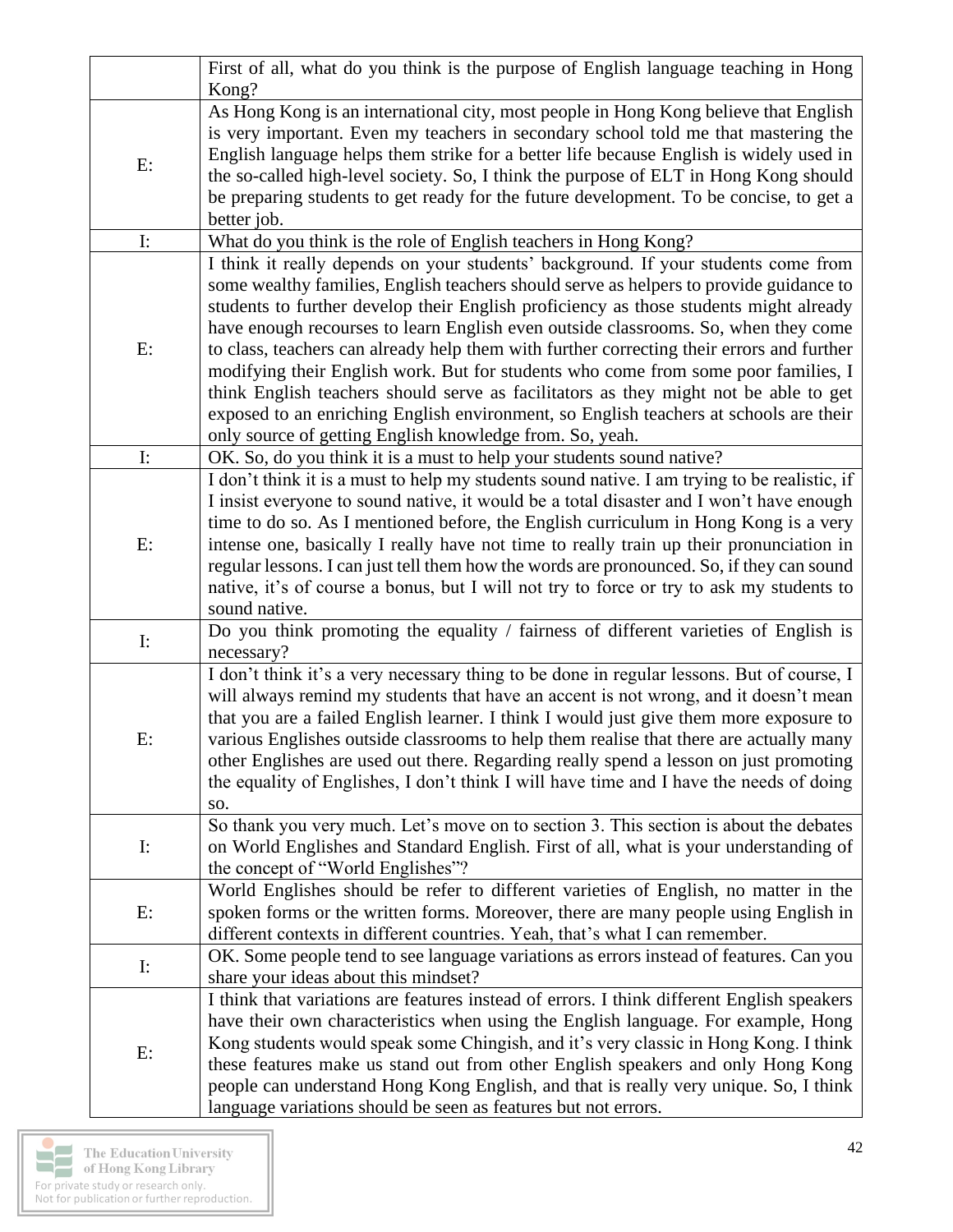| | |
|---|---|
| | First of all, what do you think is the purpose of English language teaching in Hong Kong? |
| E: | As Hong Kong is an international city, most people in Hong Kong believe that English is very important. Even my teachers in secondary school told me that mastering the English language helps them strike for a better life because English is widely used in the so-called high-level society. So, I think the purpose of ELT in Hong Kong should be preparing students to get ready for the future development. To be concise, to get a better job. |
| I: | What do you think is the role of English teachers in Hong Kong? |
| E: | I think it really depends on your students' background. If your students come from some wealthy families, English teachers should serve as helpers to provide guidance to students to further develop their English proficiency as those students might already have enough recourses to learn English even outside classrooms. So, when they come to class, teachers can already help them with further correcting their errors and further modifying their English work. But for students who come from some poor families, I think English teachers should serve as facilitators as they might not be able to get exposed to an enriching English environment, so English teachers at schools are their only source of getting English knowledge from. So, yeah. |
| I: | OK. So, do you think it is a must to help your students sound native? |
| E: | I don't think it is a must to help my students sound native. I am trying to be realistic, if I insist everyone to sound native, it would be a total disaster and I won't have enough time to do so. As I mentioned before, the English curriculum in Hong Kong is a very intense one, basically I really have not time to really train up their pronunciation in regular lessons. I can just tell them how the words are pronounced. So, if they can sound native, it's of course a bonus, but I will not try to force or try to ask my students to sound native. |
| I: | Do you think promoting the equality / fairness of different varieties of English is necessary? |
| E: | I don't think it's a very necessary thing to be done in regular lessons. But of course, I will always remind my students that have an accent is not wrong, and it doesn't mean that you are a failed English learner. I think I would just give them more exposure to various Englishes outside classrooms to help them realise that there are actually many other Englishes are used out there. Regarding really spend a lesson on just promoting the equality of Englishes, I don't think I will have time and I have the needs of doing so. |
| I: | So thank you very much. Let's move on to section 3. This section is about the debates on World Englishes and Standard English. First of all, what is your understanding of the concept of "World Englishes"? |
| E: | World Englishes should be refer to different varieties of English, no matter in the spoken forms or the written forms. Moreover, there are many people using English in different contexts in different countries. Yeah, that's what I can remember. |
| I: | OK. Some people tend to see language variations as errors instead of features. Can you share your ideas about this mindset? |
| E: | I think that variations are features instead of errors. I think different English speakers have their own characteristics when using the English language. For example, Hong Kong students would speak some Chingish, and it's very classic in Hong Kong. I think these features make us stand out from other English speakers and only Hong Kong people can understand Hong Kong English, and that is really very unique. So, I think language variations should be seen as features but not errors. |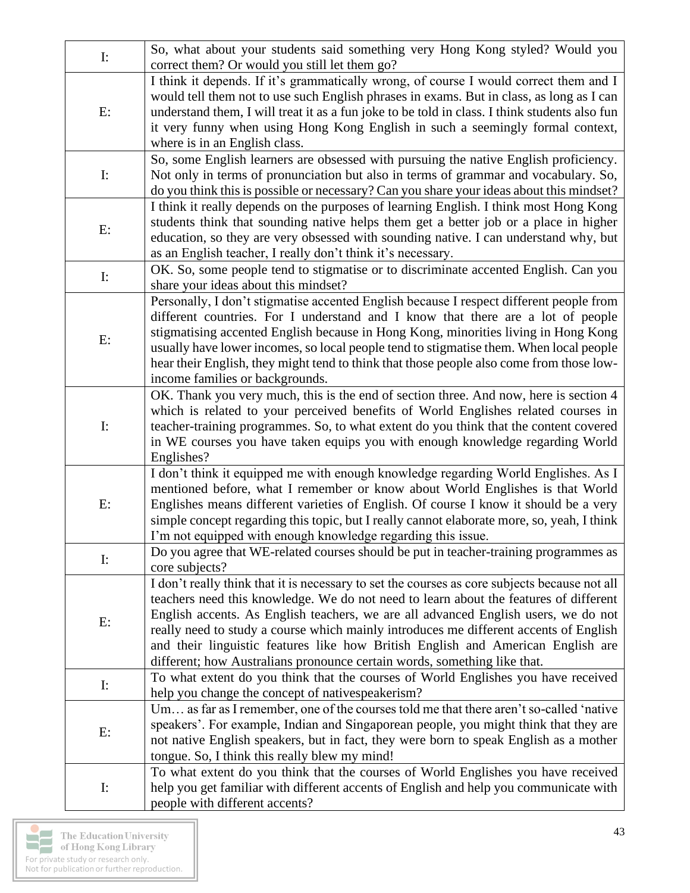| | |
|---|---|
| I: | So, what about your students said something very Hong Kong styled? Would you correct them? Or would you still let them go? |
| E: | I think it depends. If it's grammatically wrong, of course I would correct them and I would tell them not to use such English phrases in exams. But in class, as long as I can understand them, I will treat it as a fun joke to be told in class. I think students also fun it very funny when using Hong Kong English in such a seemingly formal context, where is in an English class. |
| I: | So, some English learners are obsessed with pursuing the native English proficiency. Not only in terms of pronunciation but also in terms of grammar and vocabulary. So, do you think this is possible or necessary? Can you share your ideas about this mindset? |
| E: | I think it really depends on the purposes of learning English. I think most Hong Kong students think that sounding native helps them get a better job or a place in higher education, so they are very obsessed with sounding native. I can understand why, but as an English teacher, I really don't think it's necessary. |
| I: | OK. So, some people tend to stigmatise or to discriminate accented English. Can you share your ideas about this mindset? |
| E: | Personally, I don't stigmatise accented English because I respect different people from different countries. For I understand and I know that there are a lot of people stigmatising accented English because in Hong Kong, minorities living in Hong Kong usually have lower incomes, so local people tend to stigmatise them. When local people hear their English, they might tend to think that those people also come from those low-income families or backgrounds. |
| I: | OK. Thank you very much, this is the end of section three. And now, here is section 4 which is related to your perceived benefits of World Englishes related courses in teacher-training programmes. So, to what extent do you think that the content covered in WE courses you have taken equips you with enough knowledge regarding World Englishes? |
| E: | I don't think it equipped me with enough knowledge regarding World Englishes. As I mentioned before, what I remember or know about World Englishes is that World Englishes means different varieties of English. Of course I know it should be a very simple concept regarding this topic, but I really cannot elaborate more, so, yeah, I think I'm not equipped with enough knowledge regarding this issue. |
| I: | Do you agree that WE-related courses should be put in teacher-training programmes as core subjects? |
| E: | I don't really think that it is necessary to set the courses as core subjects because not all teachers need this knowledge. We do not need to learn about the features of different English accents. As English teachers, we are all advanced English users, we do not really need to study a course which mainly introduces me different accents of English and their linguistic features like how British English and American English are different; how Australians pronounce certain words, something like that. |
| I: | To what extent do you think that the courses of World Englishes you have received help you change the concept of nativespeakerism? |
| E: | Um… as far as I remember, one of the courses told me that there aren't so-called 'native speakers'. For example, Indian and Singaporean people, you might think that they are not native English speakers, but in fact, they were born to speak English as a mother tongue. So, I think this really blew my mind! |
| I: | To what extent do you think that the courses of World Englishes you have received help you get familiar with different accents of English and help you communicate with people with different accents? |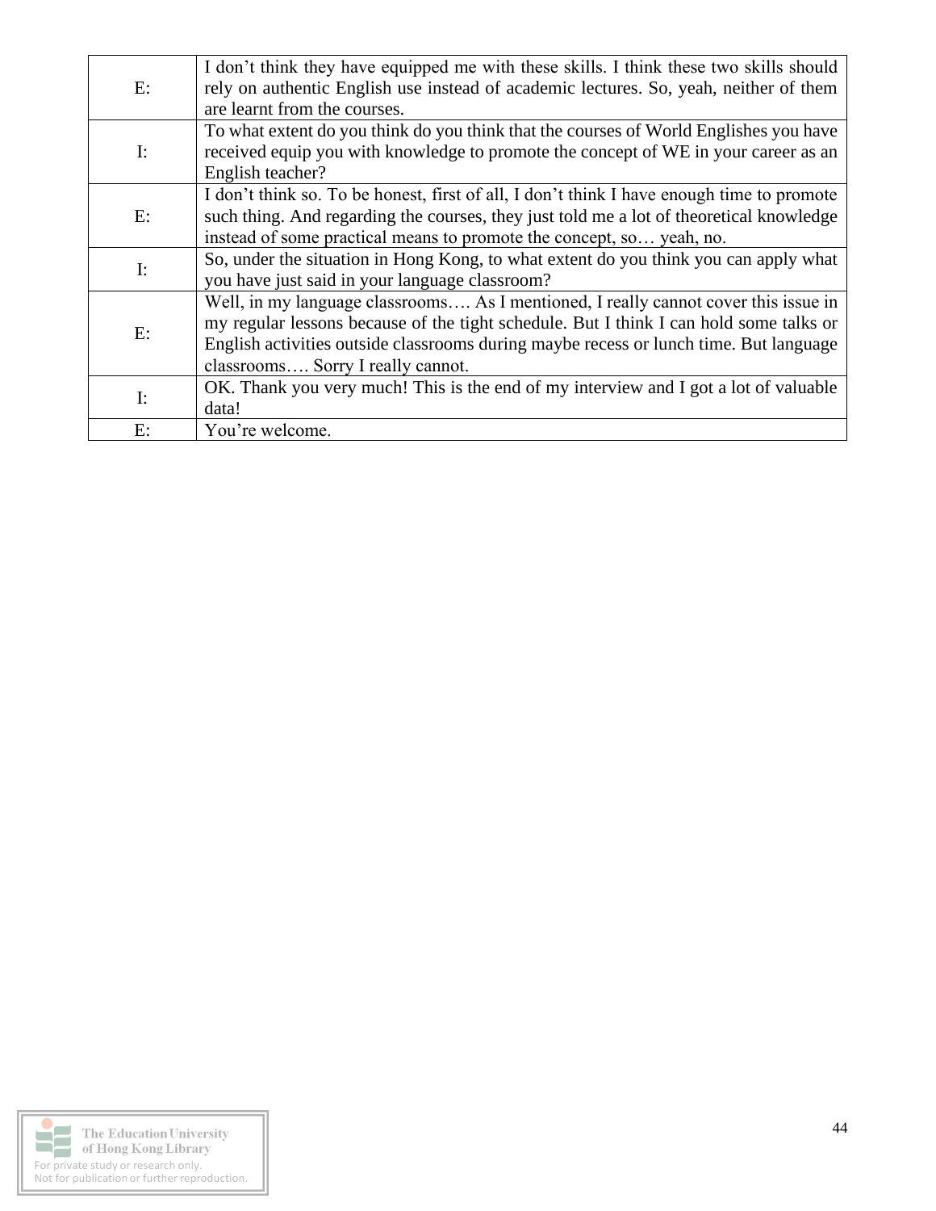| | |
|---|---|
| E: | I don't think they have equipped me with these skills. I think these two skills should rely on authentic English use instead of academic lectures. So, yeah, neither of them are learnt from the courses. |
| I: | To what extent do you think do you think that the courses of World Englishes you have received equip you with knowledge to promote the concept of WE in your career as an English teacher? |
| E: | I don't think so. To be honest, first of all, I don't think I have enough time to promote such thing. And regarding the courses, they just told me a lot of theoretical knowledge instead of some practical means to promote the concept, so… yeah, no. |
| I: | So, under the situation in Hong Kong, to what extent do you think you can apply what you have just said in your language classroom? |
| E: | Well, in my language classrooms…. As I mentioned, I really cannot cover this issue in my regular lessons because of the tight schedule. But I think I can hold some talks or English activities outside classrooms during maybe recess or lunch time. But language classrooms…. Sorry I really cannot. |
| I: | OK. Thank you very much! This is the end of my interview and I got a lot of valuable data! |
| E: | You're welcome. |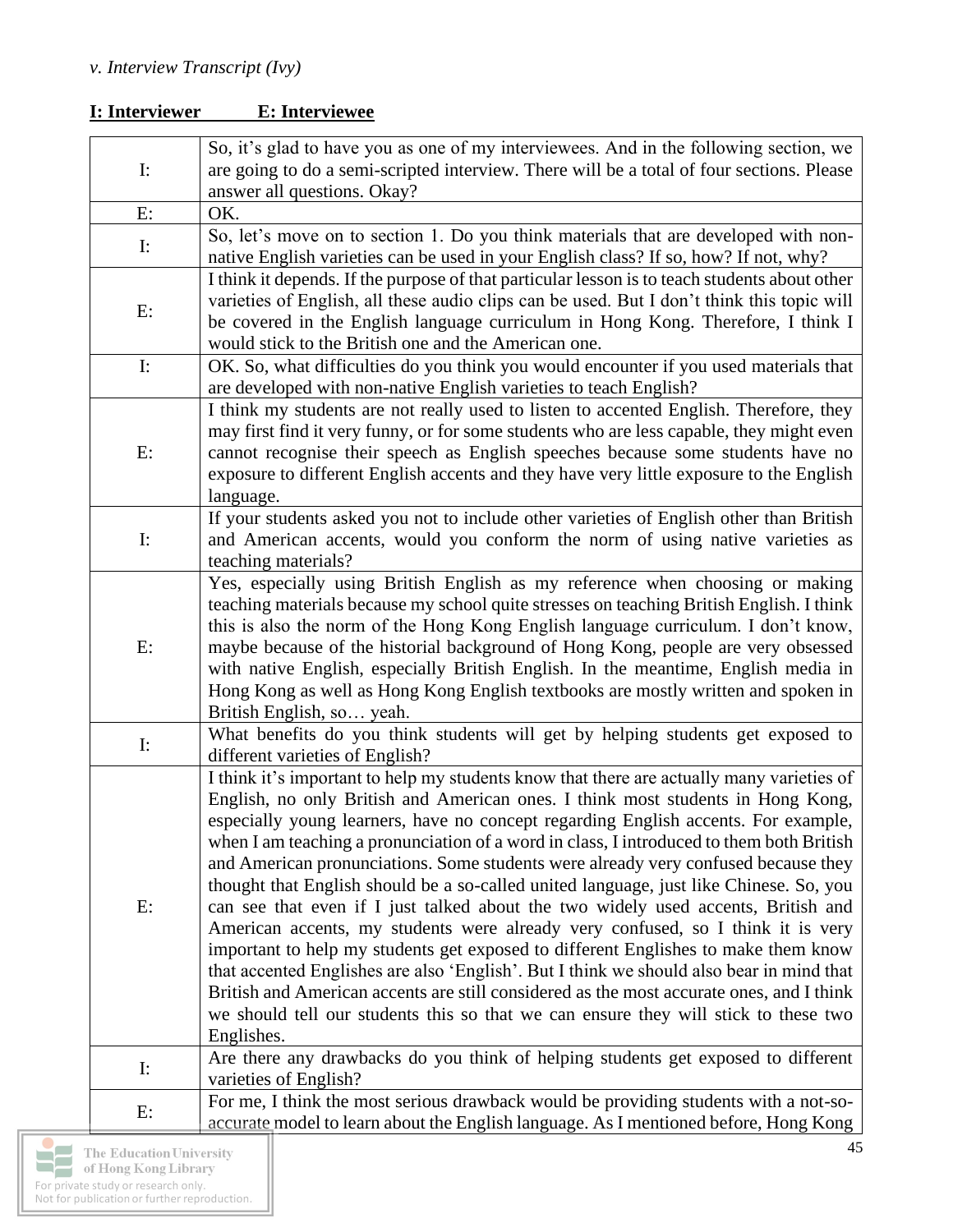*v. Interview Transcript (Ivy)*

**I: Interviewer E: Interviewee**

| | |
|---|---|
| I: | So, it's glad to have you as one of my interviewees. And in the following section, we are going to do a semi-scripted interview. There will be a total of four sections. Please answer all questions. Okay? |
| E: | OK. |
| I: | So, let's move on to section 1. Do you think materials that are developed with non-native English varieties can be used in your English class? If so, how? If not, why? |
| E: | I think it depends. If the purpose of that particular lesson is to teach students about other varieties of English, all these audio clips can be used. But I don't think this topic will be covered in the English language curriculum in Hong Kong. Therefore, I think I would stick to the British one and the American one. |
| I: | OK. So, what difficulties do you think you would encounter if you used materials that are developed with non-native English varieties to teach English? |
| E: | I think my students are not really used to listen to accented English. Therefore, they may first find it very funny, or for some students who are less capable, they might even cannot recognise their speech as English speeches because some students have no exposure to different English accents and they have very little exposure to the English language. |
| I: | If your students asked you not to include other varieties of English other than British and American accents, would you conform the norm of using native varieties as teaching materials? |
| E: | Yes, especially using British English as my reference when choosing or making teaching materials because my school quite stresses on teaching British English. I think this is also the norm of the Hong Kong English language curriculum. I don't know, maybe because of the historial background of Hong Kong, people are very obsessed with native English, especially British English. In the meantime, English media in Hong Kong as well as Hong Kong English textbooks are mostly written and spoken in British English, so… yeah. |
| I: | What benefits do you think students will get by helping students get exposed to different varieties of English? |
| E: | I think it's important to help my students know that there are actually many varieties of English, no only British and American ones. I think most students in Hong Kong, especially young learners, have no concept regarding English accents. For example, when I am teaching a pronunciation of a word in class, I introduced to them both British and American pronunciations. Some students were already very confused because they thought that English should be a so-called united language, just like Chinese. So, you can see that even if I just talked about the two widely used accents, British and American accents, my students were already very confused, so I think it is very important to help my students get exposed to different Englishes to make them know that accented Englishes are also 'English'. But I think we should also bear in mind that British and American accents are still considered as the most accurate ones, and I think we should tell our students this so that we can ensure they will stick to these two Englishes. |
| I: | Are there any drawbacks do you think of helping students get exposed to different varieties of English? |
| E: | For me, I think the most serious drawback would be providing students with a not-so-accurate model to learn about the English language. As I mentioned before, Hong Kong |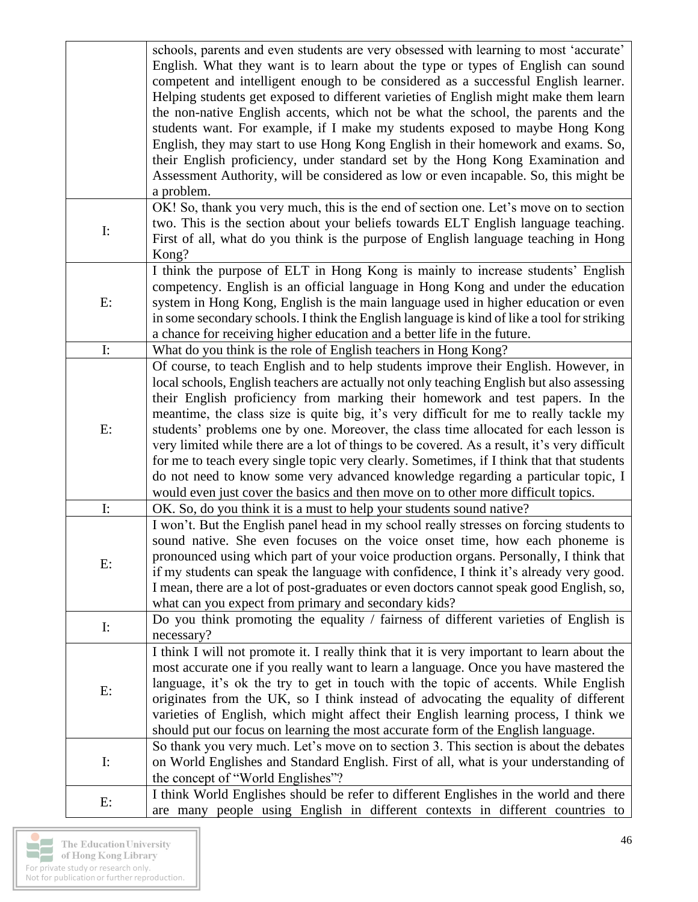| | |
|---|---|
| | schools, parents and even students are very obsessed with learning to most 'accurate' English. What they want is to learn about the type or types of English can sound competent and intelligent enough to be considered as a successful English learner. Helping students get exposed to different varieties of English might make them learn the non-native English accents, which not be what the school, the parents and the students want. For example, if I make my students exposed to maybe Hong Kong English, they may start to use Hong Kong English in their homework and exams. So, their English proficiency, under standard set by the Hong Kong Examination and Assessment Authority, will be considered as low or even incapable. So, this might be a problem. |
| I: | OK! So, thank you very much, this is the end of section one. Let's move on to section two. This is the section about your beliefs towards ELT English language teaching. First of all, what do you think is the purpose of English language teaching in Hong Kong? |
| E: | I think the purpose of ELT in Hong Kong is mainly to increase students' English competency. English is an official language in Hong Kong and under the education system in Hong Kong, English is the main language used in higher education or even in some secondary schools. I think the English language is kind of like a tool for striking a chance for receiving higher education and a better life in the future. |
| I: | What do you think is the role of English teachers in Hong Kong? |
| E: | Of course, to teach English and to help students improve their English. However, in local schools, English teachers are actually not only teaching English but also assessing their English proficiency from marking their homework and test papers. In the meantime, the class size is quite big, it's very difficult for me to really tackle my students' problems one by one. Moreover, the class time allocated for each lesson is very limited while there are a lot of things to be covered. As a result, it's very difficult for me to teach every single topic very clearly. Sometimes, if I think that that students do not need to know some very advanced knowledge regarding a particular topic, I would even just cover the basics and then move on to other more difficult topics. |
| I: | OK. So, do you think it is a must to help your students sound native? |
| E: | I won't. But the English panel head in my school really stresses on forcing students to sound native. She even focuses on the voice onset time, how each phoneme is pronounced using which part of your voice production organs. Personally, I think that if my students can speak the language with confidence, I think it's already very good. I mean, there are a lot of post-graduates or even doctors cannot speak good English, so, what can you expect from primary and secondary kids? |
| I: | Do you think promoting the equality / fairness of different varieties of English is necessary? |
| E: | I think I will not promote it. I really think that it is very important to learn about the most accurate one if you really want to learn a language. Once you have mastered the language, it's ok the try to get in touch with the topic of accents. While English originates from the UK, so I think instead of advocating the equality of different varieties of English, which might affect their English learning process, I think we should put our focus on learning the most accurate form of the English language. |
| I: | So thank you very much. Let's move on to section 3. This section is about the debates on World Englishes and Standard English. First of all, what is your understanding of the concept of "World Englishes"? |
| E: | I think World Englishes should be refer to different Englishes in the world and there are many people using English in different contexts in different countries to |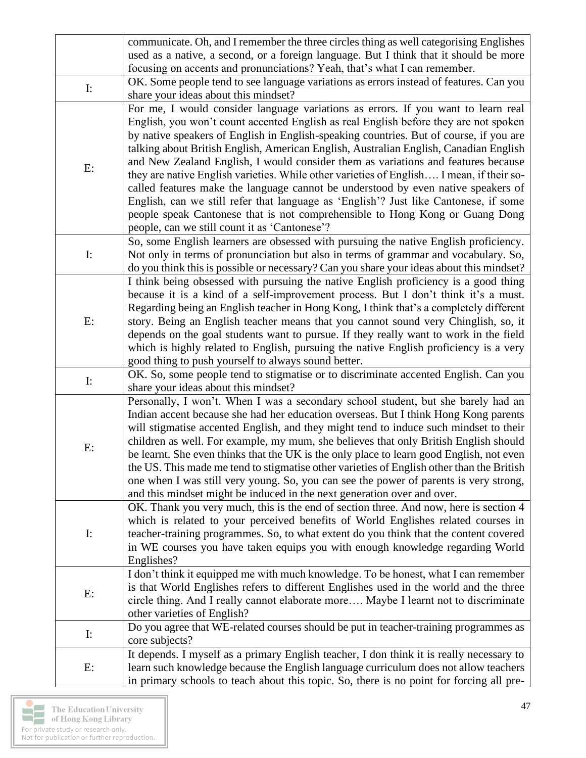| | |
|---|---|
| | communicate. Oh, and I remember the three circles thing as well categorising Englishes used as a native, a second, or a foreign language. But I think that it should be more focusing on accents and pronunciations? Yeah, that's what I can remember. |
| I: | OK. Some people tend to see language variations as errors instead of features. Can you share your ideas about this mindset? |
| E: | For me, I would consider language variations as errors. If you want to learn real English, you won't count accented English as real English before they are not spoken by native speakers of English in English-speaking countries. But of course, if you are talking about British English, American English, Australian English, Canadian English and New Zealand English, I would consider them as variations and features because they are native English varieties. While other varieties of English…. I mean, if their so-called features make the language cannot be understood by even native speakers of English, can we still refer that language as 'English'? Just like Cantonese, if some people speak Cantonese that is not comprehensible to Hong Kong or Guang Dong people, can we still count it as 'Cantonese'? |
| I: | So, some English learners are obsessed with pursuing the native English proficiency. Not only in terms of pronunciation but also in terms of grammar and vocabulary. So, do you think this is possible or necessary? Can you share your ideas about this mindset? |
| E: | I think being obsessed with pursuing the native English proficiency is a good thing because it is a kind of a self-improvement process. But I don't think it's a must. Regarding being an English teacher in Hong Kong, I think that's a completely different story. Being an English teacher means that you cannot sound very Chinglish, so, it depends on the goal students want to pursue. If they really want to work in the field which is highly related to English, pursuing the native English proficiency is a very good thing to push yourself to always sound better. |
| I: | OK. So, some people tend to stigmatise or to discriminate accented English. Can you share your ideas about this mindset? |
| E: | Personally, I won't. When I was a secondary school student, but she barely had an Indian accent because she had her education overseas. But I think Hong Kong parents will stigmatise accented English, and they might tend to induce such mindset to their children as well. For example, my mum, she believes that only British English should be learnt. She even thinks that the UK is the only place to learn good English, not even the US. This made me tend to stigmatise other varieties of English other than the British one when I was still very young. So, you can see the power of parents is very strong, and this mindset might be induced in the next generation over and over. |
| I: | OK. Thank you very much, this is the end of section three. And now, here is section 4 which is related to your perceived benefits of World Englishes related courses in teacher-training programmes. So, to what extent do you think that the content covered in WE courses you have taken equips you with enough knowledge regarding World Englishes? |
| E: | I don't think it equipped me with much knowledge. To be honest, what I can remember is that World Englishes refers to different Englishes used in the world and the three circle thing. And I really cannot elaborate more…. Maybe I learnt not to discriminate other varieties of English? |
| I: | Do you agree that WE-related courses should be put in teacher-training programmes as core subjects? |
| E: | It depends. I myself as a primary English teacher, I don think it is really necessary to learn such knowledge because the English language curriculum does not allow teachers in primary schools to teach about this topic. So, there is no point for forcing all pre- |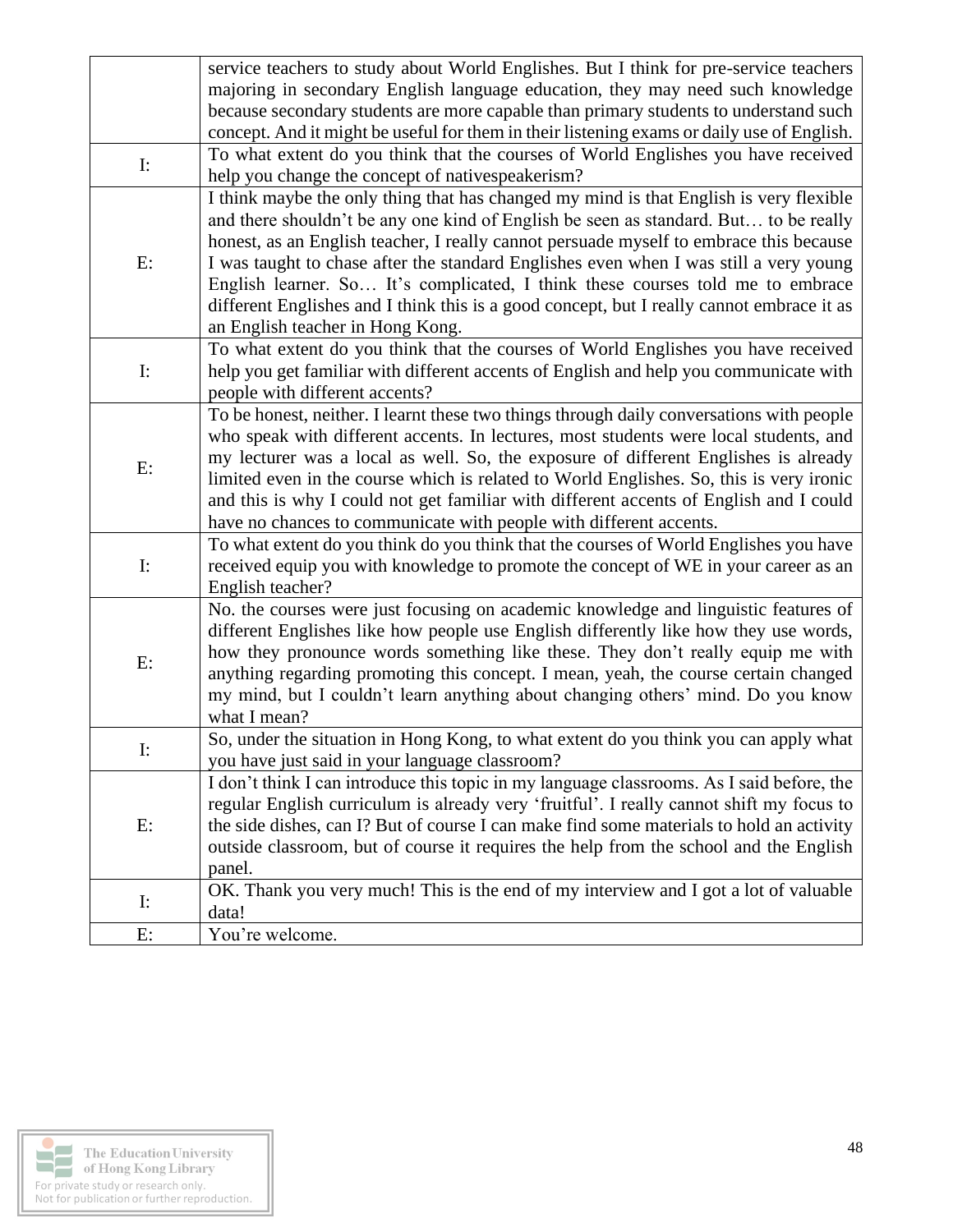| | |
|---|---|
| | service teachers to study about World Englishes. But I think for pre-service teachers majoring in secondary English language education, they may need such knowledge because secondary students are more capable than primary students to understand such concept. And it might be useful for them in their listening exams or daily use of English. |
| I: | To what extent do you think that the courses of World Englishes you have received help you change the concept of nativespeakerism? |
| E: | I think maybe the only thing that has changed my mind is that English is very flexible and there shouldn't be any one kind of English be seen as standard. But… to be really honest, as an English teacher, I really cannot persuade myself to embrace this because I was taught to chase after the standard Englishes even when I was still a very young English learner. So… It's complicated, I think these courses told me to embrace different Englishes and I think this is a good concept, but I really cannot embrace it as an English teacher in Hong Kong. |
| I: | To what extent do you think that the courses of World Englishes you have received help you get familiar with different accents of English and help you communicate with people with different accents? |
| E: | To be honest, neither. I learnt these two things through daily conversations with people who speak with different accents. In lectures, most students were local students, and my lecturer was a local as well. So, the exposure of different Englishes is already limited even in the course which is related to World Englishes. So, this is very ironic and this is why I could not get familiar with different accents of English and I could have no chances to communicate with people with different accents. |
| I: | To what extent do you think do you think that the courses of World Englishes you have received equip you with knowledge to promote the concept of WE in your career as an English teacher? |
| E: | No. the courses were just focusing on academic knowledge and linguistic features of different Englishes like how people use English differently like how they use words, how they pronounce words something like these. They don't really equip me with anything regarding promoting this concept. I mean, yeah, the course certain changed my mind, but I couldn't learn anything about changing others' mind. Do you know what I mean? |
| I: | So, under the situation in Hong Kong, to what extent do you think you can apply what you have just said in your language classroom? |
| E: | I don't think I can introduce this topic in my language classrooms. As I said before, the regular English curriculum is already very 'fruitful'. I really cannot shift my focus to the side dishes, can I? But of course I can make find some materials to hold an activity outside classroom, but of course it requires the help from the school and the English panel. |
| I: | OK. Thank you very much! This is the end of my interview and I got a lot of valuable data! |
| E: | You're welcome. |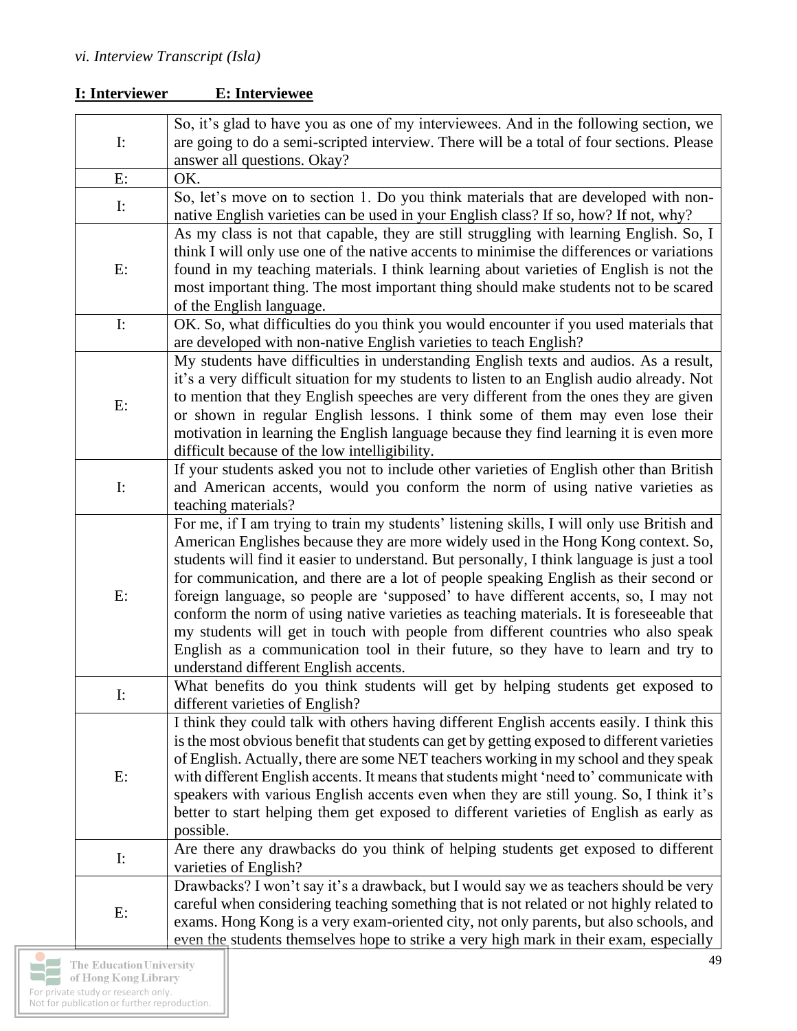*vi. Interview Transcript (Isla)*

**I: Interviewer        E: Interviewee**

| | |
|---|---|
| I: | So, it's glad to have you as one of my interviewees. And in the following section, we are going to do a semi-scripted interview. There will be a total of four sections. Please answer all questions. Okay? |
| E: | OK. |
| I: | So, let's move on to section 1. Do you think materials that are developed with non-native English varieties can be used in your English class? If so, how? If not, why? |
| E: | As my class is not that capable, they are still struggling with learning English. So, I think I will only use one of the native accents to minimise the differences or variations found in my teaching materials. I think learning about varieties of English is not the most important thing. The most important thing should make students not to be scared of the English language. |
| I: | OK. So, what difficulties do you think you would encounter if you used materials that are developed with non-native English varieties to teach English? |
| E: | My students have difficulties in understanding English texts and audios. As a result, it's a very difficult situation for my students to listen to an English audio already. Not to mention that they English speeches are very different from the ones they are given or shown in regular English lessons. I think some of them may even lose their motivation in learning the English language because they find learning it is even more difficult because of the low intelligibility. |
| I: | If your students asked you not to include other varieties of English other than British and American accents, would you conform the norm of using native varieties as teaching materials? |
| E: | For me, if I am trying to train my students' listening skills, I will only use British and American Englishes because they are more widely used in the Hong Kong context. So, students will find it easier to understand. But personally, I think language is just a tool for communication, and there are a lot of people speaking English as their second or foreign language, so people are 'supposed' to have different accents, so, I may not conform the norm of using native varieties as teaching materials. It is foreseeable that my students will get in touch with people from different countries who also speak English as a communication tool in their future, so they have to learn and try to understand different English accents. |
| I: | What benefits do you think students will get by helping students get exposed to different varieties of English? |
| E: | I think they could talk with others having different English accents easily. I think this is the most obvious benefit that students can get by getting exposed to different varieties of English. Actually, there are some NET teachers working in my school and they speak with different English accents. It means that students might 'need to' communicate with speakers with various English accents even when they are still young. So, I think it's better to start helping them get exposed to different varieties of English as early as possible. |
| I: | Are there any drawbacks do you think of helping students get exposed to different varieties of English? |
| E: | Drawbacks? I won't say it's a drawback, but I would say we as teachers should be very careful when considering teaching something that is not related or not highly related to exams. Hong Kong is a very exam-oriented city, not only parents, but also schools, and even the students themselves hope to strike a very high mark in their exam, especially |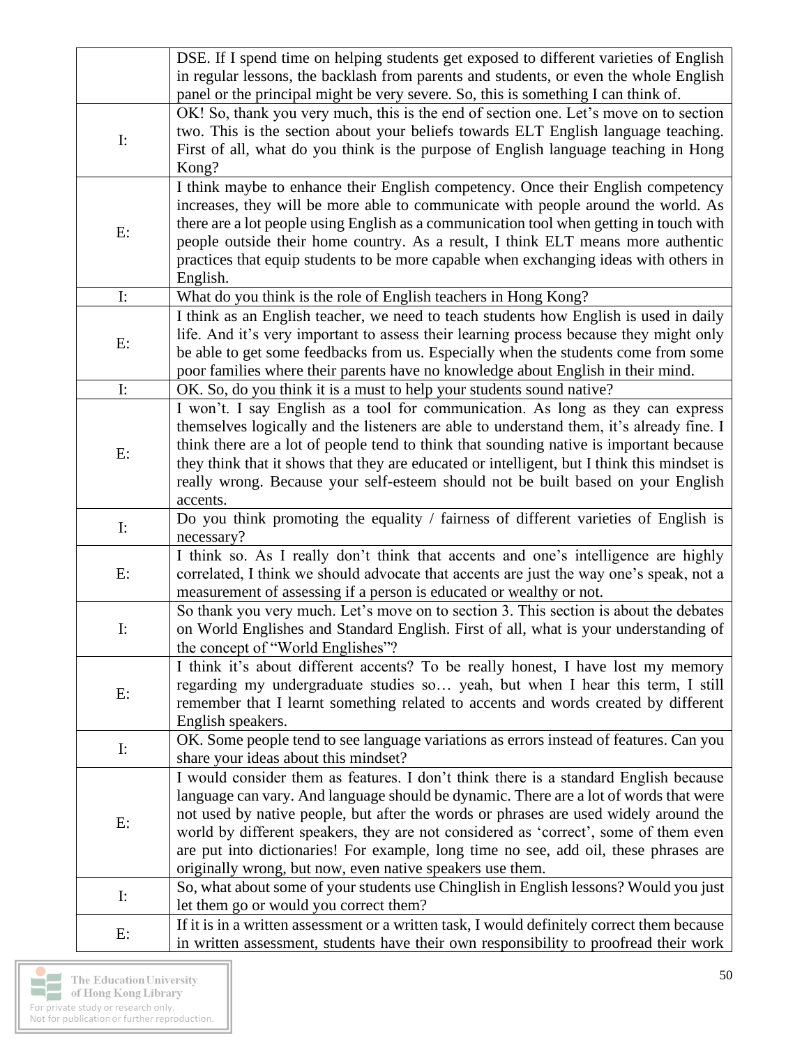| | |
|---|---|
| | DSE. If I spend time on helping students get exposed to different varieties of English in regular lessons, the backlash from parents and students, or even the whole English panel or the principal might be very severe. So, this is something I can think of. |
| I: | OK! So, thank you very much, this is the end of section one. Let's move on to section two. This is the section about your beliefs towards ELT English language teaching. First of all, what do you think is the purpose of English language teaching in Hong Kong? |
| E: | I think maybe to enhance their English competency. Once their English competency increases, they will be more able to communicate with people around the world. As there are a lot people using English as a communication tool when getting in touch with people outside their home country. As a result, I think ELT means more authentic practices that equip students to be more capable when exchanging ideas with others in English. |
| I: | What do you think is the role of English teachers in Hong Kong? |
| E: | I think as an English teacher, we need to teach students how English is used in daily life. And it's very important to assess their learning process because they might only be able to get some feedbacks from us. Especially when the students come from some poor families where their parents have no knowledge about English in their mind. |
| I: | OK. So, do you think it is a must to help your students sound native? |
| E: | I won't. I say English as a tool for communication. As long as they can express themselves logically and the listeners are able to understand them, it's already fine. I think there are a lot of people tend to think that sounding native is important because they think that it shows that they are educated or intelligent, but I think this mindset is really wrong. Because your self-esteem should not be built based on your English accents. |
| I: | Do you think promoting the equality / fairness of different varieties of English is necessary? |
| E: | I think so. As I really don't think that accents and one's intelligence are highly correlated, I think we should advocate that accents are just the way one's speak, not a measurement of assessing if a person is educated or wealthy or not. |
| I: | So thank you very much. Let's move on to section 3. This section is about the debates on World Englishes and Standard English. First of all, what is your understanding of the concept of "World Englishes"? |
| E: | I think it's about different accents? To be really honest, I have lost my memory regarding my undergraduate studies so… yeah, but when I hear this term, I still remember that I learnt something related to accents and words created by different English speakers. |
| I: | OK. Some people tend to see language variations as errors instead of features. Can you share your ideas about this mindset? |
| E: | I would consider them as features. I don't think there is a standard English because language can vary. And language should be dynamic. There are a lot of words that were not used by native people, but after the words or phrases are used widely around the world by different speakers, they are not considered as 'correct', some of them even are put into dictionaries! For example, long time no see, add oil, these phrases are originally wrong, but now, even native speakers use them. |
| I: | So, what about some of your students use Chinglish in English lessons? Would you just let them go or would you correct them? |
| E: | If it is in a written assessment or a written task, I would definitely correct them because in written assessment, students have their own responsibility to proofread their work |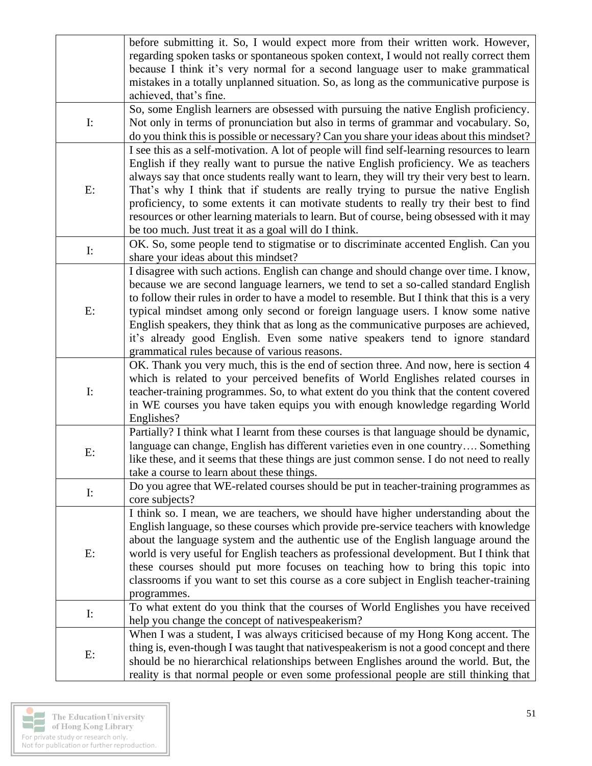| | |
|---|---|
| | before submitting it. So, I would expect more from their written work. However, regarding spoken tasks or spontaneous spoken context, I would not really correct them because I think it's very normal for a second language user to make grammatical mistakes in a totally unplanned situation. So, as long as the communicative purpose is achieved, that's fine. |
| I: | So, some English learners are obsessed with pursuing the native English proficiency. Not only in terms of pronunciation but also in terms of grammar and vocabulary. So, do you think this is possible or necessary? Can you share your ideas about this mindset? |
| E: | I see this as a self-motivation. A lot of people will find self-learning resources to learn English if they really want to pursue the native English proficiency. We as teachers always say that once students really want to learn, they will try their very best to learn. That's why I think that if students are really trying to pursue the native English proficiency, to some extents it can motivate students to really try their best to find resources or other learning materials to learn. But of course, being obsessed with it may be too much. Just treat it as a goal will do I think. |
| I: | OK. So, some people tend to stigmatise or to discriminate accented English. Can you share your ideas about this mindset? |
| E: | I disagree with such actions. English can change and should change over time. I know, because we are second language learners, we tend to set a so-called standard English to follow their rules in order to have a model to resemble. But I think that this is a very typical mindset among only second or foreign language users. I know some native English speakers, they think that as long as the communicative purposes are achieved, it's already good English. Even some native speakers tend to ignore standard grammatical rules because of various reasons. |
| I: | OK. Thank you very much, this is the end of section three. And now, here is section 4 which is related to your perceived benefits of World Englishes related courses in teacher-training programmes. So, to what extent do you think that the content covered in WE courses you have taken equips you with enough knowledge regarding World Englishes? |
| E: | Partially? I think what I learnt from these courses is that language should be dynamic, language can change, English has different varieties even in one country…. Something like these, and it seems that these things are just common sense. I do not need to really take a course to learn about these things. |
| I: | Do you agree that WE-related courses should be put in teacher-training programmes as core subjects? |
| E: | I think so. I mean, we are teachers, we should have higher understanding about the English language, so these courses which provide pre-service teachers with knowledge about the language system and the authentic use of the English language around the world is very useful for English teachers as professional development. But I think that these courses should put more focuses on teaching how to bring this topic into classrooms if you want to set this course as a core subject in English teacher-training programmes. |
| I: | To what extent do you think that the courses of World Englishes you have received help you change the concept of nativespeakerism? |
| E: | When I was a student, I was always criticised because of my Hong Kong accent. The thing is, even-though I was taught that nativespeakerism is not a good concept and there should be no hierarchical relationships between Englishes around the world. But, the reality is that normal people or even some professional people are still thinking that |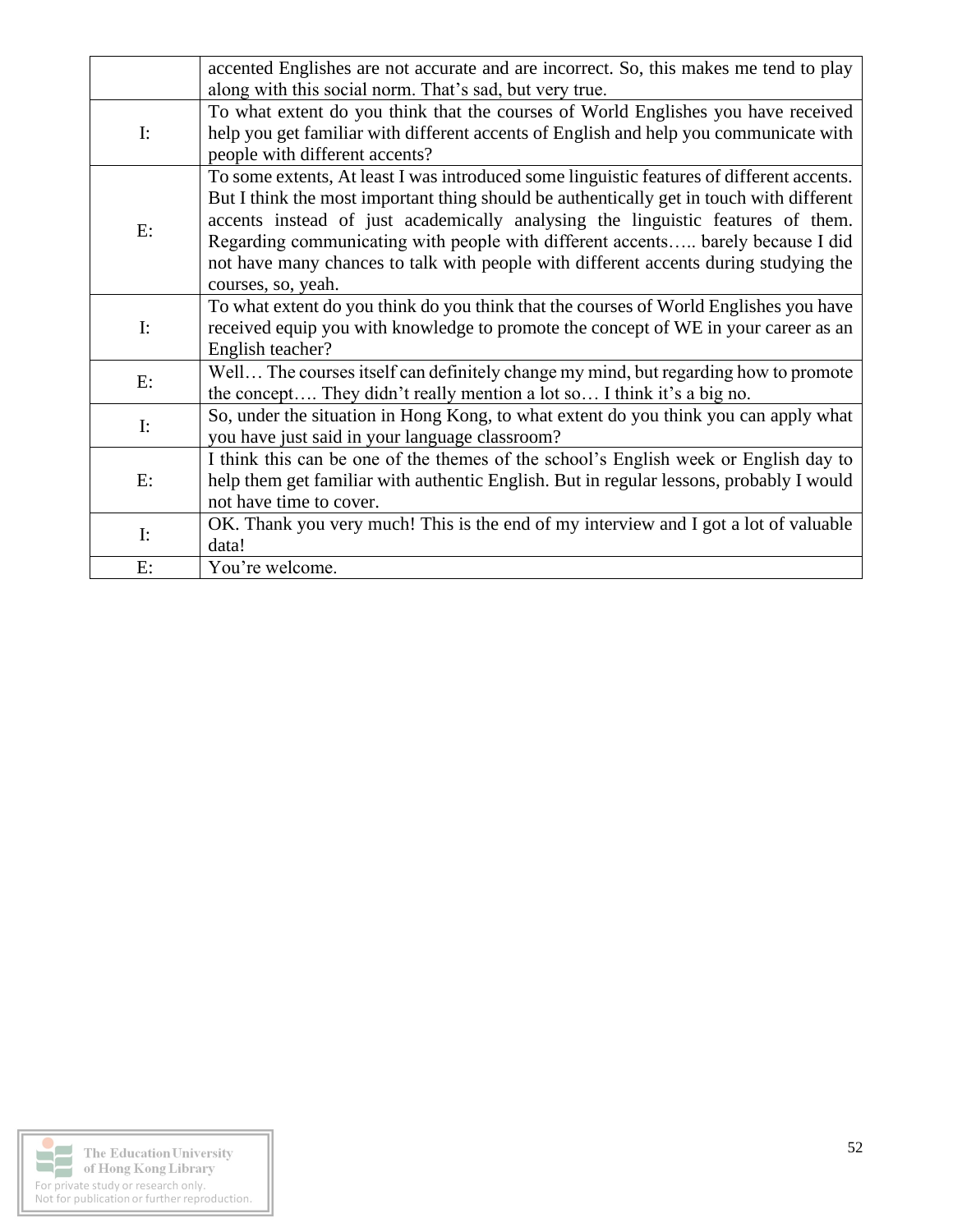| | |
|---|---|
| | accented Englishes are not accurate and are incorrect. So, this makes me tend to play along with this social norm. That's sad, but very true. |
| I: | To what extent do you think that the courses of World Englishes you have received help you get familiar with different accents of English and help you communicate with people with different accents? |
| E: | To some extents, At least I was introduced some linguistic features of different accents. But I think the most important thing should be authentically get in touch with different accents instead of just academically analysing the linguistic features of them. Regarding communicating with people with different accents….. barely because I did not have many chances to talk with people with different accents during studying the courses, so, yeah. |
| I: | To what extent do you think do you think that the courses of World Englishes you have received equip you with knowledge to promote the concept of WE in your career as an English teacher? |
| E: | Well… The courses itself can definitely change my mind, but regarding how to promote the concept…. They didn't really mention a lot so… I think it's a big no. |
| I: | So, under the situation in Hong Kong, to what extent do you think you can apply what you have just said in your language classroom? |
| E: | I think this can be one of the themes of the school's English week or English day to help them get familiar with authentic English. But in regular lessons, probably I would not have time to cover. |
| I: | OK. Thank you very much! This is the end of my interview and I got a lot of valuable data! |
| E: | You're welcome. |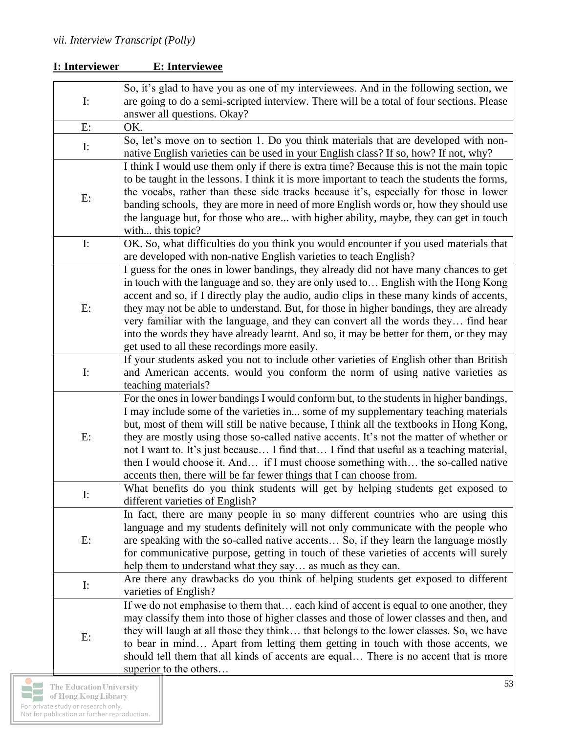*vii. Interview Transcript (Polly)*

**I: Interviewer          E: Interviewee**

| | |
|---|---|
| I: | So, it's glad to have you as one of my interviewees. And in the following section, we are going to do a semi-scripted interview. There will be a total of four sections. Please answer all questions. Okay? |
| E: | OK. |
| I: | So, let's move on to section 1. Do you think materials that are developed with non-native English varieties can be used in your English class? If so, how? If not, why? |
| E: | I think I would use them only if there is extra time? Because this is not the main topic to be taught in the lessons. I think it is more important to teach the students the forms, the vocabs, rather than these side tracks because it's, especially for those in lower banding schools, they are more in need of more English words or, how they should use the language but, for those who are... with higher ability, maybe, they can get in touch with... this topic? |
| I: | OK. So, what difficulties do you think you would encounter if you used materials that are developed with non-native English varieties to teach English? |
| E: | I guess for the ones in lower bandings, they already did not have many chances to get in touch with the language and so, they are only used to… English with the Hong Kong accent and so, if I directly play the audio, audio clips in these many kinds of accents, they may not be able to understand. But, for those in higher bandings, they are already very familiar with the language, and they can convert all the words they… find hear into the words they have already learnt. And so, it may be better for them, or they may get used to all these recordings more easily. |
| I: | If your students asked you not to include other varieties of English other than British and American accents, would you conform the norm of using native varieties as teaching materials? |
| E: | For the ones in lower bandings I would conform but, to the students in higher bandings, I may include some of the varieties in... some of my supplementary teaching materials but, most of them will still be native because, I think all the textbooks in Hong Kong, they are mostly using those so-called native accents. It's not the matter of whether or not I want to. It's just because… I find that… I find that useful as a teaching material, then I would choose it. And… if I must choose something with… the so-called native accents then, there will be far fewer things that I can choose from. |
| I: | What benefits do you think students will get by helping students get exposed to different varieties of English? |
| E: | In fact, there are many people in so many different countries who are using this language and my students definitely will not only communicate with the people who are speaking with the so-called native accents… So, if they learn the language mostly for communicative purpose, getting in touch of these varieties of accents will surely help them to understand what they say… as much as they can. |
| I: | Are there any drawbacks do you think of helping students get exposed to different varieties of English? |
| E: | If we do not emphasise to them that… each kind of accent is equal to one another, they may classify them into those of higher classes and those of lower classes and then, and they will laugh at all those they think… that belongs to the lower classes. So, we have to bear in mind… Apart from letting them getting in touch with those accents, we should tell them that all kinds of accents are equal… There is no accent that is more superior to the others… |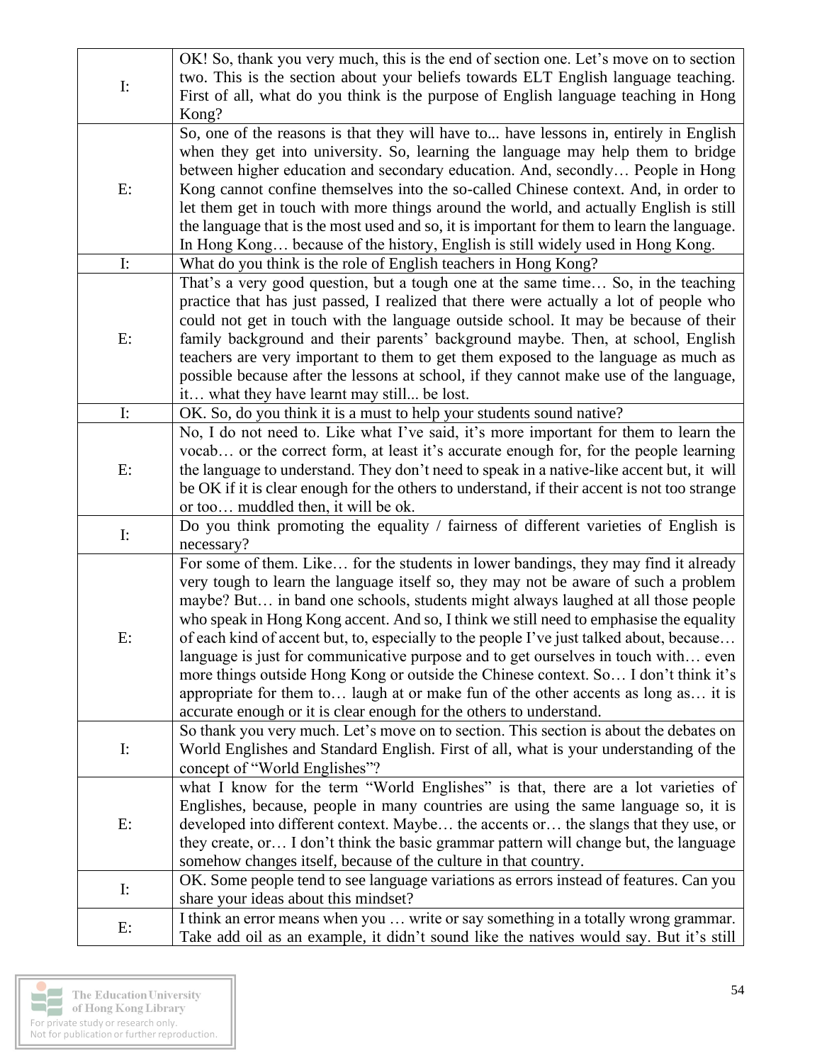| | |
|---|---|
| I: | OK! So, thank you very much, this is the end of section one. Let's move on to section two. This is the section about your beliefs towards ELT English language teaching. First of all, what do you think is the purpose of English language teaching in Hong Kong? |
| E: | So, one of the reasons is that they will have to... have lessons in, entirely in English when they get into university. So, learning the language may help them to bridge between higher education and secondary education. And, secondly… People in Hong Kong cannot confine themselves into the so-called Chinese context. And, in order to let them get in touch with more things around the world, and actually English is still the language that is the most used and so, it is important for them to learn the language. In Hong Kong… because of the history, English is still widely used in Hong Kong. |
| I: | What do you think is the role of English teachers in Hong Kong? |
| E: | That's a very good question, but a tough one at the same time… So, in the teaching practice that has just passed, I realized that there were actually a lot of people who could not get in touch with the language outside school. It may be because of their family background and their parents' background maybe. Then, at school, English teachers are very important to them to get them exposed to the language as much as possible because after the lessons at school, if they cannot make use of the language, it… what they have learnt may still... be lost. |
| I: | OK. So, do you think it is a must to help your students sound native? |
| E: | No, I do not need to. Like what I've said, it's more important for them to learn the vocab… or the correct form, at least it's accurate enough for, for the people learning the language to understand. They don't need to speak in a native-like accent but, it will be OK if it is clear enough for the others to understand, if their accent is not too strange or too… muddled then, it will be ok. |
| I: | Do you think promoting the equality / fairness of different varieties of English is necessary? |
| E: | For some of them. Like… for the students in lower bandings, they may find it already very tough to learn the language itself so, they may not be aware of such a problem maybe? But… in band one schools, students might always laughed at all those people who speak in Hong Kong accent. And so, I think we still need to emphasise the equality of each kind of accent but, to, especially to the people I've just talked about, because… language is just for communicative purpose and to get ourselves in touch with… even more things outside Hong Kong or outside the Chinese context. So… I don't think it's appropriate for them to… laugh at or make fun of the other accents as long as… it is accurate enough or it is clear enough for the others to understand. |
| I: | So thank you very much. Let's move on to section. This section is about the debates on World Englishes and Standard English. First of all, what is your understanding of the concept of "World Englishes"? |
| E: | what I know for the term "World Englishes" is that, there are a lot varieties of Englishes, because, people in many countries are using the same language so, it is developed into different context. Maybe… the accents or… the slangs that they use, or they create, or… I don't think the basic grammar pattern will change but, the language somehow changes itself, because of the culture in that country. |
| I: | OK. Some people tend to see language variations as errors instead of features. Can you share your ideas about this mindset? |
| E: | I think an error means when you … write or say something in a totally wrong grammar. Take add oil as an example, it didn't sound like the natives would say. But it's still |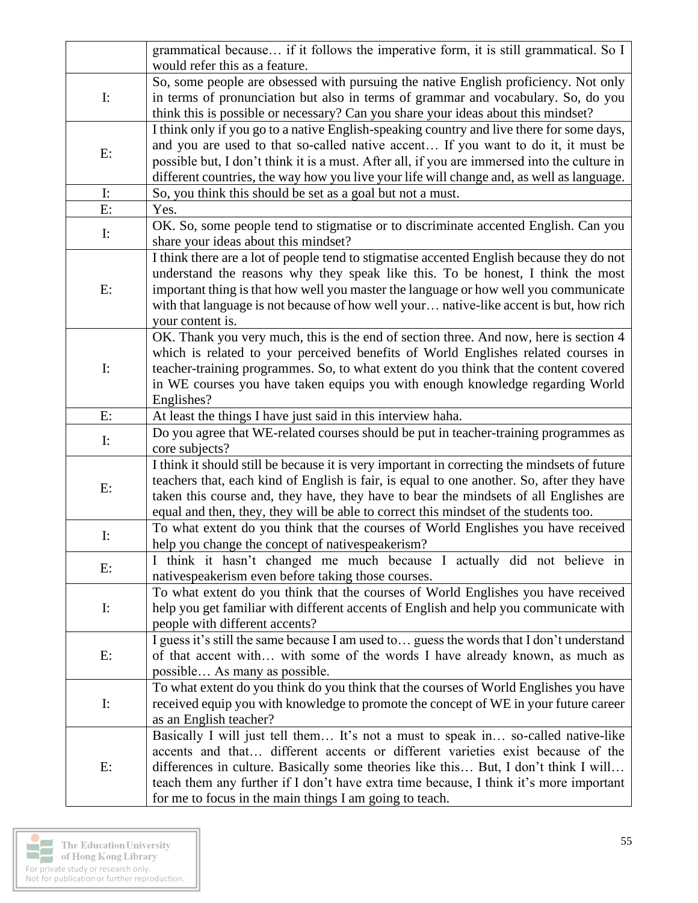| | |
|---|---|
| | grammatical because… if it follows the imperative form, it is still grammatical. So I would refer this as a feature. |
| I: | So, some people are obsessed with pursuing the native English proficiency. Not only in terms of pronunciation but also in terms of grammar and vocabulary. So, do you think this is possible or necessary? Can you share your ideas about this mindset? |
| E: | I think only if you go to a native English-speaking country and live there for some days, and you are used to that so-called native accent… If you want to do it, it must be possible but, I don't think it is a must. After all, if you are immersed into the culture in different countries, the way how you live your life will change and, as well as language. |
| I: | So, you think this should be set as a goal but not a must. |
| E: | Yes. |
| I: | OK. So, some people tend to stigmatise or to discriminate accented English. Can you share your ideas about this mindset? |
| E: | I think there are a lot of people tend to stigmatise accented English because they do not understand the reasons why they speak like this. To be honest, I think the most important thing is that how well you master the language or how well you communicate with that language is not because of how well your… native-like accent is but, how rich your content is. |
| I: | OK. Thank you very much, this is the end of section three. And now, here is section 4 which is related to your perceived benefits of World Englishes related courses in teacher-training programmes. So, to what extent do you think that the content covered in WE courses you have taken equips you with enough knowledge regarding World Englishes? |
| E: | At least the things I have just said in this interview haha. |
| I: | Do you agree that WE-related courses should be put in teacher-training programmes as core subjects? |
| E: | I think it should still be because it is very important in correcting the mindsets of future teachers that, each kind of English is fair, is equal to one another. So, after they have taken this course and, they have, they have to bear the mindsets of all Englishes are equal and then, they, they will be able to correct this mindset of the students too. |
| I: | To what extent do you think that the courses of World Englishes you have received help you change the concept of nativespeakerism? |
| E: | I think it hasn't changed me much because I actually did not believe in nativespeakerism even before taking those courses. |
| I: | To what extent do you think that the courses of World Englishes you have received help you get familiar with different accents of English and help you communicate with people with different accents? |
| E: | I guess it's still the same because I am used to… guess the words that I don't understand of that accent with… with some of the words I have already known, as much as possible… As many as possible. |
| I: | To what extent do you think do you think that the courses of World Englishes you have received equip you with knowledge to promote the concept of WE in your future career as an English teacher? |
| E: | Basically I will just tell them… It's not a must to speak in… so-called native-like accents and that… different accents or different varieties exist because of the differences in culture. Basically some theories like this… But, I don't think I will… teach them any further if I don't have extra time because, I think it's more important for me to focus in the main things I am going to teach. |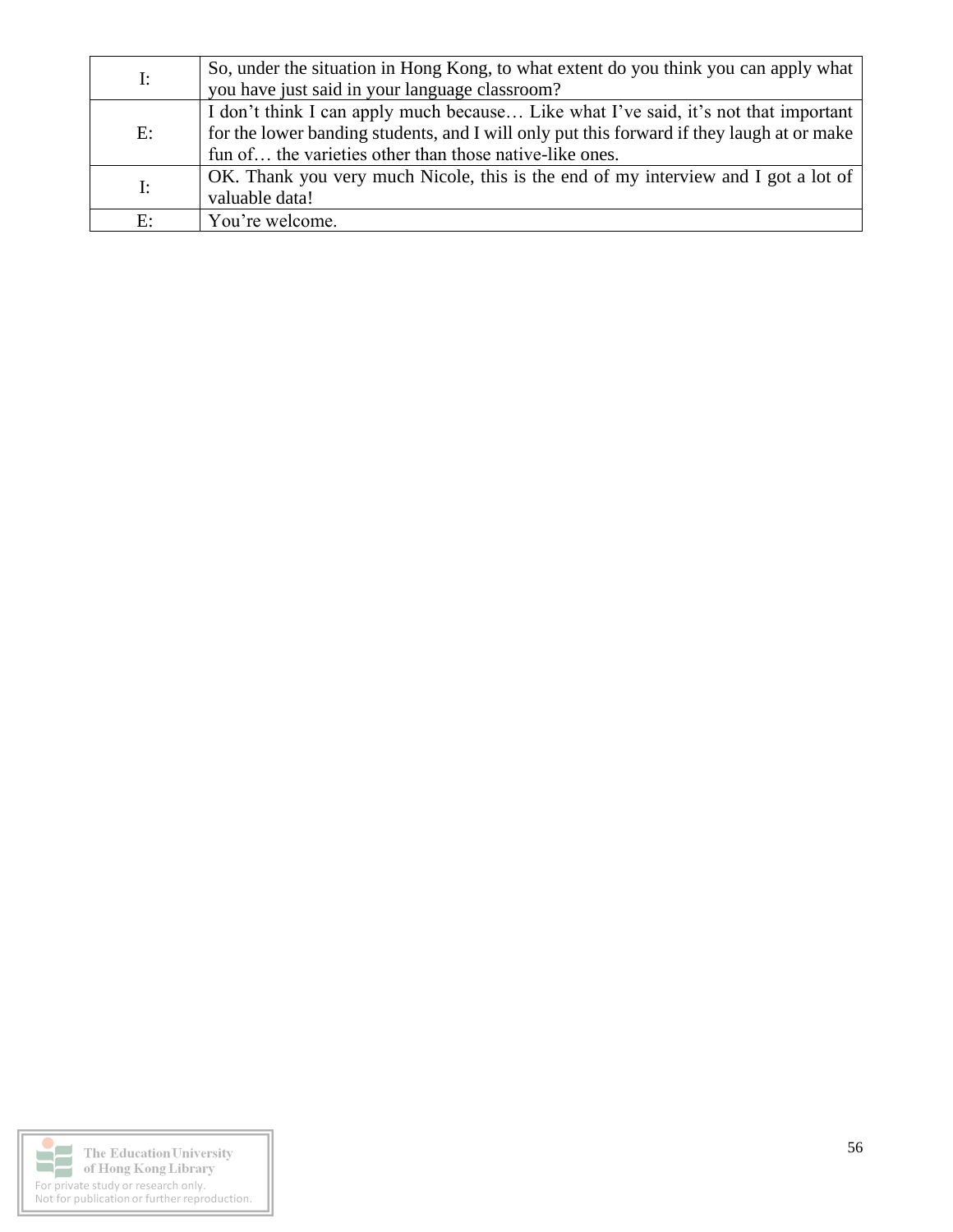| | |
|---|---|
| I: | So, under the situation in Hong Kong, to what extent do you think you can apply what you have just said in your language classroom? |
| E: | I don't think I can apply much because… Like what I've said, it's not that important for the lower banding students, and I will only put this forward if they laugh at or make fun of… the varieties other than those native-like ones. |
| I: | OK. Thank you very much Nicole, this is the end of my interview and I got a lot of valuable data! |
| E: | You're welcome. |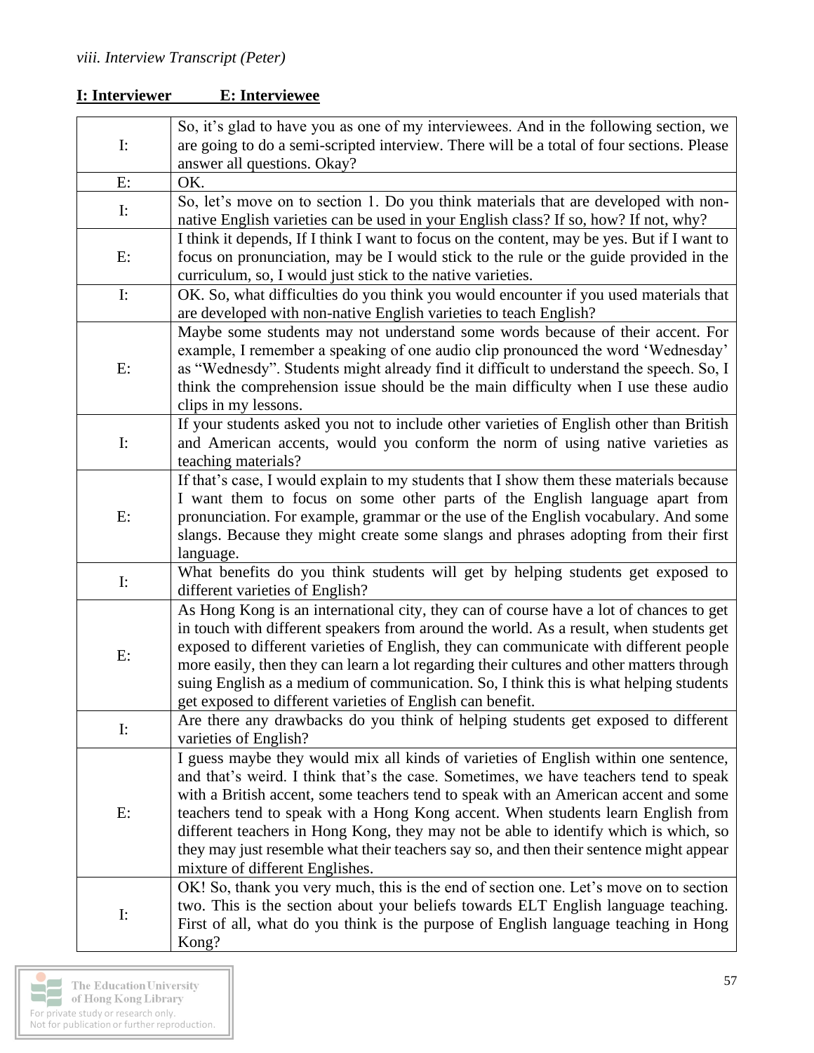*viii. Interview Transcript (Peter)*

**<u>I: Interviewer</u>** **<u>E: Interviewee</u>**

| | |
|---|---|
| I: | So, it's glad to have you as one of my interviewees. And in the following section, we are going to do a semi-scripted interview. There will be a total of four sections. Please answer all questions. Okay? |
| E: | OK. |
| I: | So, let's move on to section 1. Do you think materials that are developed with non-native English varieties can be used in your English class? If so, how? If not, why? |
| E: | I think it depends, If I think I want to focus on the content, may be yes. But if I want to focus on pronunciation, may be I would stick to the rule or the guide provided in the curriculum, so, I would just stick to the native varieties. |
| I: | OK. So, what difficulties do you think you would encounter if you used materials that are developed with non-native English varieties to teach English? |
| E: | Maybe some students may not understand some words because of their accent. For example, I remember a speaking of one audio clip pronounced the word 'Wednesday' as "Wednesdy". Students might already find it difficult to understand the speech. So, I think the comprehension issue should be the main difficulty when I use these audio clips in my lessons. |
| I: | If your students asked you not to include other varieties of English other than British and American accents, would you conform the norm of using native varieties as teaching materials? |
| E: | If that's case, I would explain to my students that I show them these materials because I want them to focus on some other parts of the English language apart from pronunciation. For example, grammar or the use of the English vocabulary. And some slangs. Because they might create some slangs and phrases adopting from their first language. |
| I: | What benefits do you think students will get by helping students get exposed to different varieties of English? |
| E: | As Hong Kong is an international city, they can of course have a lot of chances to get in touch with different speakers from around the world. As a result, when students get exposed to different varieties of English, they can communicate with different people more easily, then they can learn a lot regarding their cultures and other matters through suing English as a medium of communication. So, I think this is what helping students get exposed to different varieties of English can benefit. |
| I: | Are there any drawbacks do you think of helping students get exposed to different varieties of English? |
| E: | I guess maybe they would mix all kinds of varieties of English within one sentence, and that's weird. I think that's the case. Sometimes, we have teachers tend to speak with a British accent, some teachers tend to speak with an American accent and some teachers tend to speak with a Hong Kong accent. When students learn English from different teachers in Hong Kong, they may not be able to identify which is which, so they may just resemble what their teachers say so, and then their sentence might appear mixture of different Englishes. |
| I: | OK! So, thank you very much, this is the end of section one. Let's move on to section two. This is the section about your beliefs towards ELT English language teaching. First of all, what do you think is the purpose of English language teaching in Hong Kong? |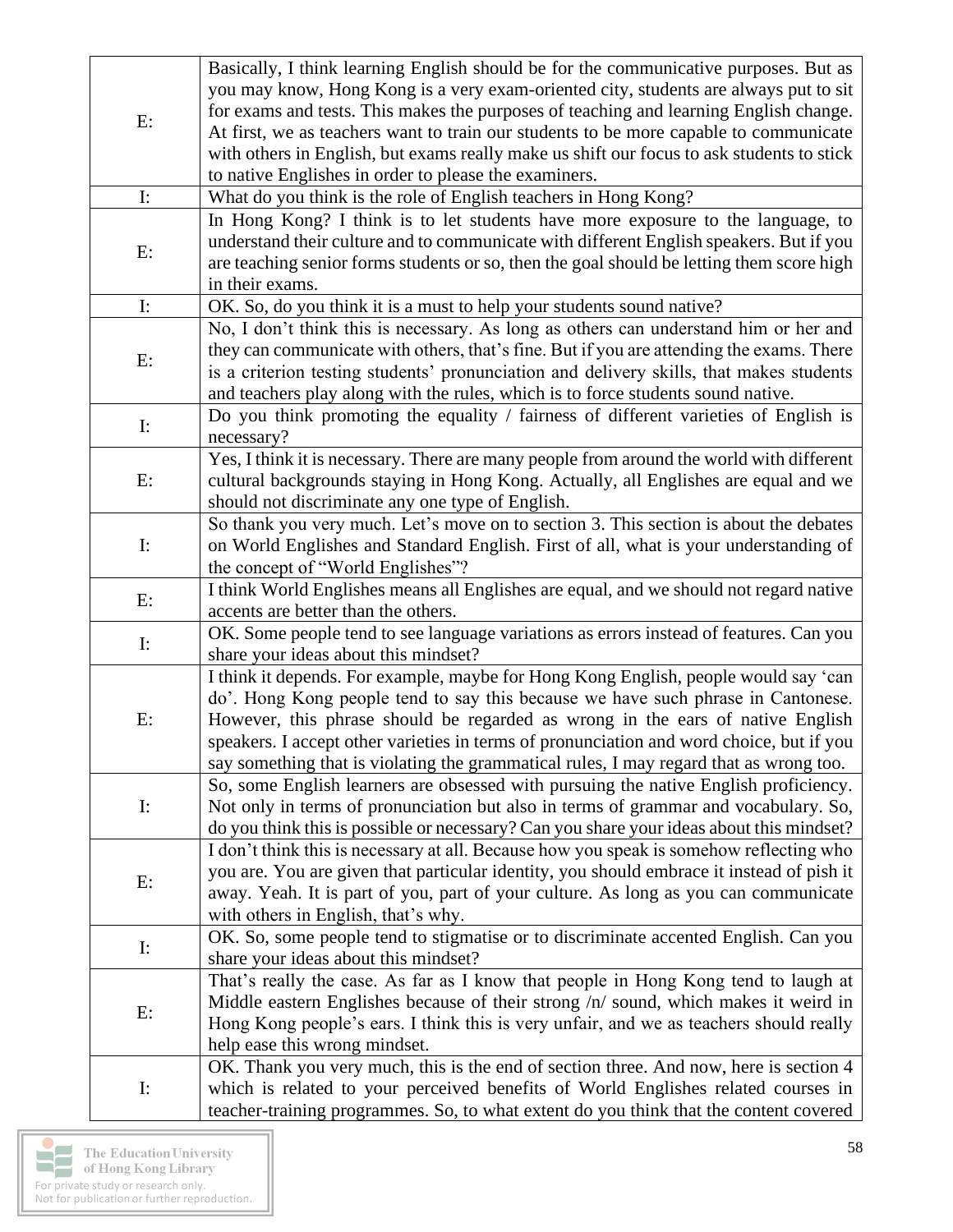| | |
|---|---|
| E: | Basically, I think learning English should be for the communicative purposes. But as you may know, Hong Kong is a very exam-oriented city, students are always put to sit for exams and tests. This makes the purposes of teaching and learning English change. At first, we as teachers want to train our students to be more capable to communicate with others in English, but exams really make us shift our focus to ask students to stick to native Englishes in order to please the examiners. |
| I: | What do you think is the role of English teachers in Hong Kong? |
| E: | In Hong Kong? I think is to let students have more exposure to the language, to understand their culture and to communicate with different English speakers. But if you are teaching senior forms students or so, then the goal should be letting them score high in their exams. |
| I: | OK. So, do you think it is a must to help your students sound native? |
| E: | No, I don't think this is necessary. As long as others can understand him or her and they can communicate with others, that's fine. But if you are attending the exams. There is a criterion testing students' pronunciation and delivery skills, that makes students and teachers play along with the rules, which is to force students sound native. |
| I: | Do you think promoting the equality / fairness of different varieties of English is necessary? |
| E: | Yes, I think it is necessary. There are many people from around the world with different cultural backgrounds staying in Hong Kong. Actually, all Englishes are equal and we should not discriminate any one type of English. |
| I: | So thank you very much. Let's move on to section 3. This section is about the debates on World Englishes and Standard English. First of all, what is your understanding of the concept of "World Englishes"? |
| E: | I think World Englishes means all Englishes are equal, and we should not regard native accents are better than the others. |
| I: | OK. Some people tend to see language variations as errors instead of features. Can you share your ideas about this mindset? |
| E: | I think it depends. For example, maybe for Hong Kong English, people would say 'can do'. Hong Kong people tend to say this because we have such phrase in Cantonese. However, this phrase should be regarded as wrong in the ears of native English speakers. I accept other varieties in terms of pronunciation and word choice, but if you say something that is violating the grammatical rules, I may regard that as wrong too. |
| I: | So, some English learners are obsessed with pursuing the native English proficiency. Not only in terms of pronunciation but also in terms of grammar and vocabulary. So, do you think this is possible or necessary? Can you share your ideas about this mindset? |
| E: | I don't think this is necessary at all. Because how you speak is somehow reflecting who you are. You are given that particular identity, you should embrace it instead of pish it away. Yeah. It is part of you, part of your culture. As long as you can communicate with others in English, that's why. |
| I: | OK. So, some people tend to stigmatise or to discriminate accented English. Can you share your ideas about this mindset? |
| E: | That's really the case. As far as I know that people in Hong Kong tend to laugh at Middle eastern Englishes because of their strong /n/ sound, which makes it weird in Hong Kong people's ears. I think this is very unfair, and we as teachers should really help ease this wrong mindset. |
| I: | OK. Thank you very much, this is the end of section three. And now, here is section 4 which is related to your perceived benefits of World Englishes related courses in teacher-training programmes. So, to what extent do you think that the content covered |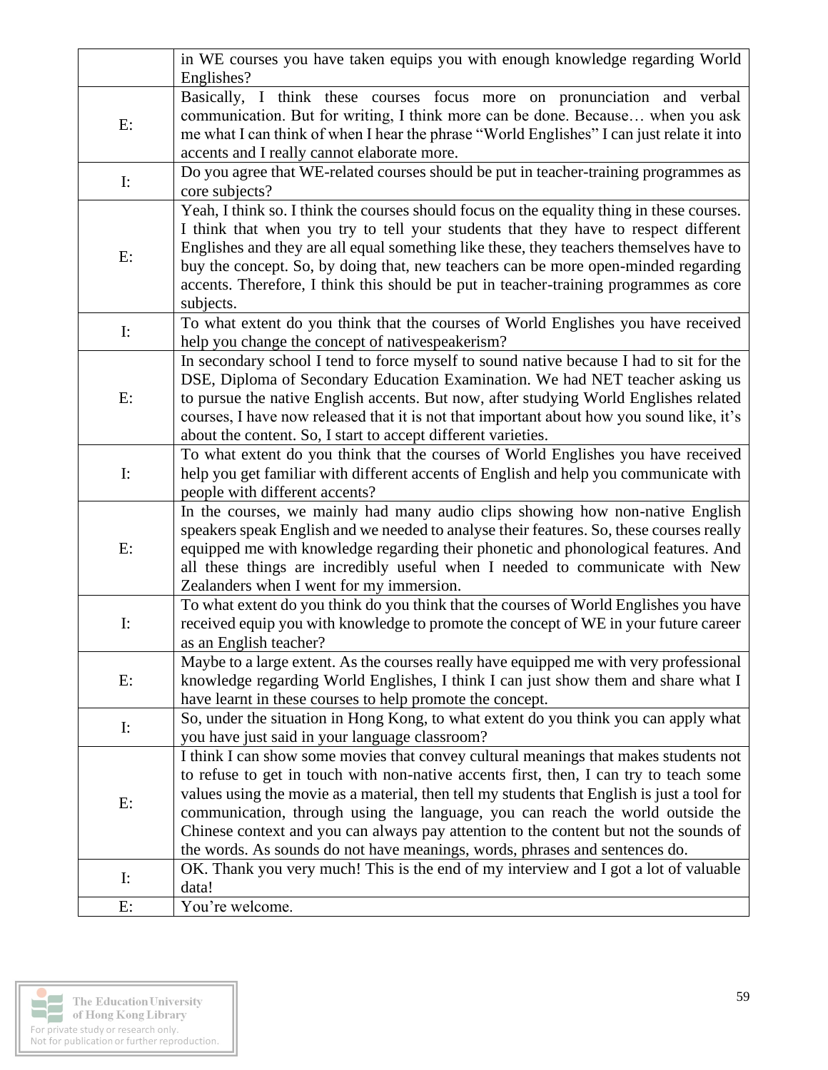| | |
|---|---|
| | in WE courses you have taken equips you with enough knowledge regarding World Englishes? |
| E: | Basically, I think these courses focus more on pronunciation and verbal communication. But for writing, I think more can be done. Because… when you ask me what I can think of when I hear the phrase "World Englishes" I can just relate it into accents and I really cannot elaborate more. |
| I: | Do you agree that WE-related courses should be put in teacher-training programmes as core subjects? |
| E: | Yeah, I think so. I think the courses should focus on the equality thing in these courses. I think that when you try to tell your students that they have to respect different Englishes and they are all equal something like these, they teachers themselves have to buy the concept. So, by doing that, new teachers can be more open-minded regarding accents. Therefore, I think this should be put in teacher-training programmes as core subjects. |
| I: | To what extent do you think that the courses of World Englishes you have received help you change the concept of nativespeakerism? |
| E: | In secondary school I tend to force myself to sound native because I had to sit for the DSE, Diploma of Secondary Education Examination. We had NET teacher asking us to pursue the native English accents. But now, after studying World Englishes related courses, I have now released that it is not that important about how you sound like, it's about the content. So, I start to accept different varieties. |
| I: | To what extent do you think that the courses of World Englishes you have received help you get familiar with different accents of English and help you communicate with people with different accents? |
| E: | In the courses, we mainly had many audio clips showing how non-native English speakers speak English and we needed to analyse their features. So, these courses really equipped me with knowledge regarding their phonetic and phonological features. And all these things are incredibly useful when I needed to communicate with New Zealanders when I went for my immersion. |
| I: | To what extent do you think do you think that the courses of World Englishes you have received equip you with knowledge to promote the concept of WE in your future career as an English teacher? |
| E: | Maybe to a large extent. As the courses really have equipped me with very professional knowledge regarding World Englishes, I think I can just show them and share what I have learnt in these courses to help promote the concept. |
| I: | So, under the situation in Hong Kong, to what extent do you think you can apply what you have just said in your language classroom? |
| E: | I think I can show some movies that convey cultural meanings that makes students not to refuse to get in touch with non-native accents first, then, I can try to teach some values using the movie as a material, then tell my students that English is just a tool for communication, through using the language, you can reach the world outside the Chinese context and you can always pay attention to the content but not the sounds of the words. As sounds do not have meanings, words, phrases and sentences do. |
| I: | OK. Thank you very much! This is the end of my interview and I got a lot of valuable data! |
| E: | You're welcome. |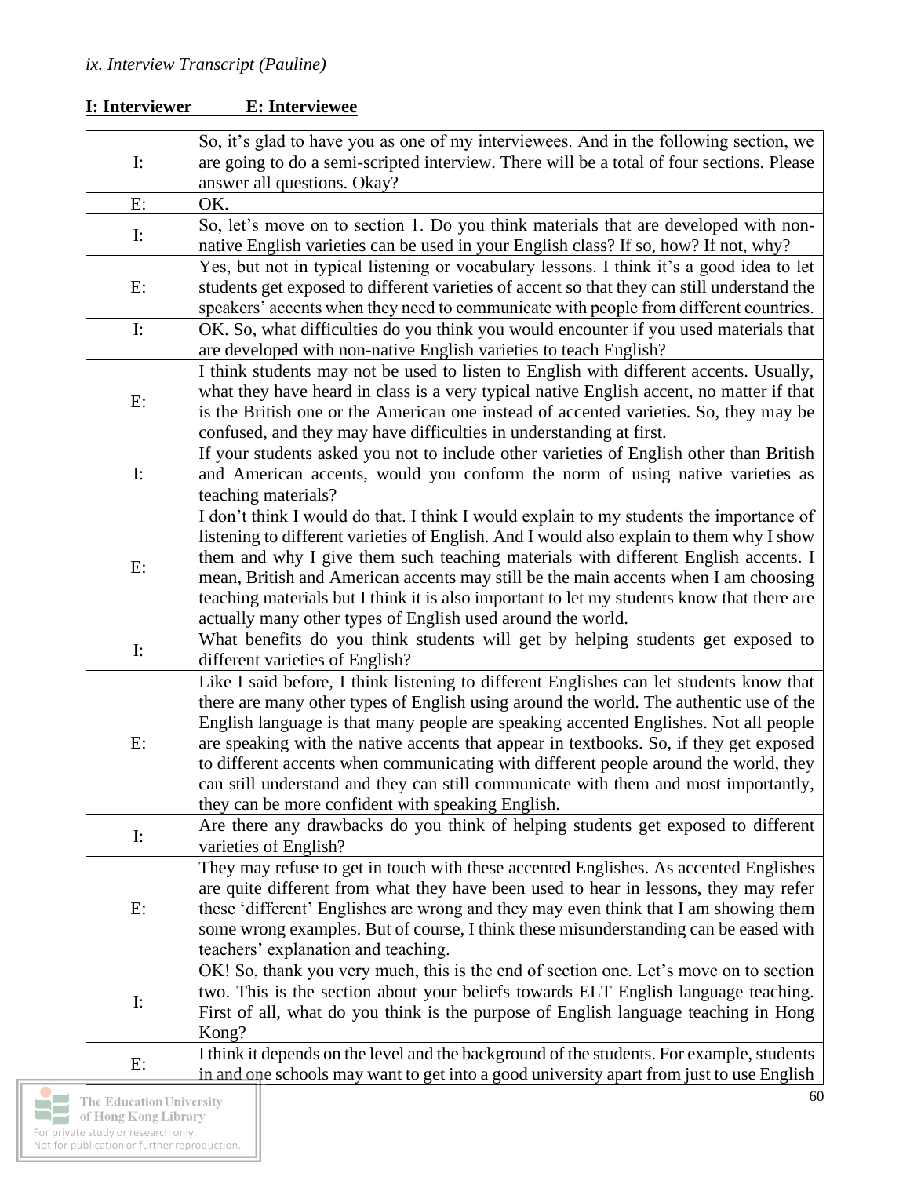*ix. Interview Transcript (Pauline)*

**I: Interviewer    E: Interviewee**

| | |
|---|---|
| I: | So, it's glad to have you as one of my interviewees. And in the following section, we are going to do a semi-scripted interview. There will be a total of four sections. Please answer all questions. Okay? |
| E: | OK. |
| I: | So, let's move on to section 1. Do you think materials that are developed with non-native English varieties can be used in your English class? If so, how? If not, why? |
| E: | Yes, but not in typical listening or vocabulary lessons. I think it's a good idea to let students get exposed to different varieties of accent so that they can still understand the speakers' accents when they need to communicate with people from different countries. |
| I: | OK. So, what difficulties do you think you would encounter if you used materials that are developed with non-native English varieties to teach English? |
| E: | I think students may not be used to listen to English with different accents. Usually, what they have heard in class is a very typical native English accent, no matter if that is the British one or the American one instead of accented varieties. So, they may be confused, and they may have difficulties in understanding at first. |
| I: | If your students asked you not to include other varieties of English other than British and American accents, would you conform the norm of using native varieties as teaching materials? |
| E: | I don't think I would do that. I think I would explain to my students the importance of listening to different varieties of English. And I would also explain to them why I show them and why I give them such teaching materials with different English accents. I mean, British and American accents may still be the main accents when I am choosing teaching materials but I think it is also important to let my students know that there are actually many other types of English used around the world. |
| I: | What benefits do you think students will get by helping students get exposed to different varieties of English? |
| E: | Like I said before, I think listening to different Englishes can let students know that there are many other types of English using around the world. The authentic use of the English language is that many people are speaking accented Englishes. Not all people are speaking with the native accents that appear in textbooks. So, if they get exposed to different accents when communicating with different people around the world, they can still understand and they can still communicate with them and most importantly, they can be more confident with speaking English. |
| I: | Are there any drawbacks do you think of helping students get exposed to different varieties of English? |
| E: | They may refuse to get in touch with these accented Englishes. As accented Englishes are quite different from what they have been used to hear in lessons, they may refer these 'different' Englishes are wrong and they may even think that I am showing them some wrong examples. But of course, I think these misunderstanding can be eased with teachers' explanation and teaching. |
| I: | OK! So, thank you very much, this is the end of section one. Let's move on to section two. This is the section about your beliefs towards ELT English language teaching. First of all, what do you think is the purpose of English language teaching in Hong Kong? |
| E: | I think it depends on the level and the background of the students. For example, students in and one schools may want to get into a good university apart from just to use English |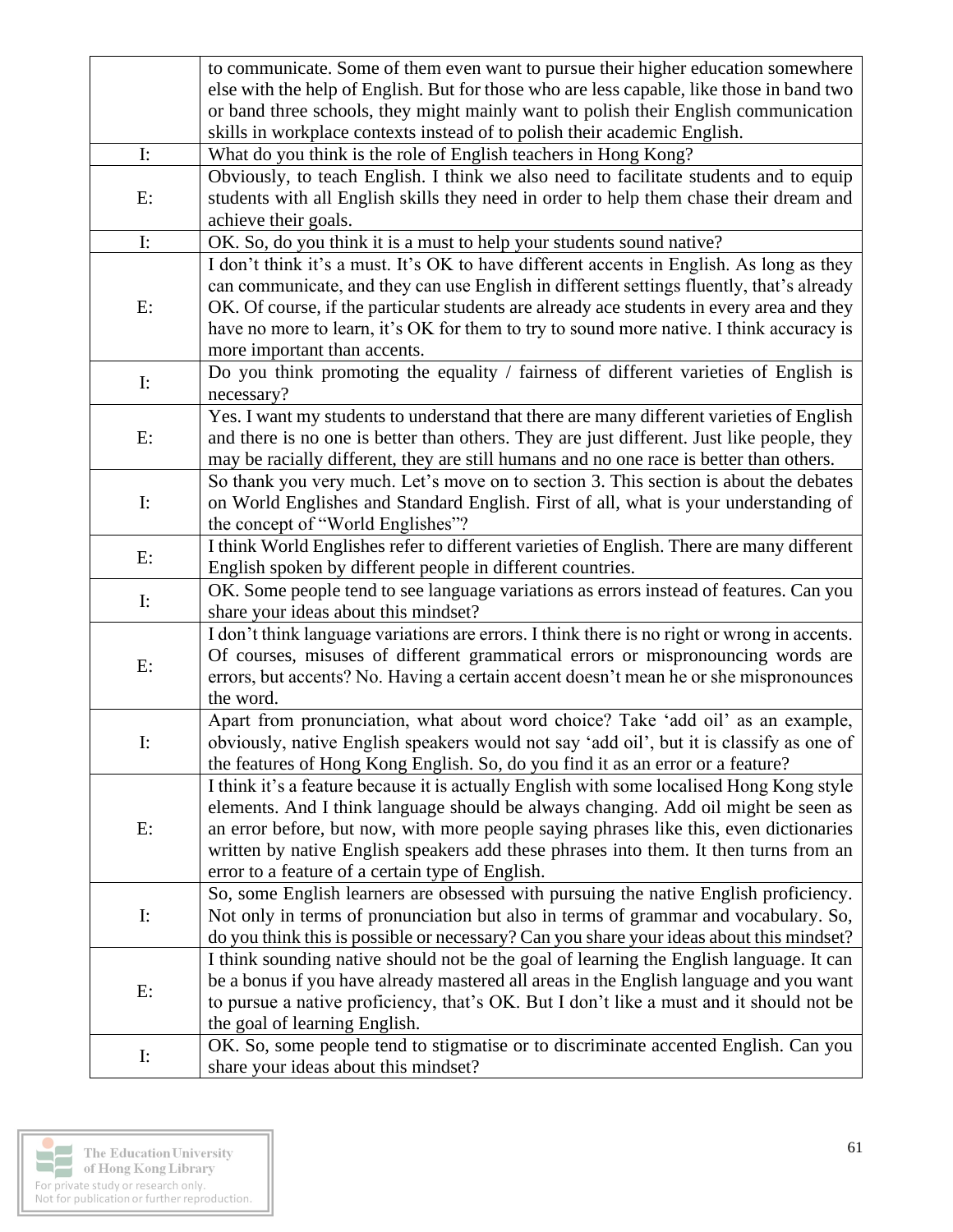| | |
|---|---|
| | to communicate. Some of them even want to pursue their higher education somewhere else with the help of English. But for those who are less capable, like those in band two or band three schools, they might mainly want to polish their English communication skills in workplace contexts instead of to polish their academic English. |
| I: | What do you think is the role of English teachers in Hong Kong? |
| E: | Obviously, to teach English. I think we also need to facilitate students and to equip students with all English skills they need in order to help them chase their dream and achieve their goals. |
| I: | OK. So, do you think it is a must to help your students sound native? |
| E: | I don't think it's a must. It's OK to have different accents in English. As long as they can communicate, and they can use English in different settings fluently, that's already OK. Of course, if the particular students are already ace students in every area and they have no more to learn, it's OK for them to try to sound more native. I think accuracy is more important than accents. |
| I: | Do you think promoting the equality / fairness of different varieties of English is necessary? |
| E: | Yes. I want my students to understand that there are many different varieties of English and there is no one is better than others. They are just different. Just like people, they may be racially different, they are still humans and no one race is better than others. |
| I: | So thank you very much. Let's move on to section 3. This section is about the debates on World Englishes and Standard English. First of all, what is your understanding of the concept of "World Englishes"? |
| E: | I think World Englishes refer to different varieties of English. There are many different English spoken by different people in different countries. |
| I: | OK. Some people tend to see language variations as errors instead of features. Can you share your ideas about this mindset? |
| E: | I don't think language variations are errors. I think there is no right or wrong in accents. Of courses, misuses of different grammatical errors or mispronouncing words are errors, but accents? No. Having a certain accent doesn't mean he or she mispronounces the word. |
| I: | Apart from pronunciation, what about word choice? Take 'add oil' as an example, obviously, native English speakers would not say 'add oil', but it is classify as one of the features of Hong Kong English. So, do you find it as an error or a feature? |
| E: | I think it's a feature because it is actually English with some localised Hong Kong style elements. And I think language should be always changing. Add oil might be seen as an error before, but now, with more people saying phrases like this, even dictionaries written by native English speakers add these phrases into them. It then turns from an error to a feature of a certain type of English. |
| I: | So, some English learners are obsessed with pursuing the native English proficiency. Not only in terms of pronunciation but also in terms of grammar and vocabulary. So, do you think this is possible or necessary? Can you share your ideas about this mindset? |
| E: | I think sounding native should not be the goal of learning the English language. It can be a bonus if you have already mastered all areas in the English language and you want to pursue a native proficiency, that's OK. But I don't like a must and it should not be the goal of learning English. |
| I: | OK. So, some people tend to stigmatise or to discriminate accented English. Can you share your ideas about this mindset? |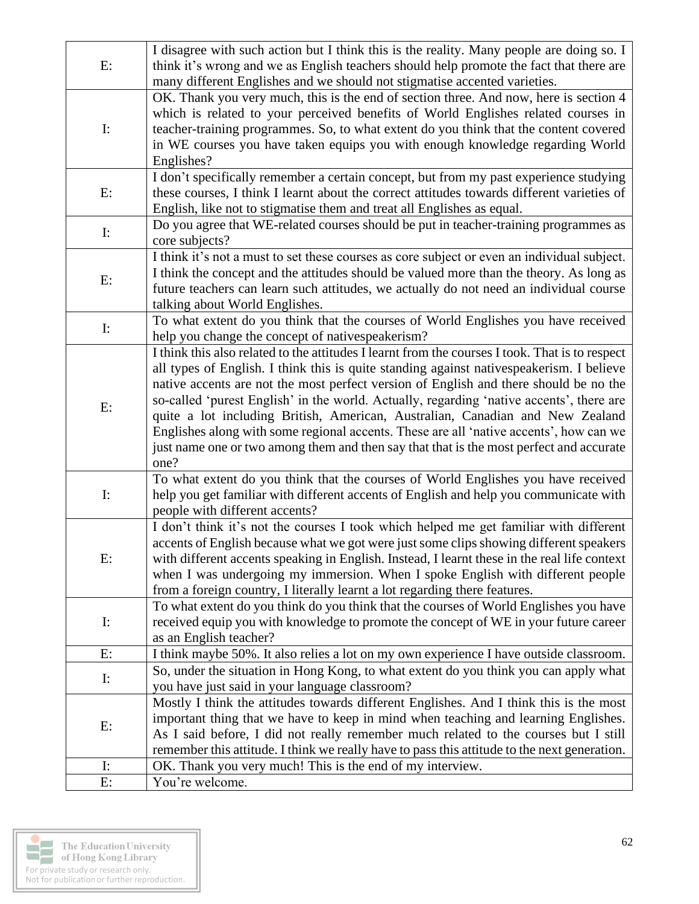| | |
|---|---|
| E: | I disagree with such action but I think this is the reality. Many people are doing so. I think it's wrong and we as English teachers should help promote the fact that there are many different Englishes and we should not stigmatise accented varieties. |
| I: | OK. Thank you very much, this is the end of section three. And now, here is section 4 which is related to your perceived benefits of World Englishes related courses in teacher-training programmes. So, to what extent do you think that the content covered in WE courses you have taken equips you with enough knowledge regarding World Englishes? |
| E: | I don't specifically remember a certain concept, but from my past experience studying these courses, I think I learnt about the correct attitudes towards different varieties of English, like not to stigmatise them and treat all Englishes as equal. |
| I: | Do you agree that WE-related courses should be put in teacher-training programmes as core subjects? |
| E: | I think it's not a must to set these courses as core subject or even an individual subject. I think the concept and the attitudes should be valued more than the theory. As long as future teachers can learn such attitudes, we actually do not need an individual course talking about World Englishes. |
| I: | To what extent do you think that the courses of World Englishes you have received help you change the concept of nativespeakerism? |
| E: | I think this also related to the attitudes I learnt from the courses I took. That is to respect all types of English. I think this is quite standing against nativespeakerism. I believe native accents are not the most perfect version of English and there should be no the so-called 'purest English' in the world. Actually, regarding 'native accents', there are quite a lot including British, American, Australian, Canadian and New Zealand Englishes along with some regional accents. These are all 'native accents', how can we just name one or two among them and then say that that is the most perfect and accurate one? |
| I: | To what extent do you think that the courses of World Englishes you have received help you get familiar with different accents of English and help you communicate with people with different accents? |
| E: | I don't think it's not the courses I took which helped me get familiar with different accents of English because what we got were just some clips showing different speakers with different accents speaking in English. Instead, I learnt these in the real life context when I was undergoing my immersion. When I spoke English with different people from a foreign country, I literally learnt a lot regarding there features. |
| I: | To what extent do you think do you think that the courses of World Englishes you have received equip you with knowledge to promote the concept of WE in your future career as an English teacher? |
| E: | I think maybe 50%. It also relies a lot on my own experience I have outside classroom. |
| I: | So, under the situation in Hong Kong, to what extent do you think you can apply what you have just said in your language classroom? |
| E: | Mostly I think the attitudes towards different Englishes. And I think this is the most important thing that we have to keep in mind when teaching and learning Englishes. As I said before, I did not really remember much related to the courses but I still remember this attitude. I think we really have to pass this attitude to the next generation. |
| I: | OK. Thank you very much! This is the end of my interview. |
| E: | You're welcome. |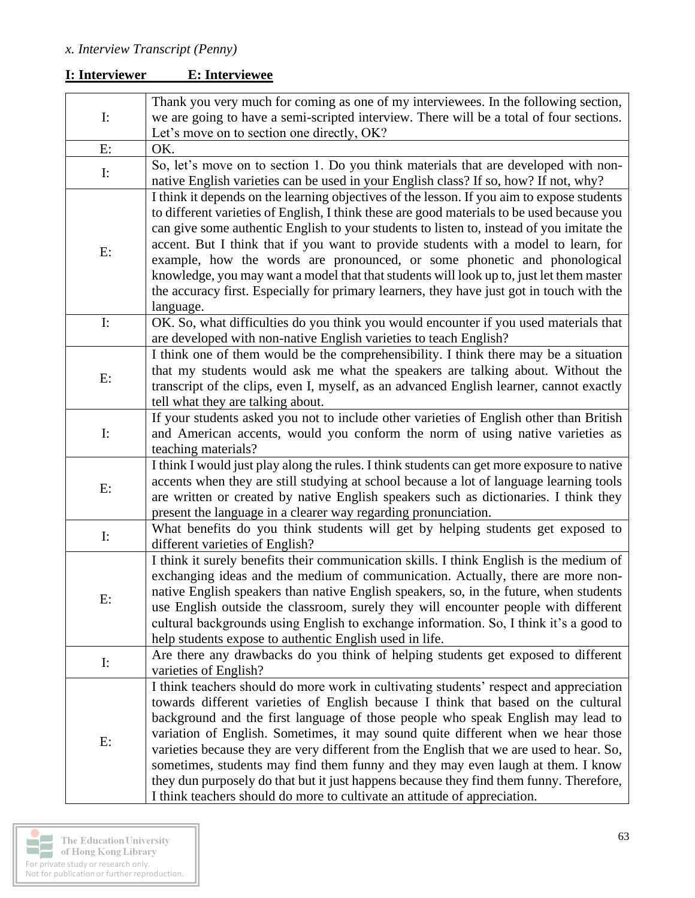*x. Interview Transcript (Penny)*

**I: Interviewer E: Interviewee**

| | |
|---|---|
| I: | Thank you very much for coming as one of my interviewees. In the following section, we are going to have a semi-scripted interview. There will be a total of four sections. Let's move on to section one directly, OK? |
| E: | OK. |
| I: | So, let's move on to section 1. Do you think materials that are developed with non-native English varieties can be used in your English class? If so, how? If not, why? |
| E: | I think it depends on the learning objectives of the lesson. If you aim to expose students to different varieties of English, I think these are good materials to be used because you can give some authentic English to your students to listen to, instead of you imitate the accent. But I think that if you want to provide students with a model to learn, for example, how the words are pronounced, or some phonetic and phonological knowledge, you may want a model that that students will look up to, just let them master the accuracy first. Especially for primary learners, they have just got in touch with the language. |
| I: | OK. So, what difficulties do you think you would encounter if you used materials that are developed with non-native English varieties to teach English? |
| E: | I think one of them would be the comprehensibility. I think there may be a situation that my students would ask me what the speakers are talking about. Without the transcript of the clips, even I, myself, as an advanced English learner, cannot exactly tell what they are talking about. |
| I: | If your students asked you not to include other varieties of English other than British and American accents, would you conform the norm of using native varieties as teaching materials? |
| E: | I think I would just play along the rules. I think students can get more exposure to native accents when they are still studying at school because a lot of language learning tools are written or created by native English speakers such as dictionaries. I think they present the language in a clearer way regarding pronunciation. |
| I: | What benefits do you think students will get by helping students get exposed to different varieties of English? |
| E: | I think it surely benefits their communication skills. I think English is the medium of exchanging ideas and the medium of communication. Actually, there are more non-native English speakers than native English speakers, so, in the future, when students use English outside the classroom, surely they will encounter people with different cultural backgrounds using English to exchange information. So, I think it's a good to help students expose to authentic English used in life. |
| I: | Are there any drawbacks do you think of helping students get exposed to different varieties of English? |
| E: | I think teachers should do more work in cultivating students' respect and appreciation towards different varieties of English because I think that based on the cultural background and the first language of those people who speak English may lead to variation of English. Sometimes, it may sound quite different when we hear those varieties because they are very different from the English that we are used to hear. So, sometimes, students may find them funny and they may even laugh at them. I know they dun purposely do that but it just happens because they find them funny. Therefore, I think teachers should do more to cultivate an attitude of appreciation. |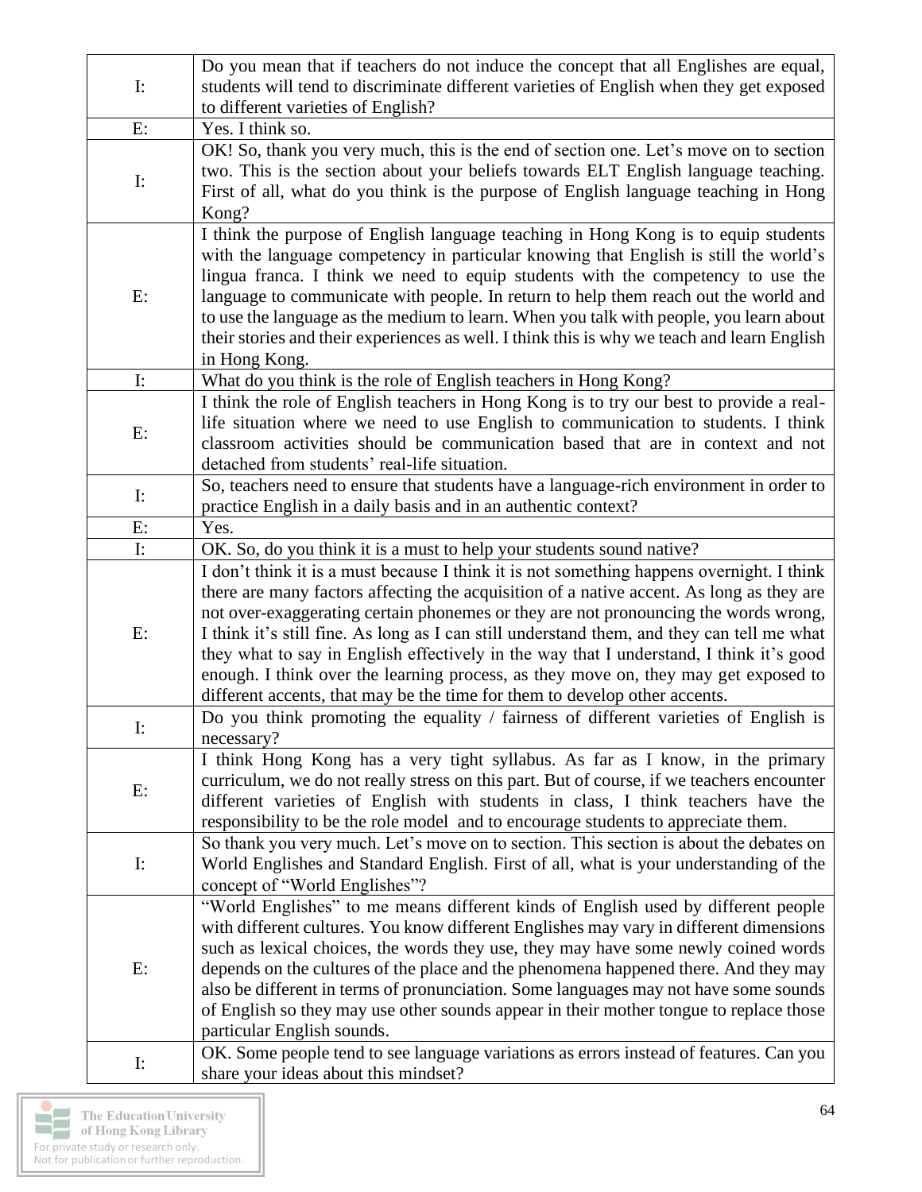| | |
|---|---|
| I: | Do you mean that if teachers do not induce the concept that all Englishes are equal, students will tend to discriminate different varieties of English when they get exposed to different varieties of English? |
| E: | Yes. I think so. |
| I: | OK! So, thank you very much, this is the end of section one. Let's move on to section two. This is the section about your beliefs towards ELT English language teaching. First of all, what do you think is the purpose of English language teaching in Hong Kong? |
| E: | I think the purpose of English language teaching in Hong Kong is to equip students with the language competency in particular knowing that English is still the world's lingua franca. I think we need to equip students with the competency to use the language to communicate with people. In return to help them reach out the world and to use the language as the medium to learn. When you talk with people, you learn about their stories and their experiences as well. I think this is why we teach and learn English in Hong Kong. |
| I: | What do you think is the role of English teachers in Hong Kong? |
| E: | I think the role of English teachers in Hong Kong is to try our best to provide a real-life situation where we need to use English to communication to students. I think classroom activities should be communication based that are in context and not detached from students' real-life situation. |
| I: | So, teachers need to ensure that students have a language-rich environment in order to practice English in a daily basis and in an authentic context? |
| E: | Yes. |
| I: | OK. So, do you think it is a must to help your students sound native? |
| E: | I don't think it is a must because I think it is not something happens overnight. I think there are many factors affecting the acquisition of a native accent. As long as they are not over-exaggerating certain phonemes or they are not pronouncing the words wrong, I think it's still fine. As long as I can still understand them, and they can tell me what they what to say in English effectively in the way that I understand, I think it's good enough. I think over the learning process, as they move on, they may get exposed to different accents, that may be the time for them to develop other accents. |
| I: | Do you think promoting the equality / fairness of different varieties of English is necessary? |
| E: | I think Hong Kong has a very tight syllabus. As far as I know, in the primary curriculum, we do not really stress on this part. But of course, if we teachers encounter different varieties of English with students in class, I think teachers have the responsibility to be the role model and to encourage students to appreciate them. |
| I: | So thank you very much. Let's move on to section. This section is about the debates on World Englishes and Standard English. First of all, what is your understanding of the concept of "World Englishes"? |
| E: | "World Englishes" to me means different kinds of English used by different people with different cultures. You know different Englishes may vary in different dimensions such as lexical choices, the words they use, they may have some newly coined words depends on the cultures of the place and the phenomena happened there. And they may also be different in terms of pronunciation. Some languages may not have some sounds of English so they may use other sounds appear in their mother tongue to replace those particular English sounds. |
| I: | OK. Some people tend to see language variations as errors instead of features. Can you share your ideas about this mindset? |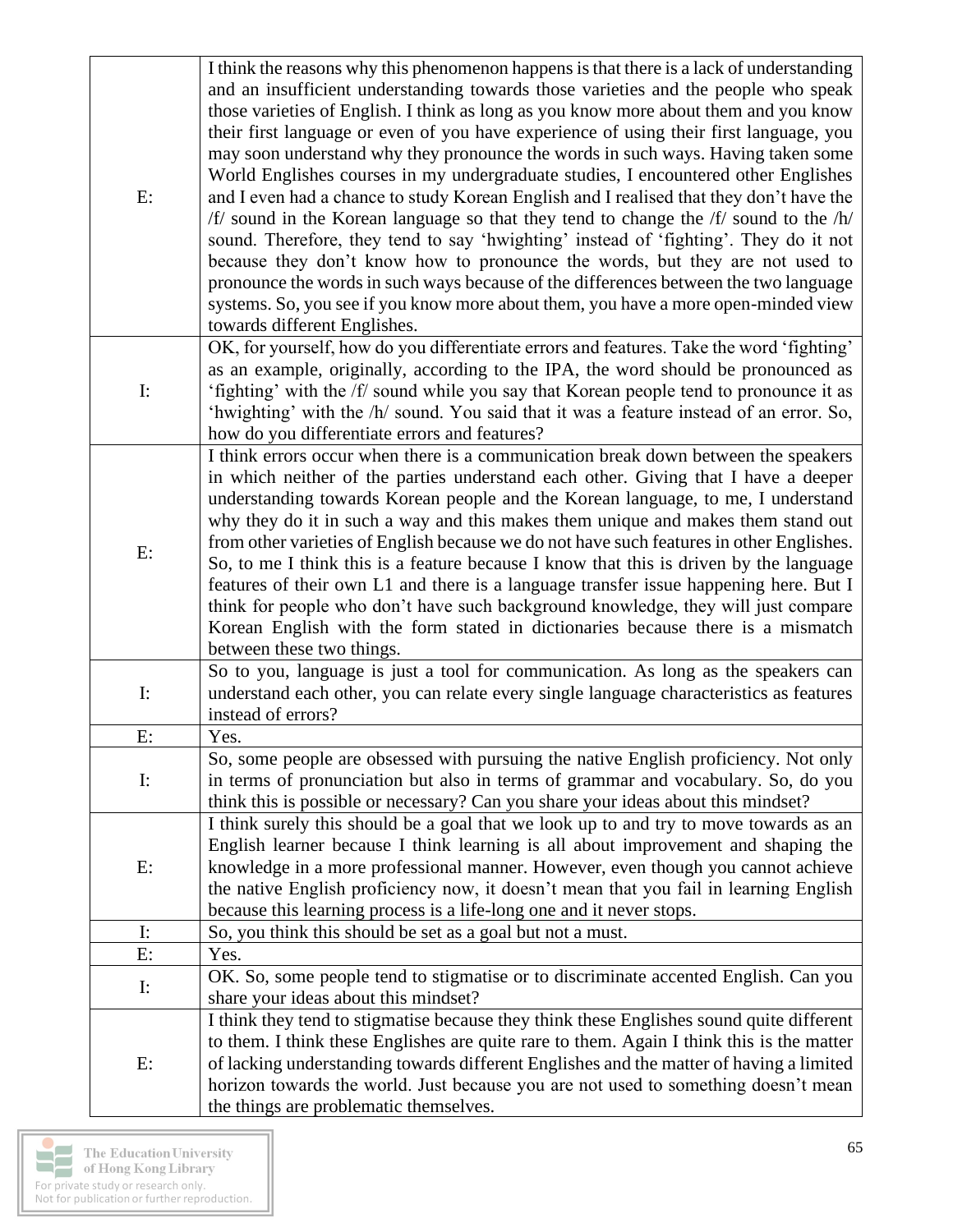| | |
|---|---|
| E: | I think the reasons why this phenomenon happens is that there is a lack of understanding and an insufficient understanding towards those varieties and the people who speak those varieties of English. I think as long as you know more about them and you know their first language or even of you have experience of using their first language, you may soon understand why they pronounce the words in such ways. Having taken some World Englishes courses in my undergraduate studies, I encountered other Englishes and I even had a chance to study Korean English and I realised that they don't have the /f/ sound in the Korean language so that they tend to change the /f/ sound to the /h/ sound. Therefore, they tend to say 'hwighting' instead of 'fighting'. They do it not because they don't know how to pronounce the words, but they are not used to pronounce the words in such ways because of the differences between the two language systems. So, you see if you know more about them, you have a more open-minded view towards different Englishes. |
| I: | OK, for yourself, how do you differentiate errors and features. Take the word 'fighting' as an example, originally, according to the IPA, the word should be pronounced as 'fighting' with the /f/ sound while you say that Korean people tend to pronounce it as 'hwighting' with the /h/ sound. You said that it was a feature instead of an error. So, how do you differentiate errors and features? |
| E: | I think errors occur when there is a communication break down between the speakers in which neither of the parties understand each other. Giving that I have a deeper understanding towards Korean people and the Korean language, to me, I understand why they do it in such a way and this makes them unique and makes them stand out from other varieties of English because we do not have such features in other Englishes. So, to me I think this is a feature because I know that this is driven by the language features of their own L1 and there is a language transfer issue happening here. But I think for people who don't have such background knowledge, they will just compare Korean English with the form stated in dictionaries because there is a mismatch between these two things. |
| I: | So to you, language is just a tool for communication. As long as the speakers can understand each other, you can relate every single language characteristics as features instead of errors? |
| E: | Yes. |
| I: | So, some people are obsessed with pursuing the native English proficiency. Not only in terms of pronunciation but also in terms of grammar and vocabulary. So, do you think this is possible or necessary? Can you share your ideas about this mindset? |
| E: | I think surely this should be a goal that we look up to and try to move towards as an English learner because I think learning is all about improvement and shaping the knowledge in a more professional manner. However, even though you cannot achieve the native English proficiency now, it doesn't mean that you fail in learning English because this learning process is a life-long one and it never stops. |
| I: | So, you think this should be set as a goal but not a must. |
| E: | Yes. |
| I: | OK. So, some people tend to stigmatise or to discriminate accented English. Can you share your ideas about this mindset? |
| E: | I think they tend to stigmatise because they think these Englishes sound quite different to them. I think these Englishes are quite rare to them. Again I think this is the matter of lacking understanding towards different Englishes and the matter of having a limited horizon towards the world. Just because you are not used to something doesn't mean the things are problematic themselves. |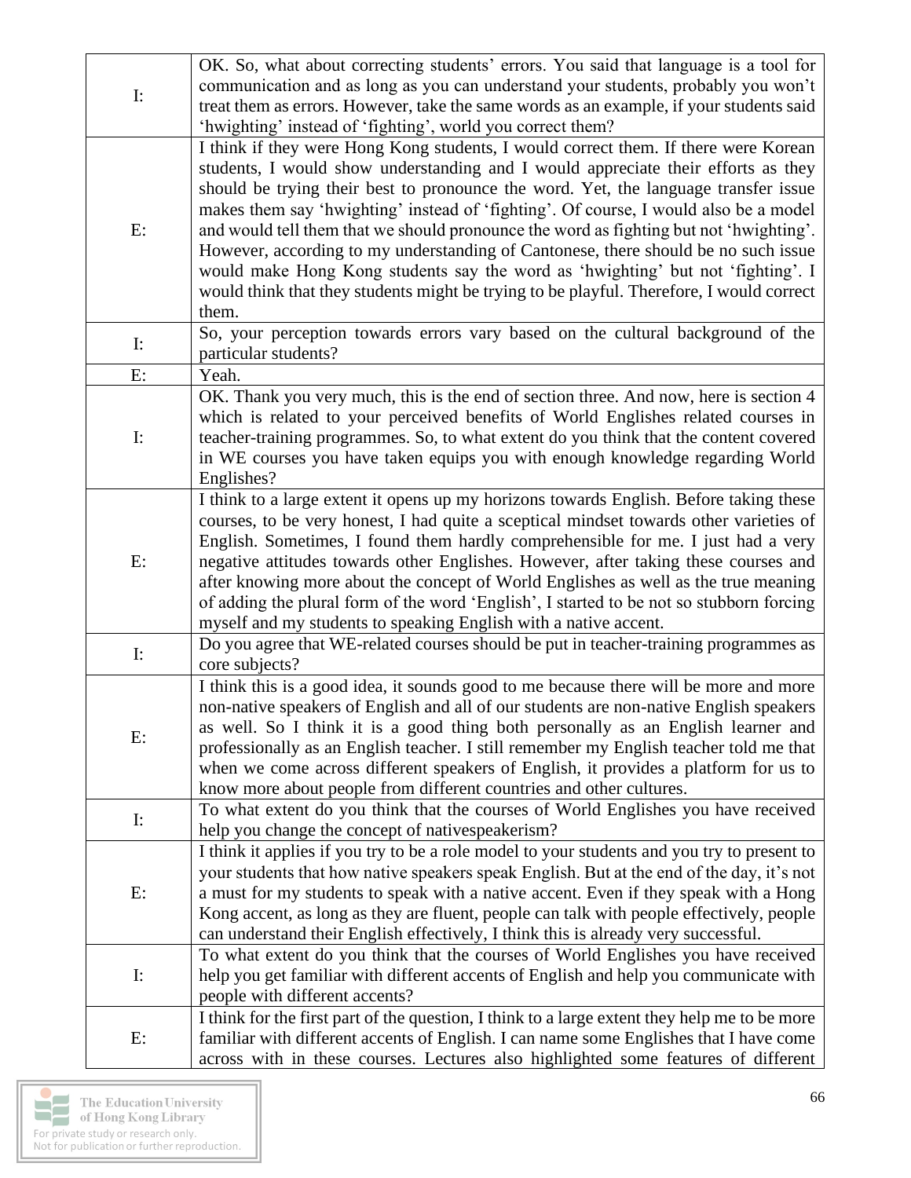| | |
|---|---|
| I: | OK. So, what about correcting students' errors. You said that language is a tool for communication and as long as you can understand your students, probably you won't treat them as errors. However, take the same words as an example, if your students said 'hwighting' instead of 'fighting', world you correct them? |
| E: | I think if they were Hong Kong students, I would correct them. If there were Korean students, I would show understanding and I would appreciate their efforts as they should be trying their best to pronounce the word. Yet, the language transfer issue makes them say 'hwighting' instead of 'fighting'. Of course, I would also be a model and would tell them that we should pronounce the word as fighting but not 'hwighting'. However, according to my understanding of Cantonese, there should be no such issue would make Hong Kong students say the word as 'hwighting' but not 'fighting'. I would think that they students might be trying to be playful. Therefore, I would correct them. |
| I: | So, your perception towards errors vary based on the cultural background of the particular students? |
| E: | Yeah. |
| I: | OK. Thank you very much, this is the end of section three. And now, here is section 4 which is related to your perceived benefits of World Englishes related courses in teacher-training programmes. So, to what extent do you think that the content covered in WE courses you have taken equips you with enough knowledge regarding World Englishes? |
| E: | I think to a large extent it opens up my horizons towards English. Before taking these courses, to be very honest, I had quite a sceptical mindset towards other varieties of English. Sometimes, I found them hardly comprehensible for me. I just had a very negative attitudes towards other Englishes. However, after taking these courses and after knowing more about the concept of World Englishes as well as the true meaning of adding the plural form of the word 'English', I started to be not so stubborn forcing myself and my students to speaking English with a native accent. |
| I: | Do you agree that WE-related courses should be put in teacher-training programmes as core subjects? |
| E: | I think this is a good idea, it sounds good to me because there will be more and more non-native speakers of English and all of our students are non-native English speakers as well. So I think it is a good thing both personally as an English learner and professionally as an English teacher. I still remember my English teacher told me that when we come across different speakers of English, it provides a platform for us to know more about people from different countries and other cultures. |
| I: | To what extent do you think that the courses of World Englishes you have received help you change the concept of nativespeakerism? |
| E: | I think it applies if you try to be a role model to your students and you try to present to your students that how native speakers speak English. But at the end of the day, it's not a must for my students to speak with a native accent. Even if they speak with a Hong Kong accent, as long as they are fluent, people can talk with people effectively, people can understand their English effectively, I think this is already very successful. |
| I: | To what extent do you think that the courses of World Englishes you have received help you get familiar with different accents of English and help you communicate with people with different accents? |
| E: | I think for the first part of the question, I think to a large extent they help me to be more familiar with different accents of English. I can name some Englishes that I have come across with in these courses. Lectures also highlighted some features of different |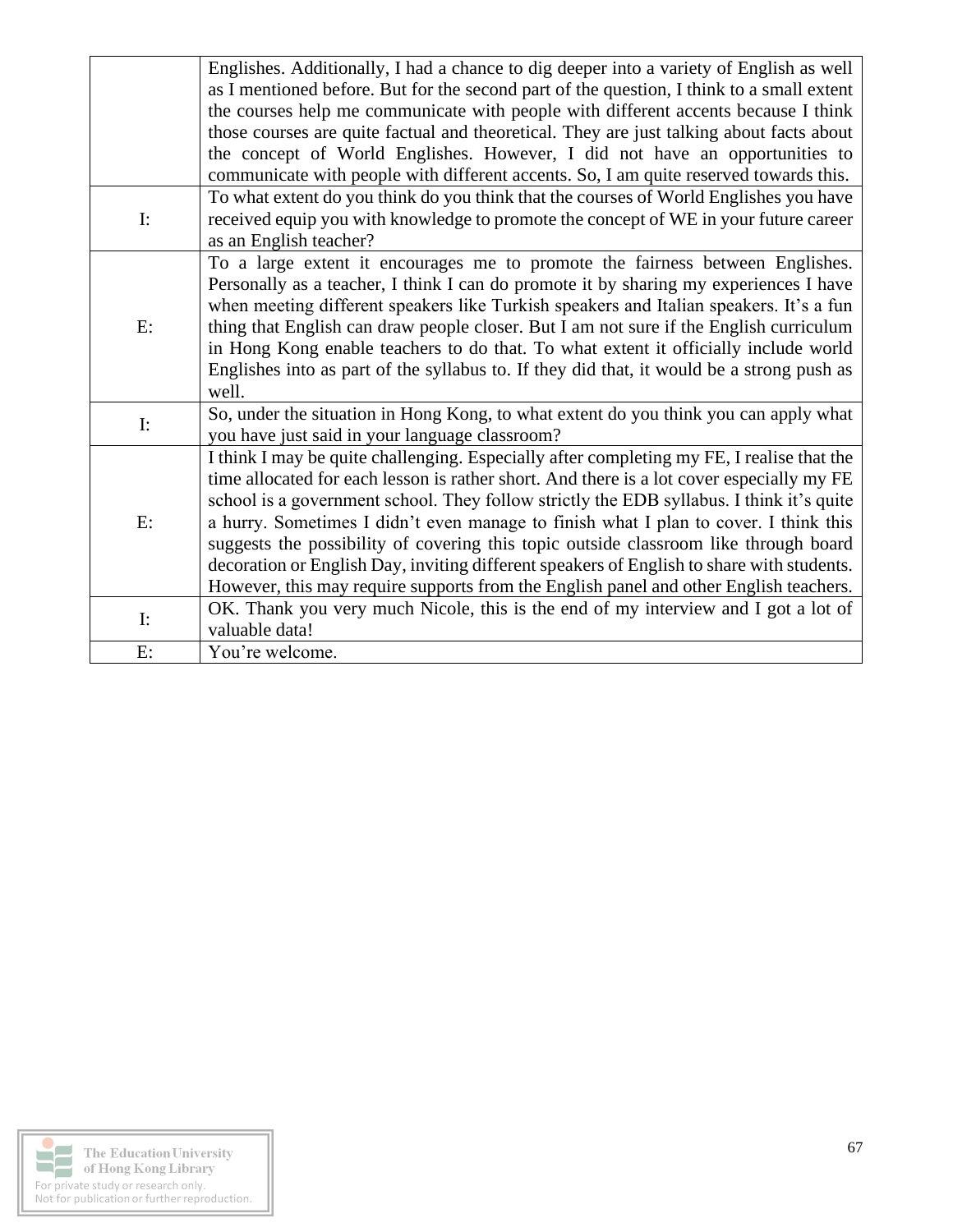| | |
|---|---|
| | Englishes. Additionally, I had a chance to dig deeper into a variety of English as well as I mentioned before. But for the second part of the question, I think to a small extent the courses help me communicate with people with different accents because I think those courses are quite factual and theoretical. They are just talking about facts about the concept of World Englishes. However, I did not have an opportunities to communicate with people with different accents. So, I am quite reserved towards this. |
| I: | To what extent do you think do you think that the courses of World Englishes you have received equip you with knowledge to promote the concept of WE in your future career as an English teacher? |
| E: | To a large extent it encourages me to promote the fairness between Englishes. Personally as a teacher, I think I can do promote it by sharing my experiences I have when meeting different speakers like Turkish speakers and Italian speakers. It's a fun thing that English can draw people closer. But I am not sure if the English curriculum in Hong Kong enable teachers to do that. To what extent it officially include world Englishes into as part of the syllabus to. If they did that, it would be a strong push as well. |
| I: | So, under the situation in Hong Kong, to what extent do you think you can apply what you have just said in your language classroom? |
| E: | I think I may be quite challenging. Especially after completing my FE, I realise that the time allocated for each lesson is rather short. And there is a lot cover especially my FE school is a government school. They follow strictly the EDB syllabus. I think it's quite a hurry. Sometimes I didn't even manage to finish what I plan to cover. I think this suggests the possibility of covering this topic outside classroom like through board decoration or English Day, inviting different speakers of English to share with students. However, this may require supports from the English panel and other English teachers. |
| I: | OK. Thank you very much Nicole, this is the end of my interview and I got a lot of valuable data! |
| E: | You're welcome. |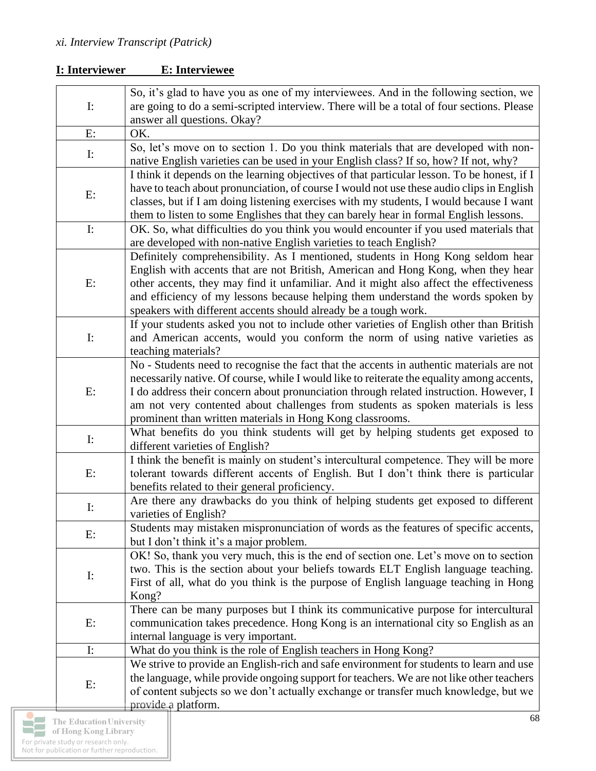*xi. Interview Transcript (Patrick)*

**<u>I: Interviewer E: Interviewee</u>**

| | |
|---|---|
| I: | So, it's glad to have you as one of my interviewees. And in the following section, we are going to do a semi-scripted interview. There will be a total of four sections. Please answer all questions. Okay? |
| E: | OK. |
| I: | So, let's move on to section 1. Do you think materials that are developed with non-native English varieties can be used in your English class? If so, how? If not, why? |
| E: | I think it depends on the learning objectives of that particular lesson. To be honest, if I have to teach about pronunciation, of course I would not use these audio clips in English classes, but if I am doing listening exercises with my students, I would because I want them to listen to some Englishes that they can barely hear in formal English lessons. |
| I: | OK. So, what difficulties do you think you would encounter if you used materials that are developed with non-native English varieties to teach English? |
| E: | Definitely comprehensibility. As I mentioned, students in Hong Kong seldom hear English with accents that are not British, American and Hong Kong, when they hear other accents, they may find it unfamiliar. And it might also affect the effectiveness and efficiency of my lessons because helping them understand the words spoken by speakers with different accents should already be a tough work. |
| I: | If your students asked you not to include other varieties of English other than British and American accents, would you conform the norm of using native varieties as teaching materials? |
| E: | No - Students need to recognise the fact that the accents in authentic materials are not necessarily native. Of course, while I would like to reiterate the equality among accents, I do address their concern about pronunciation through related instruction. However, I am not very contented about challenges from students as spoken materials is less prominent than written materials in Hong Kong classrooms. |
| I: | What benefits do you think students will get by helping students get exposed to different varieties of English? |
| E: | I think the benefit is mainly on student's intercultural competence. They will be more tolerant towards different accents of English. But I don't think there is particular benefits related to their general proficiency. |
| I: | Are there any drawbacks do you think of helping students get exposed to different varieties of English? |
| E: | Students may mistaken mispronunciation of words as the features of specific accents, but I don't think it's a major problem. |
| I: | OK! So, thank you very much, this is the end of section one. Let's move on to section two. This is the section about your beliefs towards ELT English language teaching. First of all, what do you think is the purpose of English language teaching in Hong Kong? |
| E: | There can be many purposes but I think its communicative purpose for intercultural communication takes precedence. Hong Kong is an international city so English as an internal language is very important. |
| I: | What do you think is the role of English teachers in Hong Kong? |
| E: | We strive to provide an English-rich and safe environment for students to learn and use the language, while provide ongoing support for teachers. We are not like other teachers of content subjects so we don't actually exchange or transfer much knowledge, but we provide a platform. |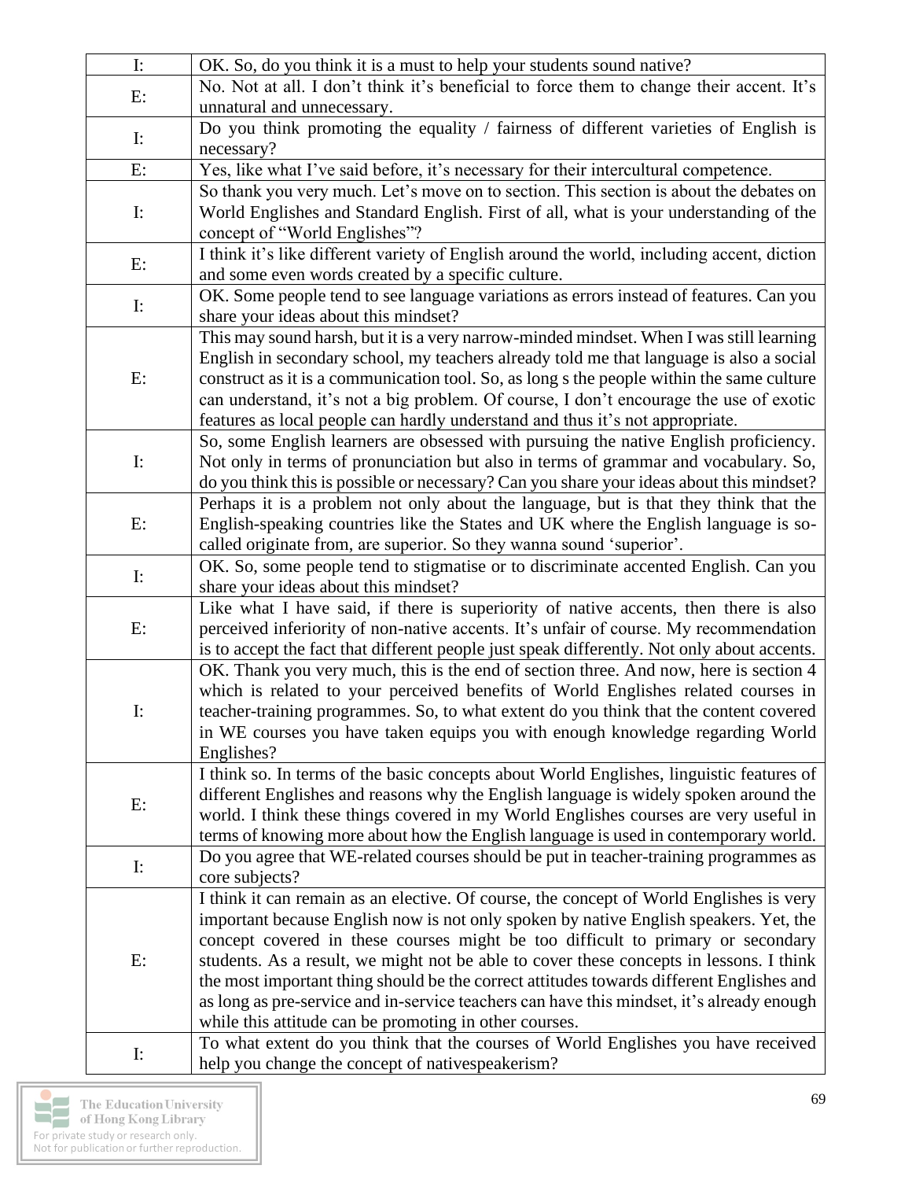| I: | OK. So, do you think it is a must to help your students sound native? |
|---|---|
| E: | No. Not at all. I don't think it's beneficial to force them to change their accent. It's unnatural and unnecessary. |
| I: | Do you think promoting the equality / fairness of different varieties of English is necessary? |
| E: | Yes, like what I've said before, it's necessary for their intercultural competence. |
| I: | So thank you very much. Let's move on to section. This section is about the debates on World Englishes and Standard English. First of all, what is your understanding of the concept of "World Englishes"? |
| E: | I think it's like different variety of English around the world, including accent, diction and some even words created by a specific culture. |
| I: | OK. Some people tend to see language variations as errors instead of features. Can you share your ideas about this mindset? |
| E: | This may sound harsh, but it is a very narrow-minded mindset. When I was still learning English in secondary school, my teachers already told me that language is also a social construct as it is a communication tool. So, as long s the people within the same culture can understand, it's not a big problem. Of course, I don't encourage the use of exotic features as local people can hardly understand and thus it's not appropriate. |
| I: | So, some English learners are obsessed with pursuing the native English proficiency. Not only in terms of pronunciation but also in terms of grammar and vocabulary. So, do you think this is possible or necessary? Can you share your ideas about this mindset? |
| E: | Perhaps it is a problem not only about the language, but is that they think that the English-speaking countries like the States and UK where the English language is so-called originate from, are superior. So they wanna sound 'superior'. |
| I: | OK. So, some people tend to stigmatise or to discriminate accented English. Can you share your ideas about this mindset? |
| E: | Like what I have said, if there is superiority of native accents, then there is also perceived inferiority of non-native accents. It's unfair of course. My recommendation is to accept the fact that different people just speak differently. Not only about accents. |
| I: | OK. Thank you very much, this is the end of section three. And now, here is section 4 which is related to your perceived benefits of World Englishes related courses in teacher-training programmes. So, to what extent do you think that the content covered in WE courses you have taken equips you with enough knowledge regarding World Englishes? |
| E: | I think so. In terms of the basic concepts about World Englishes, linguistic features of different Englishes and reasons why the English language is widely spoken around the world. I think these things covered in my World Englishes courses are very useful in terms of knowing more about how the English language is used in contemporary world. |
| I: | Do you agree that WE-related courses should be put in teacher-training programmes as core subjects? |
| E: | I think it can remain as an elective. Of course, the concept of World Englishes is very important because English now is not only spoken by native English speakers. Yet, the concept covered in these courses might be too difficult to primary or secondary students. As a result, we might not be able to cover these concepts in lessons. I think the most important thing should be the correct attitudes towards different Englishes and as long as pre-service and in-service teachers can have this mindset, it's already enough while this attitude can be promoting in other courses. |
| I: | To what extent do you think that the courses of World Englishes you have received help you change the concept of nativespeakerism? |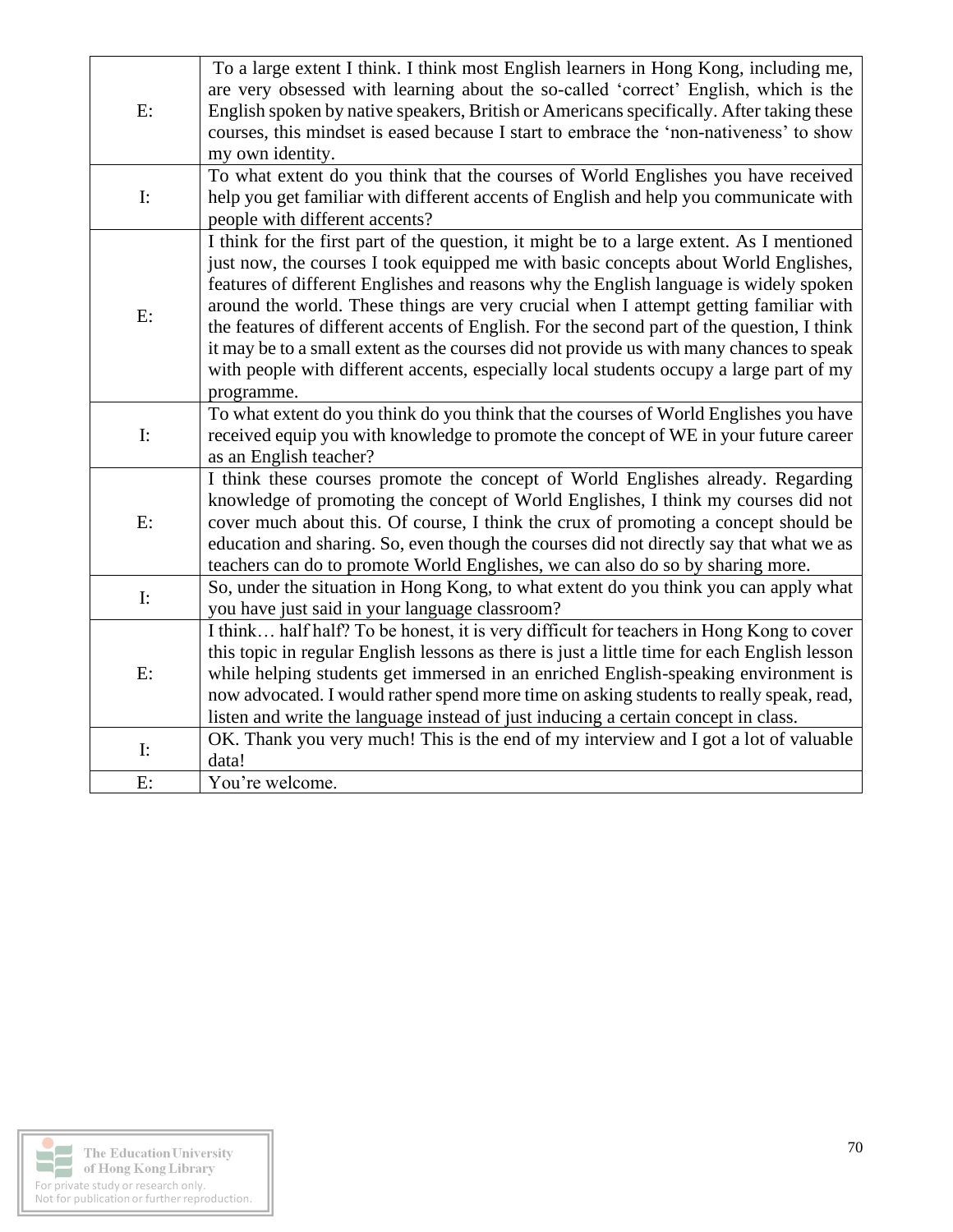| | |
|---|---|
| E: | To a large extent I think. I think most English learners in Hong Kong, including me, are very obsessed with learning about the so-called 'correct' English, which is the English spoken by native speakers, British or Americans specifically. After taking these courses, this mindset is eased because I start to embrace the 'non-nativeness' to show my own identity. |
| I: | To what extent do you think that the courses of World Englishes you have received help you get familiar with different accents of English and help you communicate with people with different accents? |
| E: | I think for the first part of the question, it might be to a large extent. As I mentioned just now, the courses I took equipped me with basic concepts about World Englishes, features of different Englishes and reasons why the English language is widely spoken around the world. These things are very crucial when I attempt getting familiar with the features of different accents of English. For the second part of the question, I think it may be to a small extent as the courses did not provide us with many chances to speak with people with different accents, especially local students occupy a large part of my programme. |
| I: | To what extent do you think do you think that the courses of World Englishes you have received equip you with knowledge to promote the concept of WE in your future career as an English teacher? |
| E: | I think these courses promote the concept of World Englishes already. Regarding knowledge of promoting the concept of World Englishes, I think my courses did not cover much about this. Of course, I think the crux of promoting a concept should be education and sharing. So, even though the courses did not directly say that what we as teachers can do to promote World Englishes, we can also do so by sharing more. |
| I: | So, under the situation in Hong Kong, to what extent do you think you can apply what you have just said in your language classroom? |
| E: | I think… half half? To be honest, it is very difficult for teachers in Hong Kong to cover this topic in regular English lessons as there is just a little time for each English lesson while helping students get immersed in an enriched English-speaking environment is now advocated. I would rather spend more time on asking students to really speak, read, listen and write the language instead of just inducing a certain concept in class. |
| I: | OK. Thank you very much! This is the end of my interview and I got a lot of valuable data! |
| E: | You're welcome. |